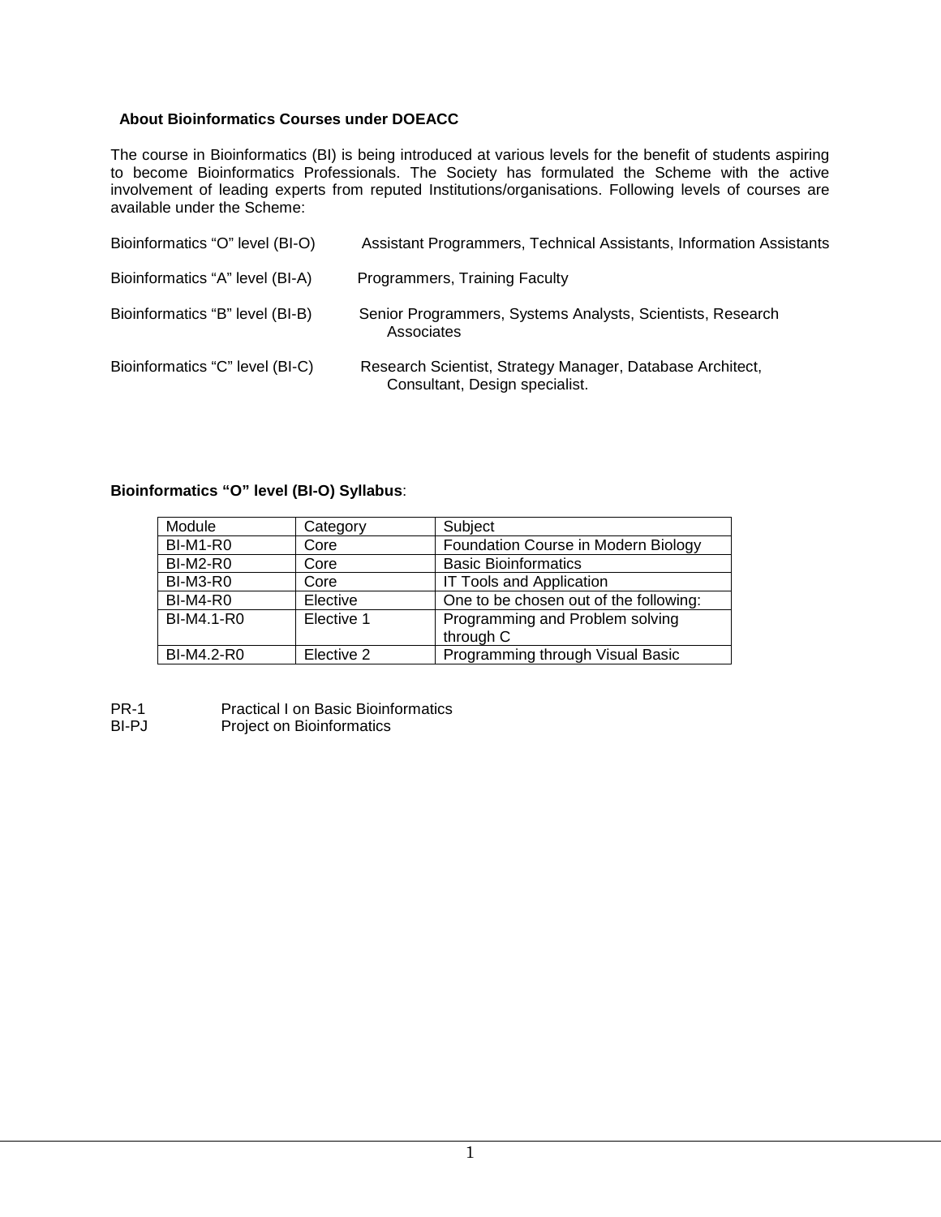## About Bioinformatics Courses under DOEACC

The course in Bioinformatics (BI) is being introduced at various levels for the benefit of students aspiring to become Bioinformatics Professionals. The Society has formulated the Scheme with the active involvement of leading experts from reputed Institutions/organisations. Following levels of courses are available under the Scheme:

| | |
|---|---|
| Bioinformatics "O" level (BI-O) | Assistant Programmers, Technical Assistants, Information Assistants |
| Bioinformatics "A" level (BI-A) | Programmers, Training Faculty |
| Bioinformatics "B" level (BI-B) | Senior Programmers, Systems Analysts, Scientists, Research Associates |
| Bioinformatics "C" level (BI-C) | Research Scientist, Strategy Manager, Database Architect, Consultant, Design specialist. |

**Bioinformatics "O" level (BI-O) Syllabus**:

| Module | Category | Subject |
|---|---|---|
| BI-M1-R0 | Core | Foundation Course in Modern Biology |
| BI-M2-R0 | Core | Basic Bioinformatics |
| BI-M3-R0 | Core | IT Tools and Application |
| BI-M4-R0 | Elective | One to be chosen out of the following: |
| BI-M4.1-R0 | Elective 1 | Programming and Problem solving through C |
| BI-M4.2-R0 | Elective 2 | Programming through Visual Basic |

PR-1 Practical I on Basic Bioinformatics
BI-PJ Project on Bioinformatics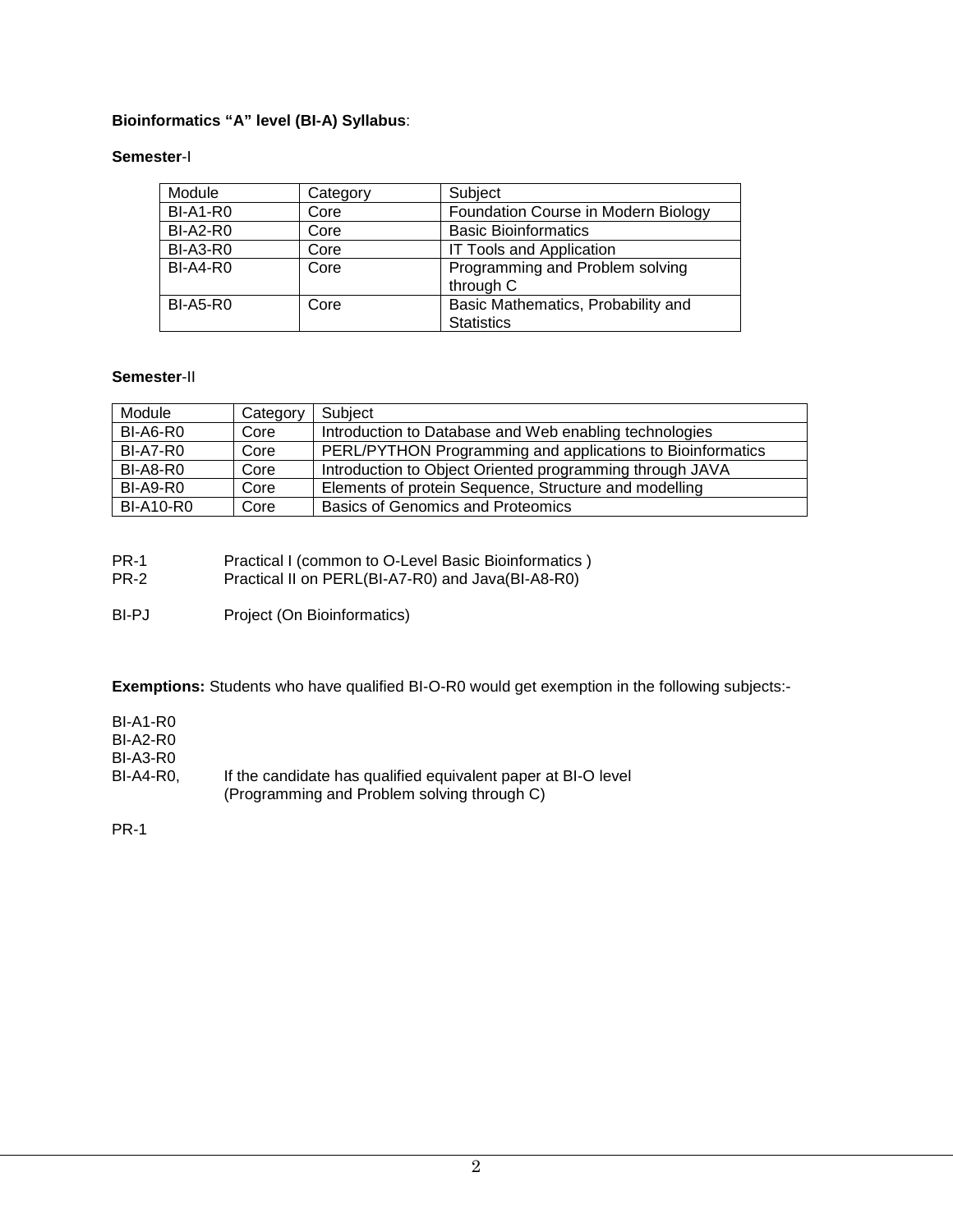**Bioinformatics “A” level (BI-A) Syllabus**:

**Semester**-I

| Module | Category | Subject |
|---|---|---|
| BI-A1-R0 | Core | Foundation Course in Modern Biology |
| BI-A2-R0 | Core | Basic Bioinformatics |
| BI-A3-R0 | Core | IT Tools and Application |
| BI-A4-R0 | Core | Programming and Problem solving through C |
| BI-A5-R0 | Core | Basic Mathematics, Probability and Statistics |

**Semester**-II

| Module | Category | Subject |
|---|---|---|
| BI-A6-R0 | Core | Introduction to Database and Web enabling technologies |
| BI-A7-R0 | Core | PERL/PYTHON Programming and applications to Bioinformatics |
| BI-A8-R0 | Core | Introduction to Object Oriented programming through JAVA |
| BI-A9-R0 | Core | Elements of protein Sequence, Structure and modelling |
| BI-A10-R0 | Core | Basics of Genomics and Proteomics |

PR-1 Practical I (common to O-Level Basic Bioinformatics )
PR-2 Practical II on PERL(BI-A7-R0) and Java(BI-A8-R0)

BI-PJ Project (On Bioinformatics)

**Exemptions:** Students who have qualified BI-O-R0 would get exemption in the following subjects:-

BI-A1-R0
BI-A2-R0
BI-A3-R0
BI-A4-R0, If the candidate has qualified equivalent paper at BI-O level (Programming and Problem solving through C)

PR-1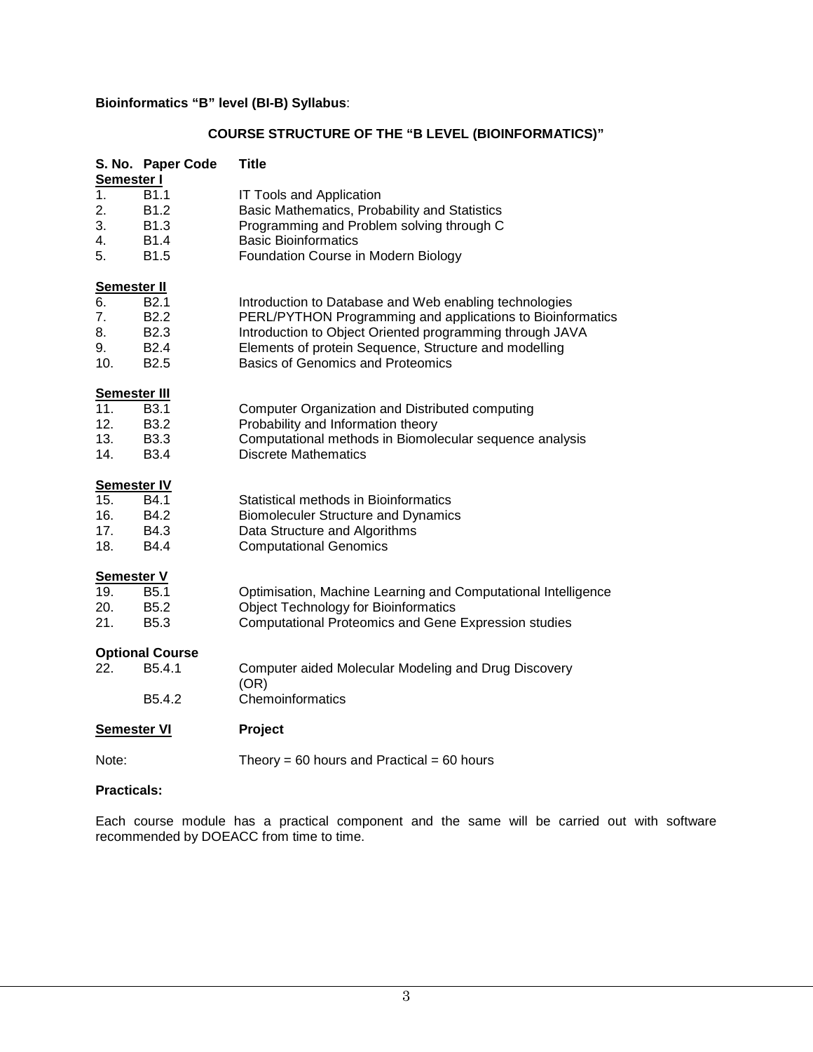**Bioinformatics "B" level (BI-B) Syllabus**:

## COURSE STRUCTURE OF THE "B LEVEL (BIOINFORMATICS)"

| S. No. | Paper Code | Title |
|---|---|---|
| **Semester I** | | |
| 1. | B1.1 | IT Tools and Application |
| 2. | B1.2 | Basic Mathematics, Probability and Statistics |
| 3. | B1.3 | Programming and Problem solving through C |
| 4. | B1.4 | Basic Bioinformatics |
| 5. | B1.5 | Foundation Course in Modern Biology |
| **Semester II** | | |
| 6. | B2.1 | Introduction to Database and Web enabling technologies |
| 7. | B2.2 | PERL/PYTHON Programming and applications to Bioinformatics |
| 8. | B2.3 | Introduction to Object Oriented programming through JAVA |
| 9. | B2.4 | Elements of protein Sequence, Structure and modelling |
| 10. | B2.5 | Basics of Genomics and Proteomics |
| **Semester III** | | |
| 11. | B3.1 | Computer Organization and Distributed computing |
| 12. | B3.2 | Probability and Information theory |
| 13. | B3.3 | Computational methods in Biomolecular sequence analysis |
| 14. | B3.4 | Discrete Mathematics |
| **Semester IV** | | |
| 15. | B4.1 | Statistical methods in Bioinformatics |
| 16. | B4.2 | Biomoleculer Structure and Dynamics |
| 17. | B4.3 | Data Structure and Algorithms |
| 18. | B4.4 | Computational Genomics |
| **Semester V** | | |
| 19. | B5.1 | Optimisation, Machine Learning and Computational Intelligence |
| 20. | B5.2 | Object Technology for Bioinformatics |
| 21. | B5.3 | Computational Proteomics and Gene Expression studies |
| **Optional Course** | | |
| 22. | B5.4.1 | Computer aided Molecular Modeling and Drug Discovery (OR) |
| | B5.4.2 | Chemoinformatics |
| **Semester VI** | | **Project** |

Note: Theory = 60 hours and Practical = 60 hours

**Practicals:**

Each course module has a practical component and the same will be carried out with software recommended by DOEACC from time to time.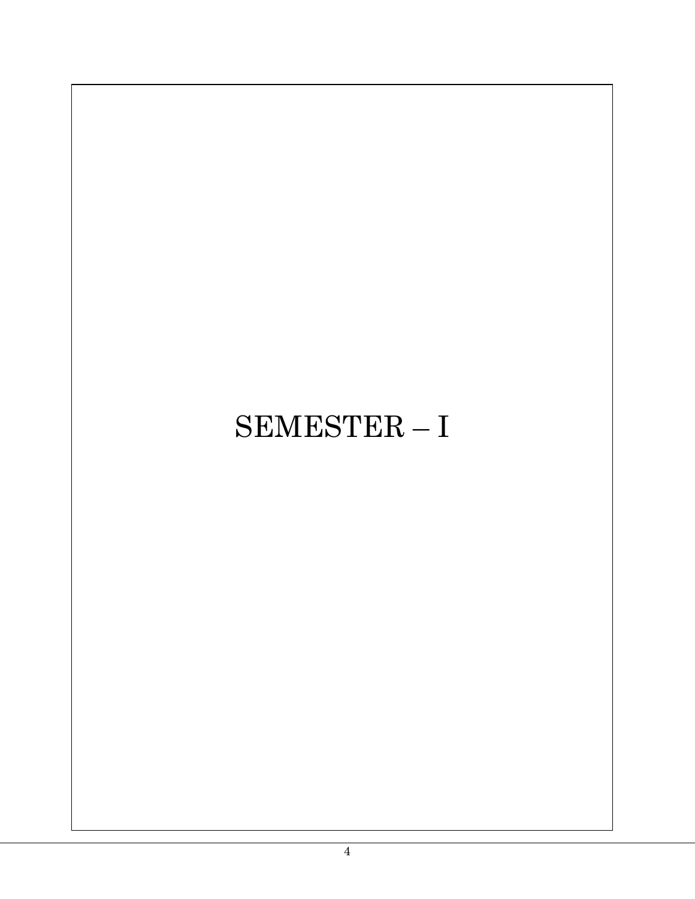# SEMESTER – I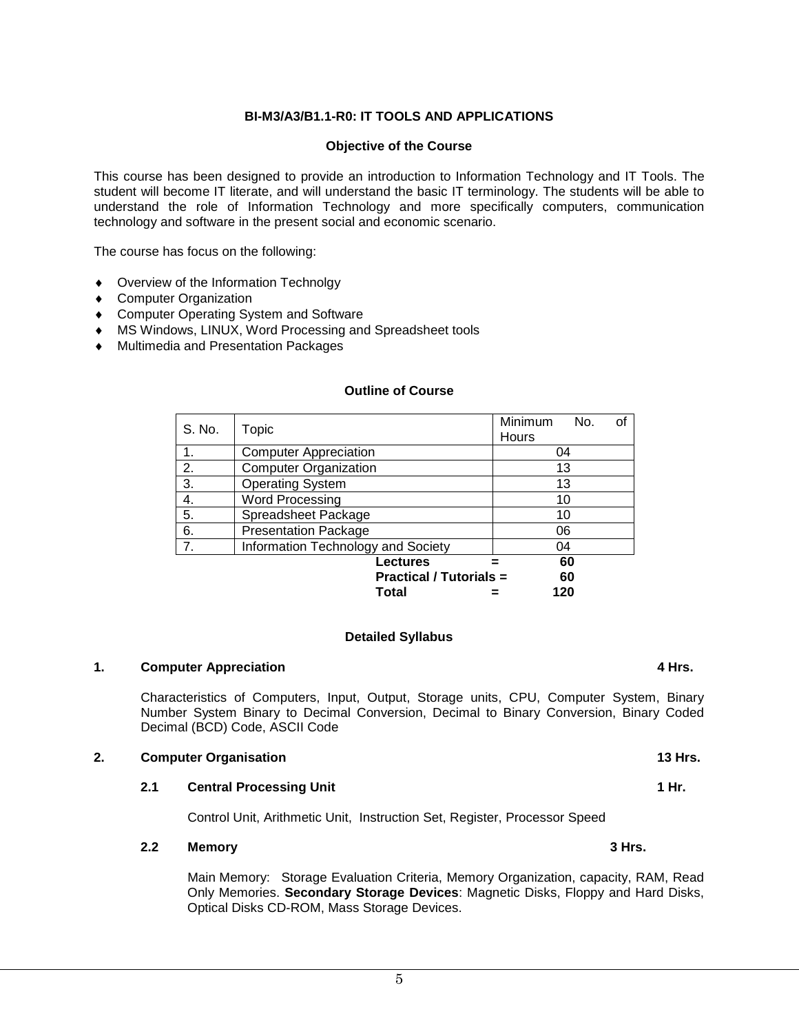**BI-M3/A3/B1.1-R0: IT TOOLS AND APPLICATIONS**

**Objective of the Course**

This course has been designed to provide an introduction to Information Technology and IT Tools. The student will become IT literate, and will understand the basic IT terminology. The students will be able to understand the role of Information Technology and more specifically computers, communication technology and software in the present social and economic scenario.

The course has focus on the following:

- Overview of the Information Technolgy
- Computer Organization
- Computer Operating System and Software
- MS Windows, LINUX, Word Processing and Spreadsheet tools
- Multimedia and Presentation Packages

**Outline of Course**

| S. No. | Topic | Minimum No. of Hours |
|---|---|---|
| 1. | Computer Appreciation | 04 |
| 2. | Computer Organization | 13 |
| 3. | Operating System | 13 |
| 4. | Word Processing | 10 |
| 5. | Spreadsheet Package | 10 |
| 6. | Presentation Package | 06 |
| 7. | Information Technology and Society | 04 |

**Lectures = 60**
**Practical / Tutorials = 60**
**Total = 120**

**Detailed Syllabus**

**1. Computer Appreciation 4 Hrs.**

Characteristics of Computers, Input, Output, Storage units, CPU, Computer System, Binary Number System Binary to Decimal Conversion, Decimal to Binary Conversion, Binary Coded Decimal (BCD) Code, ASCII Code

**2. Computer Organisation 13 Hrs.**

**2.1 Central Processing Unit 1 Hr.**

Control Unit, Arithmetic Unit, Instruction Set, Register, Processor Speed

**2.2 Memory 3 Hrs.**

Main Memory: Storage Evaluation Criteria, Memory Organization, capacity, RAM, Read Only Memories. **Secondary Storage Devices**: Magnetic Disks, Floppy and Hard Disks, Optical Disks CD-ROM, Mass Storage Devices.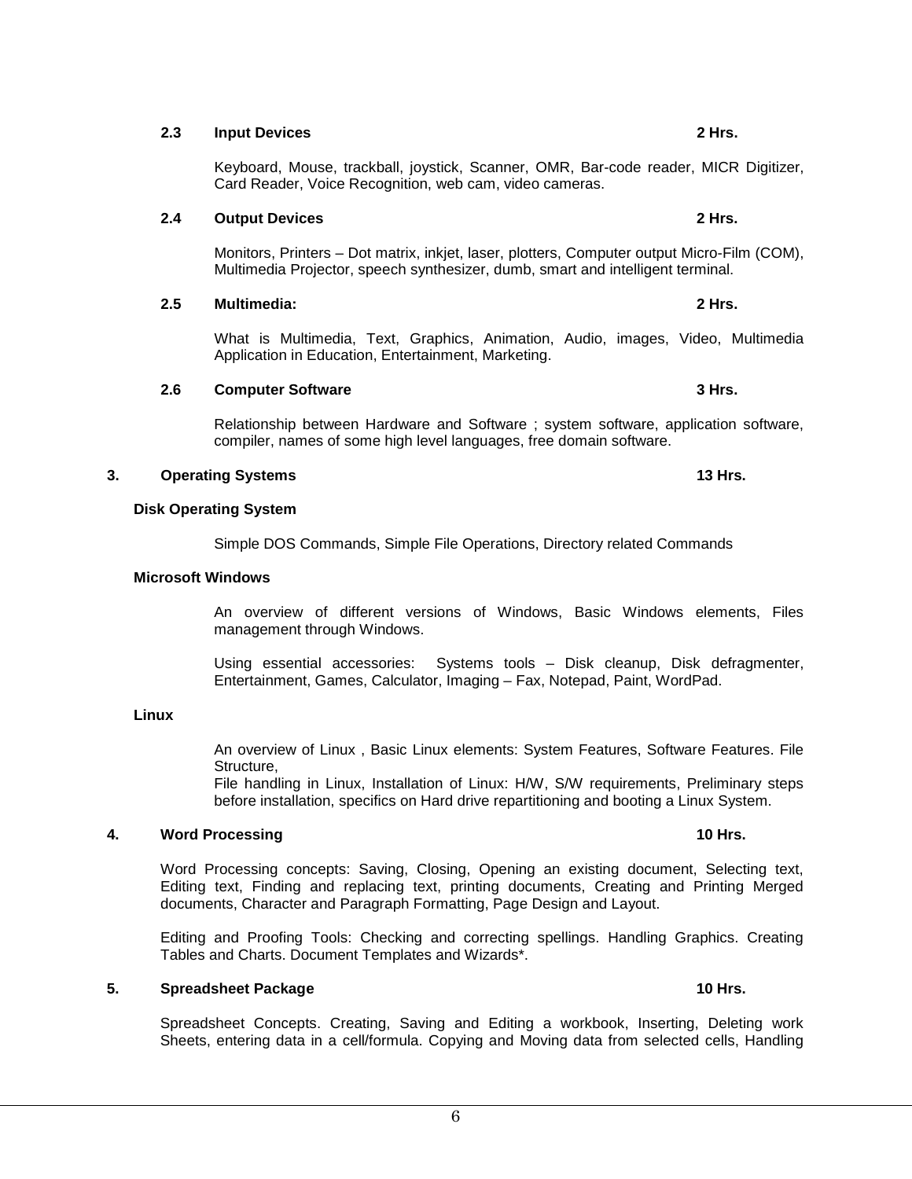### 2.3 Input Devices — 2 Hrs.

Keyboard, Mouse, trackball, joystick, Scanner, OMR, Bar-code reader, MICR Digitizer, Card Reader, Voice Recognition, web cam, video cameras.

### 2.4 Output Devices — 2 Hrs.

Monitors, Printers – Dot matrix, inkjet, laser, plotters, Computer output Micro-Film (COM), Multimedia Projector, speech synthesizer, dumb, smart and intelligent terminal.

### 2.5 Multimedia: — 2 Hrs.

What is Multimedia, Text, Graphics, Animation, Audio, images, Video, Multimedia Application in Education, Entertainment, Marketing.

### 2.6 Computer Software — 3 Hrs.

Relationship between Hardware and Software ; system software, application software, compiler, names of some high level languages, free domain software.

## 3. Operating Systems — 13 Hrs.

**Disk Operating System**

Simple DOS Commands, Simple File Operations, Directory related Commands

**Microsoft Windows**

An overview of different versions of Windows, Basic Windows elements, Files management through Windows.

Using essential accessories: Systems tools – Disk cleanup, Disk defragmenter, Entertainment, Games, Calculator, Imaging – Fax, Notepad, Paint, WordPad.

**Linux**

An overview of Linux , Basic Linux elements: System Features, Software Features. File Structure,
File handling in Linux, Installation of Linux: H/W, S/W requirements, Preliminary steps before installation, specifics on Hard drive repartitioning and booting a Linux System.

## 4. Word Processing — 10 Hrs.

Word Processing concepts: Saving, Closing, Opening an existing document, Selecting text, Editing text, Finding and replacing text, printing documents, Creating and Printing Merged documents, Character and Paragraph Formatting, Page Design and Layout.

Editing and Proofing Tools: Checking and correcting spellings. Handling Graphics. Creating Tables and Charts. Document Templates and Wizards*.

## 5. Spreadsheet Package — 10 Hrs.

Spreadsheet Concepts. Creating, Saving and Editing a workbook, Inserting, Deleting work Sheets, entering data in a cell/formula. Copying and Moving data from selected cells, Handling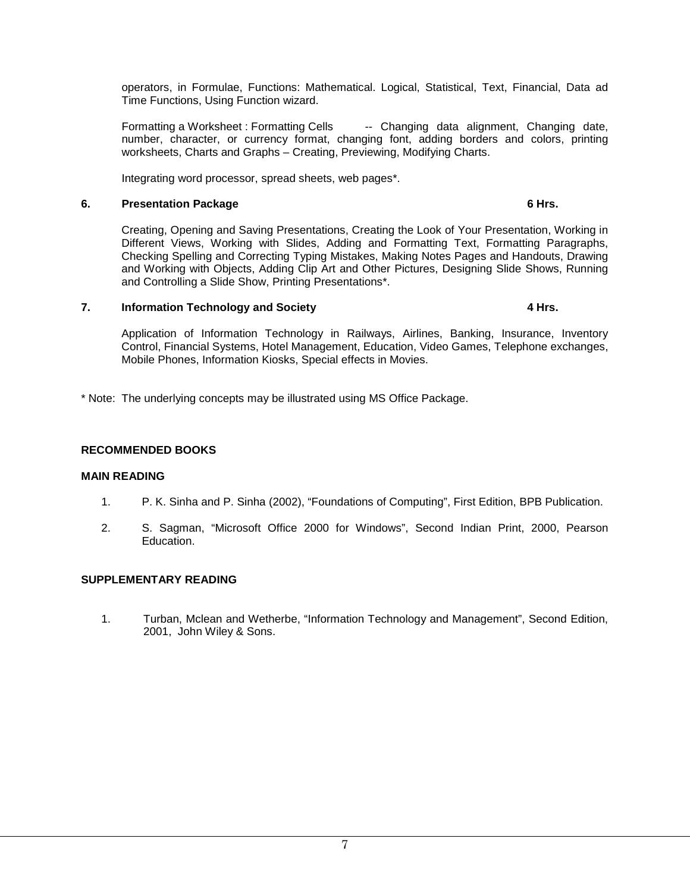operators, in Formulae, Functions: Mathematical. Logical, Statistical, Text, Financial, Data ad Time Functions, Using Function wizard.

Formatting a Worksheet : Formatting Cells -- Changing data alignment, Changing date, number, character, or currency format, changing font, adding borders and colors, printing worksheets, Charts and Graphs – Creating, Previewing, Modifying Charts.

Integrating word processor, spread sheets, web pages*.

**6. Presentation Package 6 Hrs.**

Creating, Opening and Saving Presentations, Creating the Look of Your Presentation, Working in Different Views, Working with Slides, Adding and Formatting Text, Formatting Paragraphs, Checking Spelling and Correcting Typing Mistakes, Making Notes Pages and Handouts, Drawing and Working with Objects, Adding Clip Art and Other Pictures, Designing Slide Shows, Running and Controlling a Slide Show, Printing Presentations*.

**7. Information Technology and Society 4 Hrs.**

Application of Information Technology in Railways, Airlines, Banking, Insurance, Inventory Control, Financial Systems, Hotel Management, Education, Video Games, Telephone exchanges, Mobile Phones, Information Kiosks, Special effects in Movies.

\* Note: The underlying concepts may be illustrated using MS Office Package.

**RECOMMENDED BOOKS**

**MAIN READING**

1. P. K. Sinha and P. Sinha (2002), "Foundations of Computing", First Edition, BPB Publication.
2. S. Sagman, "Microsoft Office 2000 for Windows", Second Indian Print, 2000, Pearson Education.

**SUPPLEMENTARY READING**

1. Turban, Mclean and Wetherbe, "Information Technology and Management", Second Edition, 2001, John Wiley & Sons.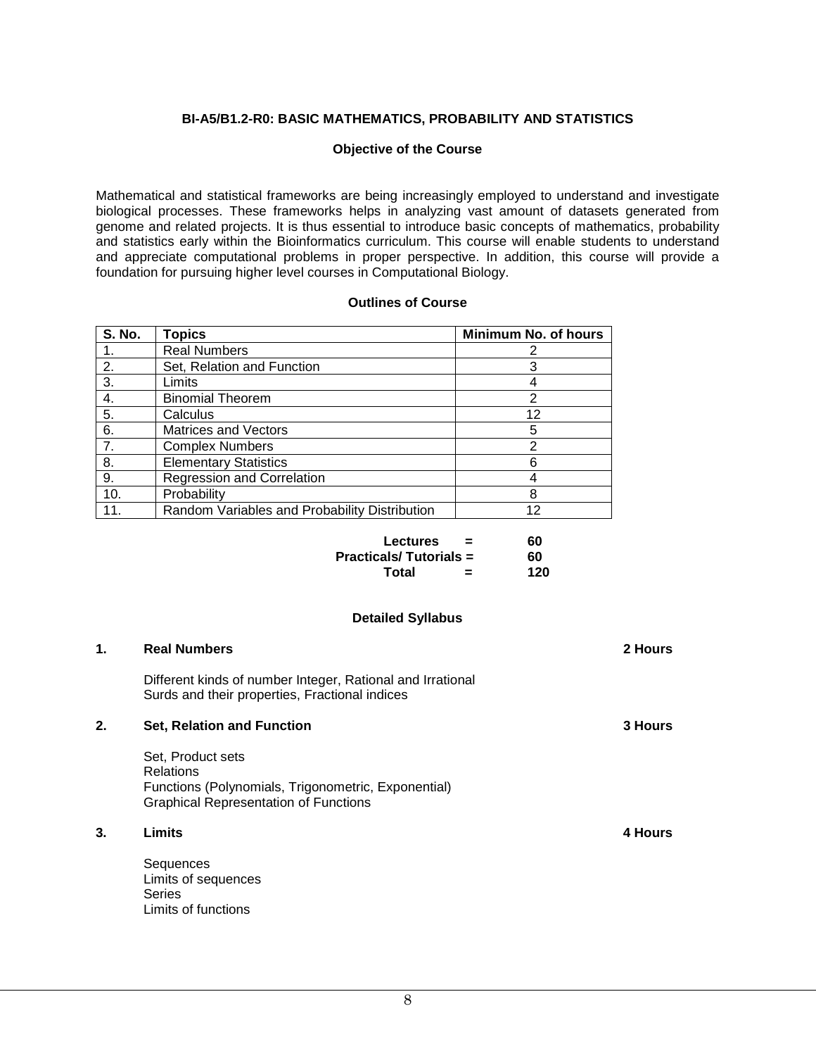## BI-A5/B1.2-R0: BASIC MATHEMATICS, PROBABILITY AND STATISTICS

### Objective of the Course

Mathematical and statistical frameworks are being increasingly employed to understand and investigate biological processes. These frameworks helps in analyzing vast amount of datasets generated from genome and related projects. It is thus essential to introduce basic concepts of mathematics, probability and statistics early within the Bioinformatics curriculum. This course will enable students to understand and appreciate computational problems in proper perspective. In addition, this course will provide a foundation for pursuing higher level courses in Computational Biology.

### Outlines of Course

| S. No. | Topics | Minimum No. of hours |
|---|---|---|
| 1. | Real Numbers | 2 |
| 2. | Set, Relation and Function | 3 |
| 3. | Limits | 4 |
| 4. | Binomial Theorem | 2 |
| 5. | Calculus | 12 |
| 6. | Matrices and Vectors | 5 |
| 7. | Complex Numbers | 2 |
| 8. | Elementary Statistics | 6 |
| 9. | Regression and Correlation | 4 |
| 10. | Probability | 8 |
| 11. | Random Variables and Probability Distribution | 12 |

**Lectures = 60**
**Practicals/ Tutorials = 60**
**Total = 120**

### Detailed Syllabus

**1. Real Numbers** **2 Hours**

Different kinds of number Integer, Rational and Irrational
Surds and their properties, Fractional indices

**2. Set, Relation and Function** **3 Hours**

Set, Product sets
Relations
Functions (Polynomials, Trigonometric, Exponential)
Graphical Representation of Functions

**3. Limits** **4 Hours**

Sequences
Limits of sequences
Series
Limits of functions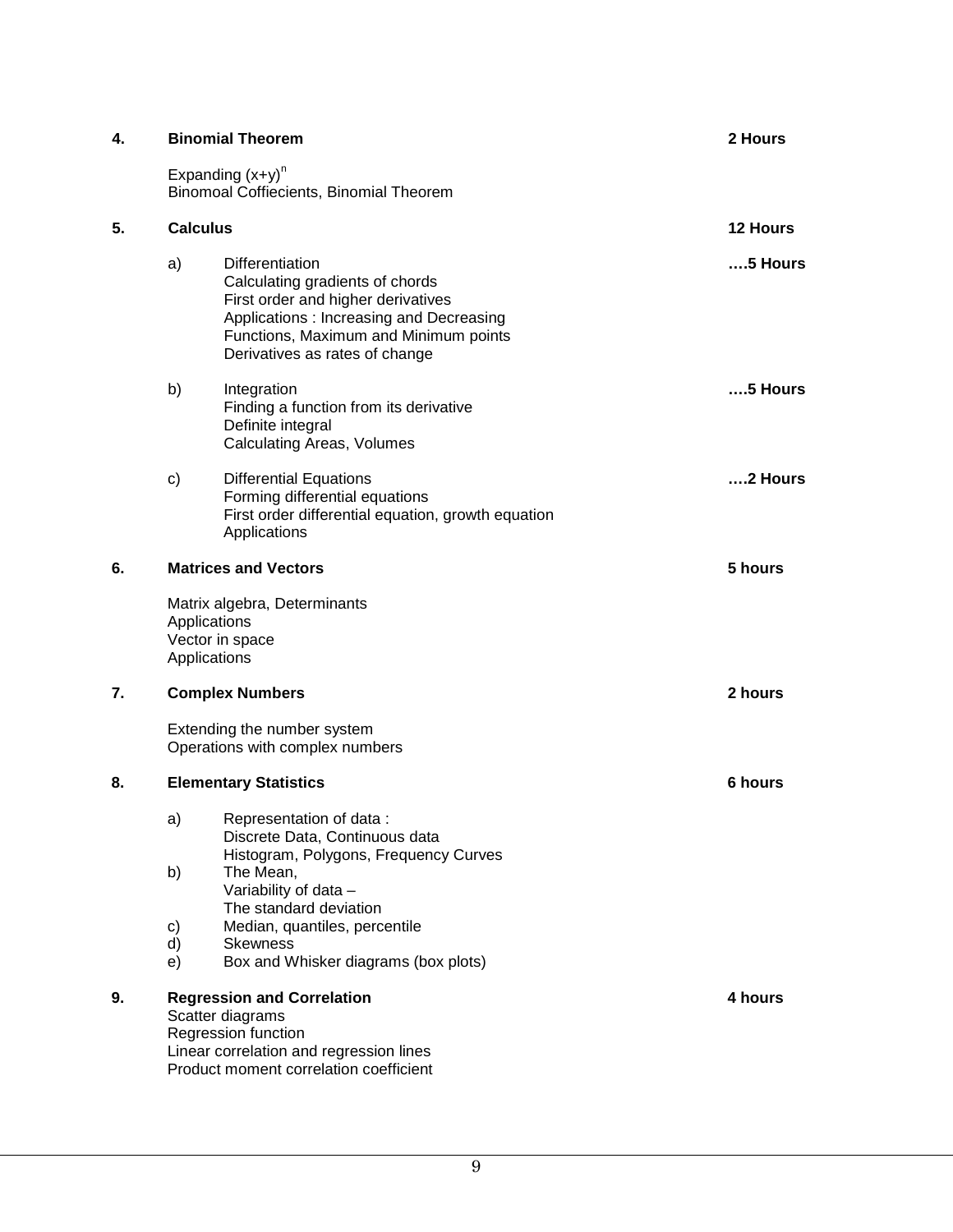**4. Binomial Theorem** **2 Hours**

Expanding $(x+y)^n$
Binomoal Coffiecients, Binomial Theorem

**5. Calculus** **12 Hours**

a) Differentiation **….5 Hours**
Calculating gradients of chords
First order and higher derivatives
Applications : Increasing and Decreasing Functions, Maximum and Minimum points
Derivatives as rates of change

b) Integration **….5 Hours**
Finding a function from its derivative
Definite integral
Calculating Areas, Volumes

c) Differential Equations **….2 Hours**
Forming differential equations
First order differential equation, growth equation
Applications

**6. Matrices and Vectors** **5 hours**

Matrix algebra, Determinants
Applications
Vector in space
Applications

**7. Complex Numbers** **2 hours**

Extending the number system
Operations with complex numbers

**8. Elementary Statistics** **6 hours**

a) Representation of data :
Discrete Data, Continuous data
Histogram, Polygons, Frequency Curves
b) The Mean,
Variability of data –
The standard deviation
c) Median, quantiles, percentile
d) Skewness
e) Box and Whisker diagrams (box plots)

**9. Regression and Correlation** **4 hours**
Scatter diagrams
Regression function
Linear correlation and regression lines
Product moment correlation coefficient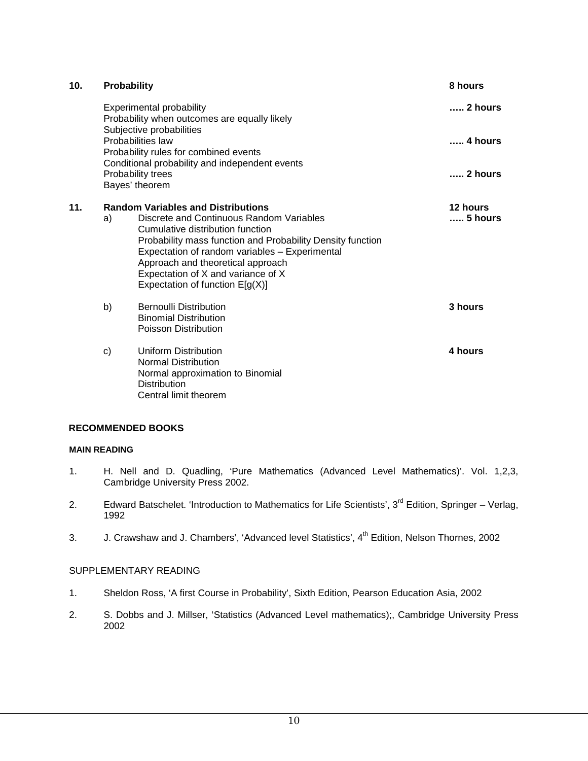**10. Probability** **8 hours**

Experimental probability ….. **2 hours**
Probability when outcomes are equally likely
Subjective probabilities
Probabilities law ….. **4 hours**
Probability rules for combined events
Conditional probability and independent events
Probability trees ….. **2 hours**
Bayes' theorem

**11. Random Variables and Distributions** **12 hours**

a) Discrete and Continuous Random Variables ….. **5 hours**
Cumulative distribution function
Probability mass function and Probability Density function
Expectation of random variables – Experimental Approach and theoretical approach
Expectation of X and variance of X
Expectation of function E[g(X)]

b) Bernoulli Distribution **3 hours**
Binomial Distribution
Poisson Distribution

c) Uniform Distribution **4 hours**
Normal Distribution
Normal approximation to Binomial Distribution
Central limit theorem

## RECOMMENDED BOOKS

### MAIN READING

1. H. Nell and D. Quadling, 'Pure Mathematics (Advanced Level Mathematics)'. Vol. 1,2,3, Cambridge University Press 2002.
2. Edward Batschelet. 'Introduction to Mathematics for Life Scientists', 3rd Edition, Springer – Verlag, 1992
3. J. Crawshaw and J. Chambers', 'Advanced level Statistics', 4th Edition, Nelson Thornes, 2002

### SUPPLEMENTARY READING

1. Sheldon Ross, 'A first Course in Probability', Sixth Edition, Pearson Education Asia, 2002
2. S. Dobbs and J. Millser, 'Statistics (Advanced Level mathematics);, Cambridge University Press 2002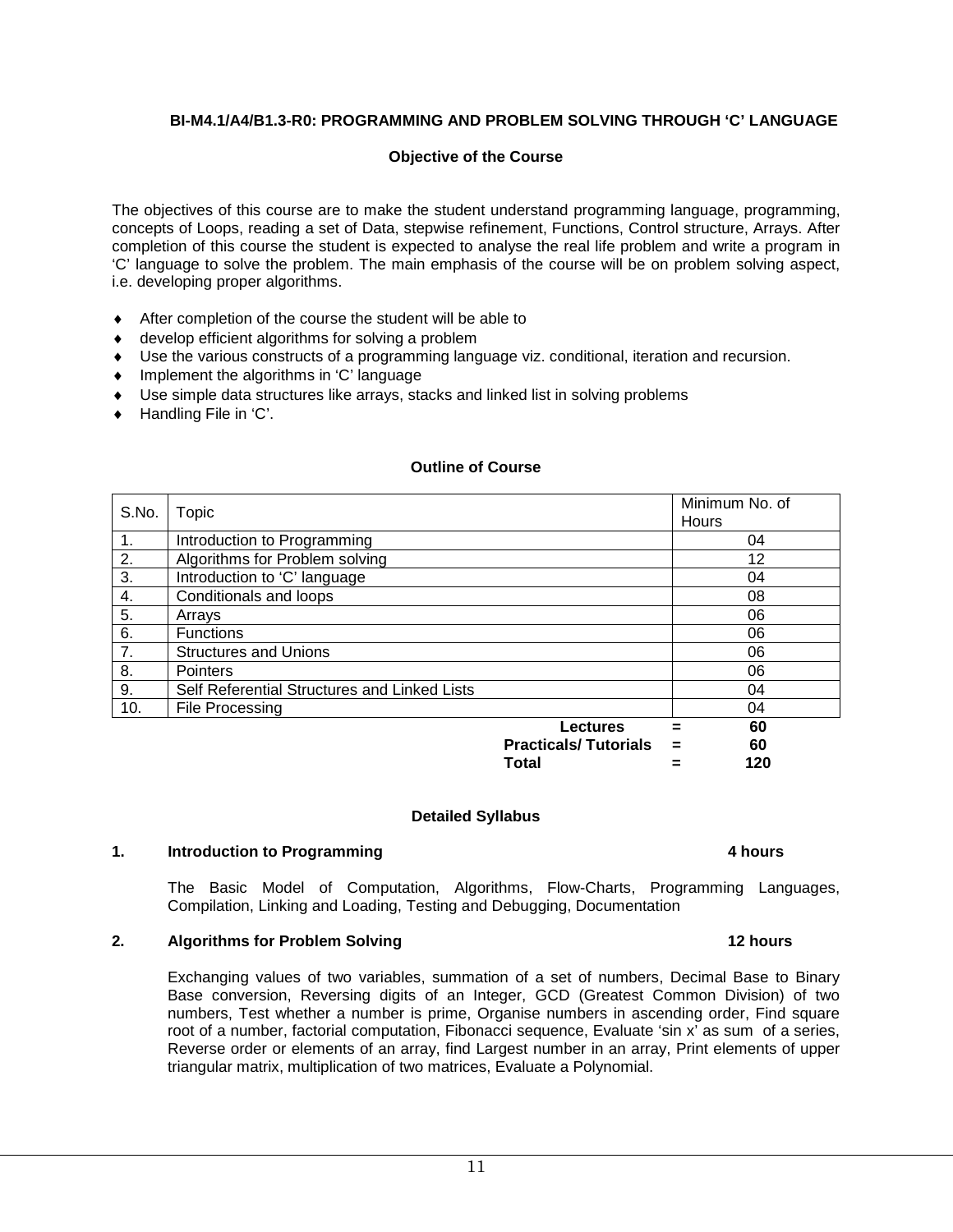**BI-M4.1/A4/B1.3-R0: PROGRAMMING AND PROBLEM SOLVING THROUGH 'C' LANGUAGE**

**Objective of the Course**

The objectives of this course are to make the student understand programming language, programming, concepts of Loops, reading a set of Data, stepwise refinement, Functions, Control structure, Arrays. After completion of this course the student is expected to analyse the real life problem and write a program in 'C' language to solve the problem. The main emphasis of the course will be on problem solving aspect, i.e. developing proper algorithms.

- After completion of the course the student will be able to
- develop efficient algorithms for solving a problem
- Use the various constructs of a programming language viz. conditional, iteration and recursion.
- Implement the algorithms in 'C' language
- Use simple data structures like arrays, stacks and linked list in solving problems
- Handling File in 'C'.

**Outline of Course**

| S.No. | Topic | Minimum No. of Hours |
|---|---|---|
| 1. | Introduction to Programming | 04 |
| 2. | Algorithms for Problem solving | 12 |
| 3. | Introduction to 'C' language | 04 |
| 4. | Conditionals and loops | 08 |
| 5. | Arrays | 06 |
| 6. | Functions | 06 |
| 7. | Structures and Unions | 06 |
| 8. | Pointers | 06 |
| 9. | Self Referential Structures and Linked Lists | 04 |
| 10. | File Processing | 04 |

| | | |
|---|---|---|
| **Lectures** | = | **60** |
| **Practicals/ Tutorials** | = | **60** |
| **Total** | = | **120** |

**Detailed Syllabus**

**1. Introduction to Programming — 4 hours**

The Basic Model of Computation, Algorithms, Flow-Charts, Programming Languages, Compilation, Linking and Loading, Testing and Debugging, Documentation

**2. Algorithms for Problem Solving — 12 hours**

Exchanging values of two variables, summation of a set of numbers, Decimal Base to Binary Base conversion, Reversing digits of an Integer, GCD (Greatest Common Division) of two numbers, Test whether a number is prime, Organise numbers in ascending order, Find square root of a number, factorial computation, Fibonacci sequence, Evaluate 'sin x' as sum of a series, Reverse order or elements of an array, find Largest number in an array, Print elements of upper triangular matrix, multiplication of two matrices, Evaluate a Polynomial.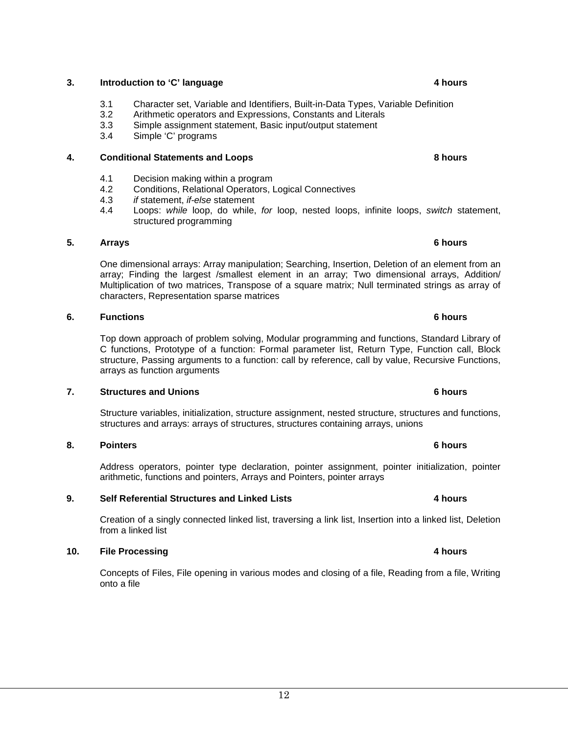### 3. Introduction to 'C' language — 4 hours

3.1 Character set, Variable and Identifiers, Built-in-Data Types, Variable Definition
3.2 Arithmetic operators and Expressions, Constants and Literals
3.3 Simple assignment statement, Basic input/output statement
3.4 Simple 'C' programs

### 4. Conditional Statements and Loops — 8 hours

4.1 Decision making within a program
4.2 Conditions, Relational Operators, Logical Connectives
4.3 *if* statement, *if-else* statement
4.4 Loops: *while* loop, do while, *for* loop, nested loops, infinite loops, *switch* statement, structured programming

### 5. Arrays — 6 hours

One dimensional arrays: Array manipulation; Searching, Insertion, Deletion of an element from an array; Finding the largest /smallest element in an array; Two dimensional arrays, Addition/ Multiplication of two matrices, Transpose of a square matrix; Null terminated strings as array of characters, Representation sparse matrices

### 6. Functions — 6 hours

Top down approach of problem solving, Modular programming and functions, Standard Library of C functions, Prototype of a function: Formal parameter list, Return Type, Function call, Block structure, Passing arguments to a function: call by reference, call by value, Recursive Functions, arrays as function arguments

### 7. Structures and Unions — 6 hours

Structure variables, initialization, structure assignment, nested structure, structures and functions, structures and arrays: arrays of structures, structures containing arrays, unions

### 8. Pointers — 6 hours

Address operators, pointer type declaration, pointer assignment, pointer initialization, pointer arithmetic, functions and pointers, Arrays and Pointers, pointer arrays

### 9. Self Referential Structures and Linked Lists — 4 hours

Creation of a singly connected linked list, traversing a link list, Insertion into a linked list, Deletion from a linked list

### 10. File Processing — 4 hours

Concepts of Files, File opening in various modes and closing of a file, Reading from a file, Writing onto a file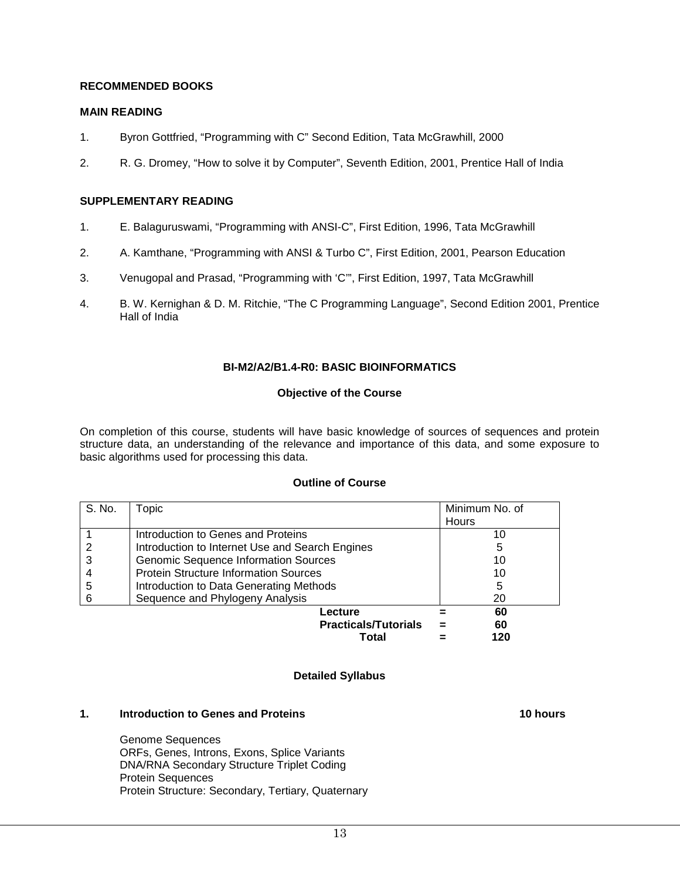**RECOMMENDED BOOKS**

**MAIN READING**

1. Byron Gottfried, “Programming with C” Second Edition, Tata McGrawhill, 2000
2. R. G. Dromey, “How to solve it by Computer”, Seventh Edition, 2001, Prentice Hall of India

**SUPPLEMENTARY READING**

1. E. Balaguruswami, “Programming with ANSI-C”, First Edition, 1996, Tata McGrawhill
2. A. Kamthane, “Programming with ANSI & Turbo C”, First Edition, 2001, Pearson Education
3. Venugopal and Prasad, “Programming with ‘C’”, First Edition, 1997, Tata McGrawhill
4. B. W. Kernighan & D. M. Ritchie, “The C Programming Language”, Second Edition 2001, Prentice Hall of India

## BI-M2/A2/B1.4-R0: BASIC BIOINFORMATICS

**Objective of the Course**

On completion of this course, students will have basic knowledge of sources of sequences and protein structure data, an understanding of the relevance and importance of this data, and some exposure to basic algorithms used for processing this data.

**Outline of Course**

| S. No. | Topic | Minimum No. of Hours |
|---|---|---|
| 1 | Introduction to Genes and Proteins | 10 |
| 2 | Introduction to Internet Use and Search Engines | 5 |
| 3 | Genomic Sequence Information Sources | 10 |
| 4 | Protein Structure Information Sources | 10 |
| 5 | Introduction to Data Generating Methods | 5 |
| 6 | Sequence and Phylogeny Analysis | 20 |
| | **Lecture** = | **60** |
| | **Practicals/Tutorials** = | **60** |
| | **Total** = | **120** |

**Detailed Syllabus**

**1. Introduction to Genes and Proteins** **10 hours**

Genome Sequences
ORFs, Genes, Introns, Exons, Splice Variants
DNA/RNA Secondary Structure Triplet Coding
Protein Sequences
Protein Structure: Secondary, Tertiary, Quaternary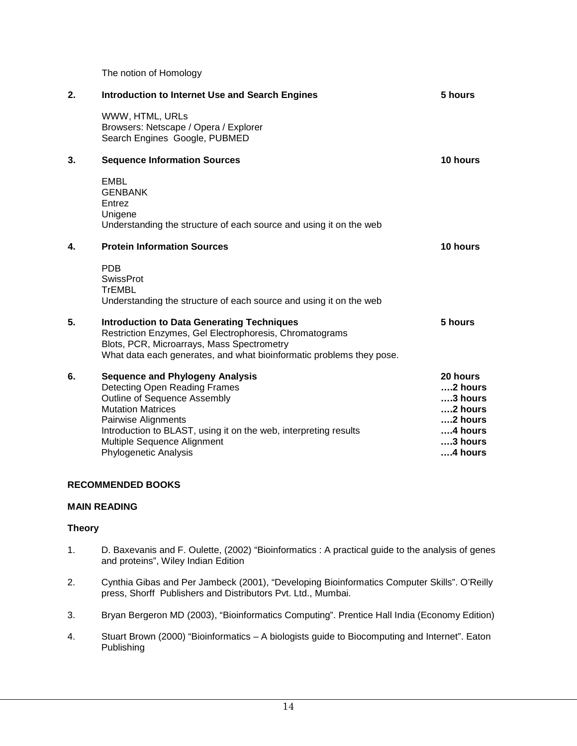The notion of Homology

| | | |
|---|---|---|
| **2.** | **Introduction to Internet Use and Search Engines** | **5 hours** |
| | WWW, HTML, URLs<br>Browsers: Netscape / Opera / Explorer<br>Search Engines Google, PUBMED | |
| **3.** | **Sequence Information Sources** | **10 hours** |
| | EMBL<br>GENBANK<br>Entrez<br>Unigene<br>Understanding the structure of each source and using it on the web | |
| **4.** | **Protein Information Sources** | **10 hours** |
| | PDB<br>SwissProt<br>TrEMBL<br>Understanding the structure of each source and using it on the web | |
| **5.** | **Introduction to Data Generating Techniques**<br>Restriction Enzymes, Gel Electrophoresis, Chromatograms<br>Blots, PCR, Microarrays, Mass Spectrometry<br>What data each generates, and what bioinformatic problems they pose. | **5 hours** |
| **6.** | **Sequence and Phylogeny Analysis** | **20 hours** |
| | Detecting Open Reading Frames | **….2 hours** |
| | Outline of Sequence Assembly | **….3 hours** |
| | Mutation Matrices | **….2 hours** |
| | Pairwise Alignments | **….2 hours** |
| | Introduction to BLAST, using it on the web, interpreting results | **….4 hours** |
| | Multiple Sequence Alignment | **….3 hours** |
| | Phylogenetic Analysis | **….4 hours** |

**RECOMMENDED BOOKS**

**MAIN READING**

**Theory**

1. D. Baxevanis and F. Oulette, (2002) "Bioinformatics : A practical guide to the analysis of genes and proteins", Wiley Indian Edition

2. Cynthia Gibas and Per Jambeck (2001), "Developing Bioinformatics Computer Skills". O'Reilly press, Shorff Publishers and Distributors Pvt. Ltd., Mumbai.

3. Bryan Bergeron MD (2003), "Bioinformatics Computing". Prentice Hall India (Economy Edition)

4. Stuart Brown (2000) "Bioinformatics – A biologists guide to Biocomputing and Internet". Eaton Publishing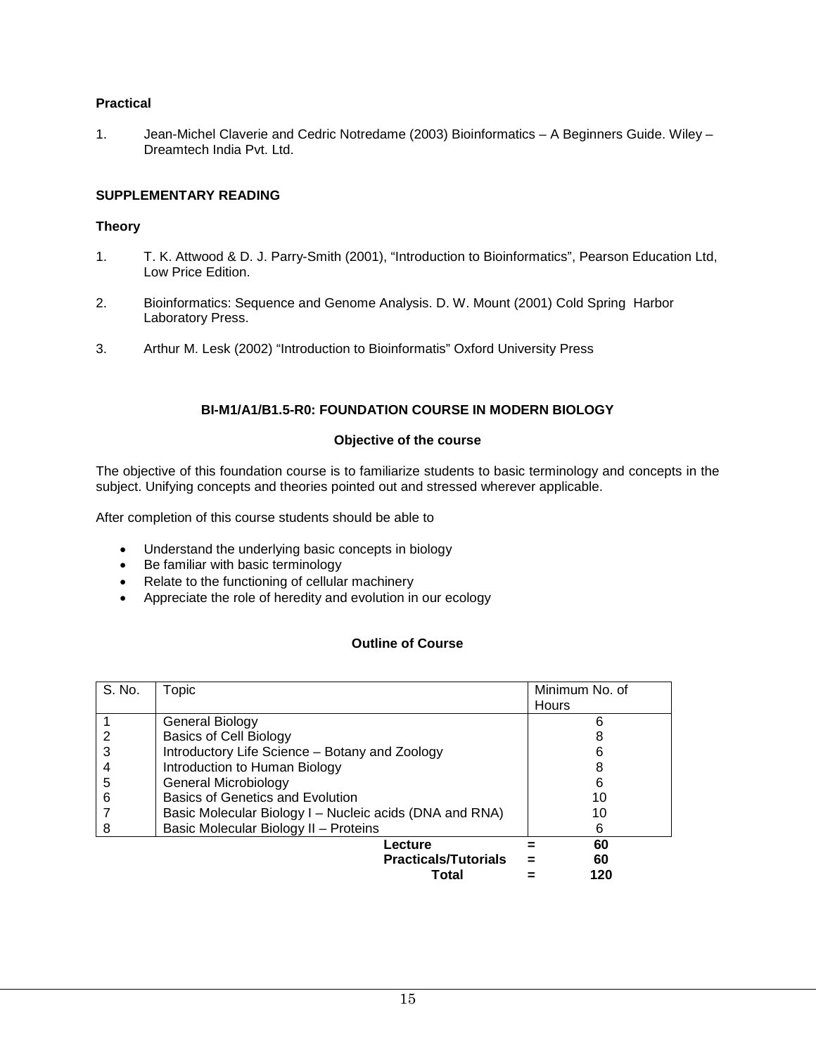**Practical**

1. Jean-Michel Claverie and Cedric Notredame (2003) Bioinformatics – A Beginners Guide. Wiley – Dreamtech India Pvt. Ltd.

**SUPPLEMENTARY READING**

**Theory**

1. T. K. Attwood & D. J. Parry-Smith (2001), "Introduction to Bioinformatics", Pearson Education Ltd, Low Price Edition.

2. Bioinformatics: Sequence and Genome Analysis. D. W. Mount (2001) Cold Spring Harbor Laboratory Press.

3. Arthur M. Lesk (2002) "Introduction to Bioinformatis" Oxford University Press

## BI-M1/A1/B1.5-R0: FOUNDATION COURSE IN MODERN BIOLOGY

### Objective of the course

The objective of this foundation course is to familiarize students to basic terminology and concepts in the subject. Unifying concepts and theories pointed out and stressed wherever applicable.

After completion of this course students should be able to

- Understand the underlying basic concepts in biology
- Be familiar with basic terminology
- Relate to the functioning of cellular machinery
- Appreciate the role of heredity and evolution in our ecology

### Outline of Course

| S. No. | Topic | Minimum No. of Hours |
|---|---|---|
| 1 | General Biology | 6 |
| 2 | Basics of Cell Biology | 8 |
| 3 | Introductory Life Science – Botany and Zoology | 6 |
| 4 | Introduction to Human Biology | 8 |
| 5 | General Microbiology | 6 |
| 6 | Basics of Genetics and Evolution | 10 |
| 7 | Basic Molecular Biology I – Nucleic acids (DNA and RNA) | 10 |
| 8 | Basic Molecular Biology II – Proteins | 6 |
| | **Lecture** | **= 60** |
| | **Practicals/Tutorials** | **= 60** |
| | **Total** | **= 120** |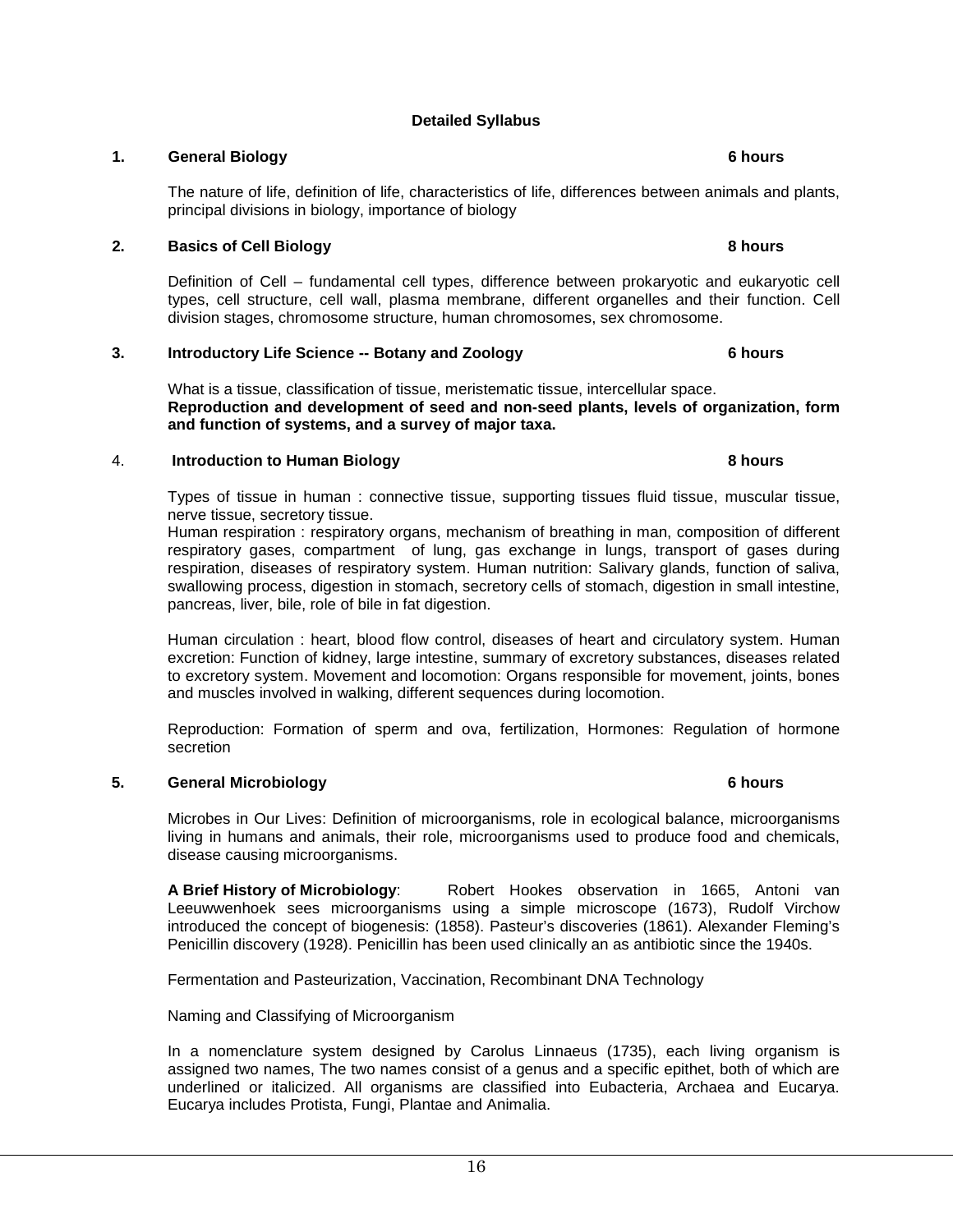## Detailed Syllabus

### 1. General Biology — 6 hours

The nature of life, definition of life, characteristics of life, differences between animals and plants, principal divisions in biology, importance of biology

### 2. Basics of Cell Biology — 8 hours

Definition of Cell – fundamental cell types, difference between prokaryotic and eukaryotic cell types, cell structure, cell wall, plasma membrane, different organelles and their function. Cell division stages, chromosome structure, human chromosomes, sex chromosome.

### 3. Introductory Life Science -- Botany and Zoology — 6 hours

What is a tissue, classification of tissue, meristematic tissue, intercellular space.
**Reproduction and development of seed and non-seed plants, levels of organization, form and function of systems, and a survey of major taxa.**

### 4. Introduction to Human Biology — 8 hours

Types of tissue in human : connective tissue, supporting tissues fluid tissue, muscular tissue, nerve tissue, secretory tissue.
Human respiration : respiratory organs, mechanism of breathing in man, composition of different respiratory gases, compartment of lung, gas exchange in lungs, transport of gases during respiration, diseases of respiratory system. Human nutrition: Salivary glands, function of saliva, swallowing process, digestion in stomach, secretory cells of stomach, digestion in small intestine, pancreas, liver, bile, role of bile in fat digestion.

Human circulation : heart, blood flow control, diseases of heart and circulatory system. Human excretion: Function of kidney, large intestine, summary of excretory substances, diseases related to excretory system. Movement and locomotion: Organs responsible for movement, joints, bones and muscles involved in walking, different sequences during locomotion.

Reproduction: Formation of sperm and ova, fertilization, Hormones: Regulation of hormone secretion

### 5. General Microbiology — 6 hours

Microbes in Our Lives: Definition of microorganisms, role in ecological balance, microorganisms living in humans and animals, their role, microorganisms used to produce food and chemicals, disease causing microorganisms.

**A Brief History of Microbiology**: Robert Hookes observation in 1665, Antoni van Leeuwwenhoek sees microorganisms using a simple microscope (1673), Rudolf Virchow introduced the concept of biogenesis: (1858). Pasteur's discoveries (1861). Alexander Fleming's Penicillin discovery (1928). Penicillin has been used clinically an as antibiotic since the 1940s.

Fermentation and Pasteurization, Vaccination, Recombinant DNA Technology

Naming and Classifying of Microorganism

In a nomenclature system designed by Carolus Linnaeus (1735), each living organism is assigned two names, The two names consist of a genus and a specific epithet, both of which are underlined or italicized. All organisms are classified into Eubacteria, Archaea and Eucarya. Eucarya includes Protista, Fungi, Plantae and Animalia.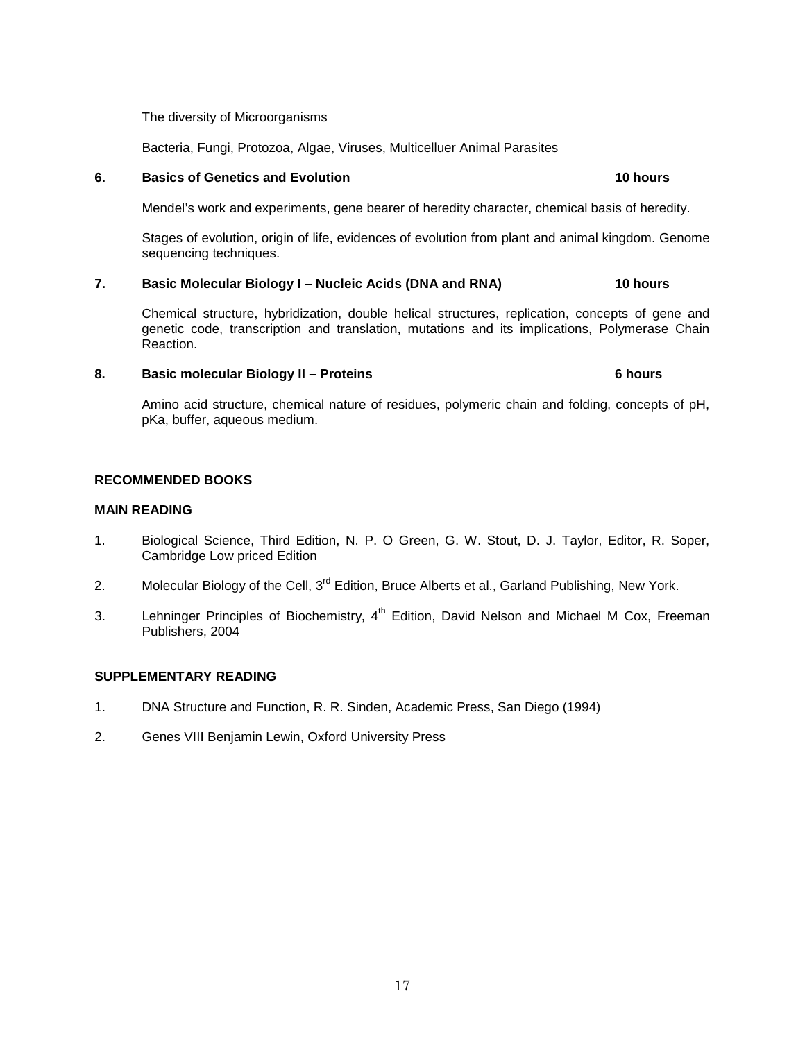The diversity of Microorganisms

Bacteria, Fungi, Protozoa, Algae, Viruses, Multicelluer Animal Parasites

**6. Basics of Genetics and Evolution — 10 hours**

Mendel's work and experiments, gene bearer of heredity character, chemical basis of heredity.

Stages of evolution, origin of life, evidences of evolution from plant and animal kingdom. Genome sequencing techniques.

**7. Basic Molecular Biology I – Nucleic Acids (DNA and RNA) — 10 hours**

Chemical structure, hybridization, double helical structures, replication, concepts of gene and genetic code, transcription and translation, mutations and its implications, Polymerase Chain Reaction.

**8. Basic molecular Biology II – Proteins — 6 hours**

Amino acid structure, chemical nature of residues, polymeric chain and folding, concepts of pH, pKa, buffer, aqueous medium.

**RECOMMENDED BOOKS**

**MAIN READING**

1. Biological Science, Third Edition, N. P. O Green, G. W. Stout, D. J. Taylor, Editor, R. Soper, Cambridge Low priced Edition
2. Molecular Biology of the Cell, 3rd Edition, Bruce Alberts et al., Garland Publishing, New York.
3. Lehninger Principles of Biochemistry, 4th Edition, David Nelson and Michael M Cox, Freeman Publishers, 2004

**SUPPLEMENTARY READING**

1. DNA Structure and Function, R. R. Sinden, Academic Press, San Diego (1994)
2. Genes VIII Benjamin Lewin, Oxford University Press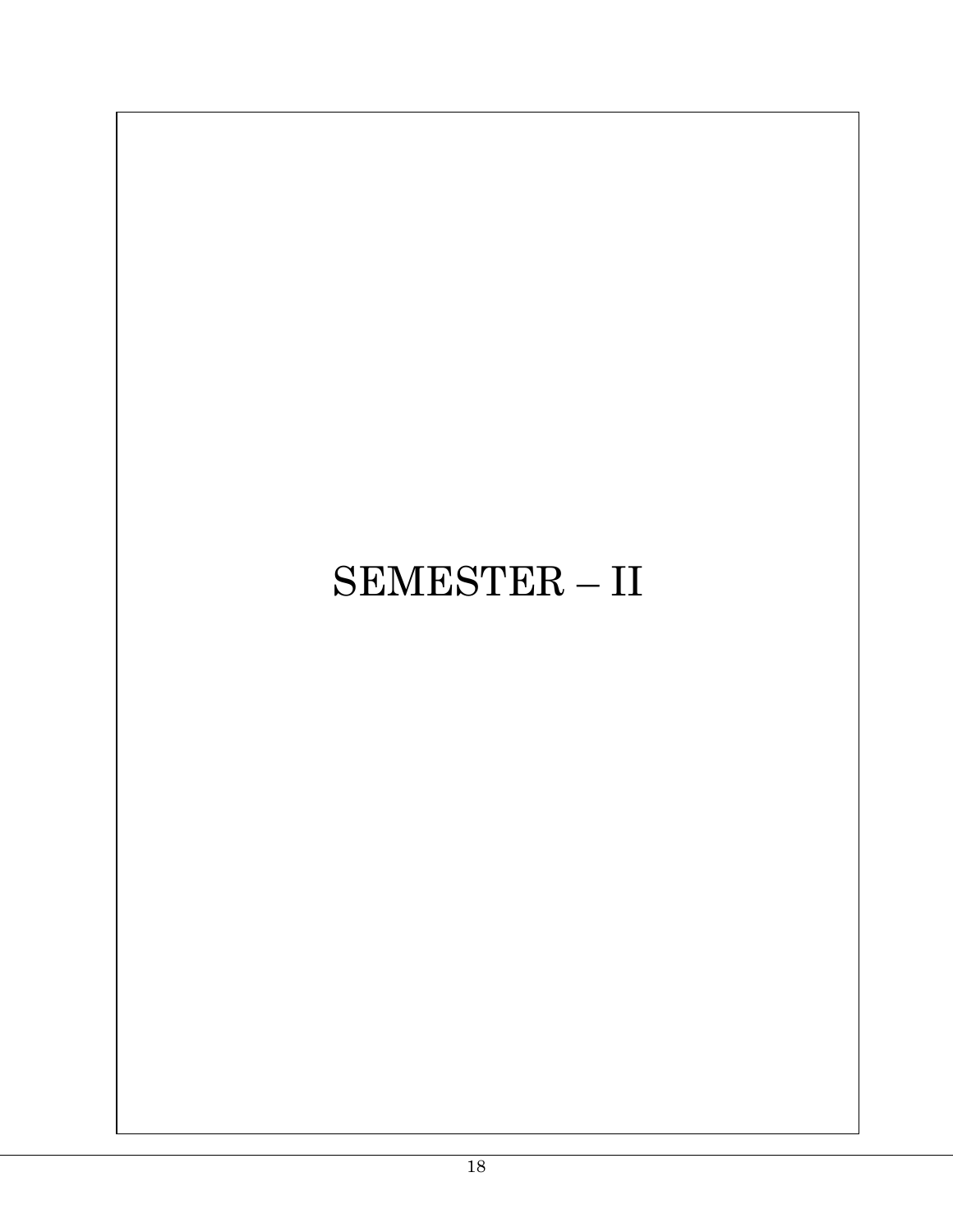# SEMESTER – II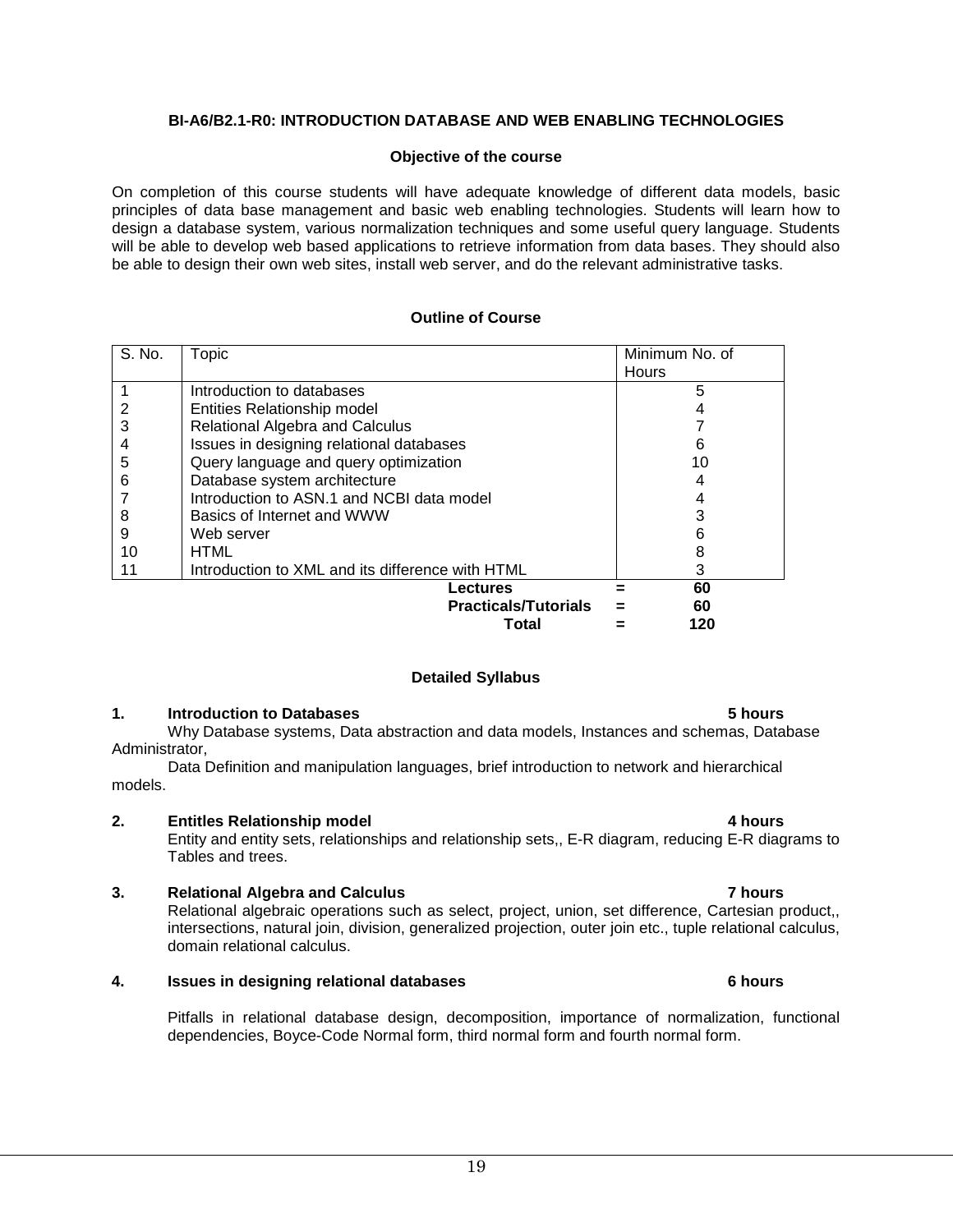**BI-A6/B2.1-R0: INTRODUCTION DATABASE AND WEB ENABLING TECHNOLOGIES**

**Objective of the course**

On completion of this course students will have adequate knowledge of different data models, basic principles of data base management and basic web enabling technologies. Students will learn how to design a database system, various normalization techniques and some useful query language. Students will be able to develop web based applications to retrieve information from data bases. They should also be able to design their own web sites, install web server, and do the relevant administrative tasks.

**Outline of Course**

| S. No. | Topic | Minimum No. of Hours |
|---|---|---|
| 1 | Introduction to databases | 5 |
| 2 | Entities Relationship model | 4 |
| 3 | Relational Algebra and Calculus | 7 |
| 4 | Issues in designing relational databases | 6 |
| 5 | Query language and query optimization | 10 |
| 6 | Database system architecture | 4 |
| 7 | Introduction to ASN.1 and NCBI data model | 4 |
| 8 | Basics of Internet and WWW | 3 |
| 9 | Web server | 6 |
| 10 | HTML | 8 |
| 11 | Introduction to XML and its difference with HTML | 3 |
| | **Lectures** = | **60** |
| | **Practicals/Tutorials** = | **60** |
| | **Total** = | **120** |

**Detailed Syllabus**

**1. Introduction to Databases** **5 hours**

Why Database systems, Data abstraction and data models, Instances and schemas, Database Administrator,

Data Definition and manipulation languages, brief introduction to network and hierarchical models.

**2. Entitles Relationship model** **4 hours**

Entity and entity sets, relationships and relationship sets,, E-R diagram, reducing E-R diagrams to Tables and trees.

**3. Relational Algebra and Calculus** **7 hours**

Relational algebraic operations such as select, project, union, set difference, Cartesian product,, intersections, natural join, division, generalized projection, outer join etc., tuple relational calculus, domain relational calculus.

**4. Issues in designing relational databases** **6 hours**

Pitfalls in relational database design, decomposition, importance of normalization, functional dependencies, Boyce-Code Normal form, third normal form and fourth normal form.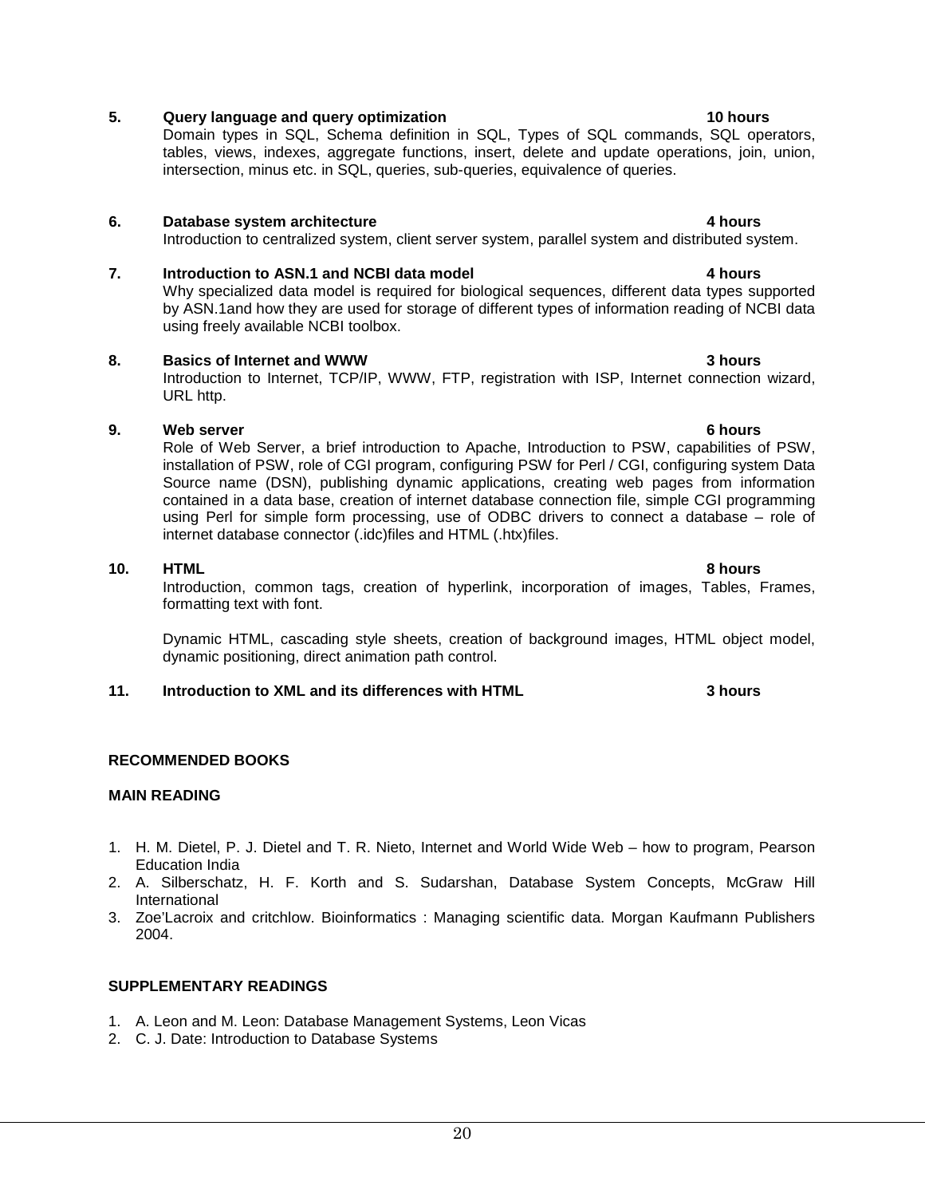**5. Query language and query optimization** **10 hours**

Domain types in SQL, Schema definition in SQL, Types of SQL commands, SQL operators, tables, views, indexes, aggregate functions, insert, delete and update operations, join, union, intersection, minus etc. in SQL, queries, sub-queries, equivalence of queries.

**6. Database system architecture** **4 hours**

Introduction to centralized system, client server system, parallel system and distributed system.

**7. Introduction to ASN.1 and NCBI data model** **4 hours**

Why specialized data model is required for biological sequences, different data types supported by ASN.1and how they are used for storage of different types of information reading of NCBI data using freely available NCBI toolbox.

**8. Basics of Internet and WWW** **3 hours**

Introduction to Internet, TCP/IP, WWW, FTP, registration with ISP, Internet connection wizard, URL http.

**9. Web server** **6 hours**

Role of Web Server, a brief introduction to Apache, Introduction to PSW, capabilities of PSW, installation of PSW, role of CGI program, configuring PSW for Perl / CGI, configuring system Data Source name (DSN), publishing dynamic applications, creating web pages from information contained in a data base, creation of internet database connection file, simple CGI programming using Perl for simple form processing, use of ODBC drivers to connect a database – role of internet database connector (.idc)files and HTML (.htx)files.

**10. HTML** **8 hours**

Introduction, common tags, creation of hyperlink, incorporation of images, Tables, Frames, formatting text with font.

Dynamic HTML, cascading style sheets, creation of background images, HTML object model, dynamic positioning, direct animation path control.

**11. Introduction to XML and its differences with HTML** **3 hours**

**RECOMMENDED BOOKS**

**MAIN READING**

1. H. M. Dietel, P. J. Dietel and T. R. Nieto, Internet and World Wide Web – how to program, Pearson Education India
2. A. Silberschatz, H. F. Korth and S. Sudarshan, Database System Concepts, McGraw Hill International
3. Zoe'Lacroix and critchlow. Bioinformatics : Managing scientific data. Morgan Kaufmann Publishers 2004.

**SUPPLEMENTARY READINGS**

1. A. Leon and M. Leon: Database Management Systems, Leon Vicas
2. C. J. Date: Introduction to Database Systems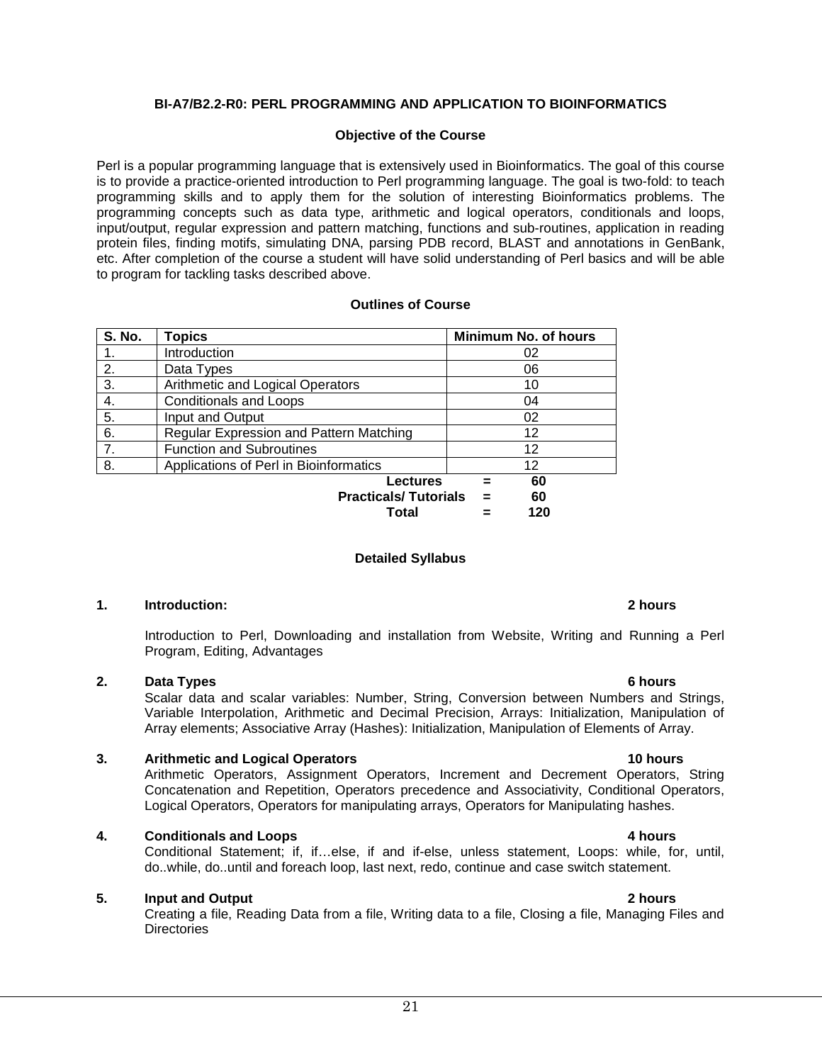## BI-A7/B2.2-R0: PERL PROGRAMMING AND APPLICATION TO BIOINFORMATICS

### Objective of the Course

Perl is a popular programming language that is extensively used in Bioinformatics. The goal of this course is to provide a practice-oriented introduction to Perl programming language. The goal is two-fold: to teach programming skills and to apply them for the solution of interesting Bioinformatics problems. The programming concepts such as data type, arithmetic and logical operators, conditionals and loops, input/output, regular expression and pattern matching, functions and sub-routines, application in reading protein files, finding motifs, simulating DNA, parsing PDB record, BLAST and annotations in GenBank, etc. After completion of the course a student will have solid understanding of Perl basics and will be able to program for tackling tasks described above.

### Outlines of Course

| S. No. | Topics | Minimum No. of hours |
|---|---|---|
| 1. | Introduction | 02 |
| 2. | Data Types | 06 |
| 3. | Arithmetic and Logical Operators | 10 |
| 4. | Conditionals and Loops | 04 |
| 5. | Input and Output | 02 |
| 6. | Regular Expression and Pattern Matching | 12 |
| 7. | Function and Subroutines | 12 |
| 8. | Applications of Perl in Bioinformatics | 12 |

**Lectures = 60**
**Practicals/ Tutorials = 60**
**Total = 120**

### Detailed Syllabus

**1. Introduction: 2 hours**

Introduction to Perl, Downloading and installation from Website, Writing and Running a Perl Program, Editing, Advantages

**2. Data Types 6 hours**

Scalar data and scalar variables: Number, String, Conversion between Numbers and Strings, Variable Interpolation, Arithmetic and Decimal Precision, Arrays: Initialization, Manipulation of Array elements; Associative Array (Hashes): Initialization, Manipulation of Elements of Array.

**3. Arithmetic and Logical Operators 10 hours**

Arithmetic Operators, Assignment Operators, Increment and Decrement Operators, String Concatenation and Repetition, Operators precedence and Associativity, Conditional Operators, Logical Operators, Operators for manipulating arrays, Operators for Manipulating hashes.

**4. Conditionals and Loops 4 hours**

Conditional Statement; if, if…else, if and if-else, unless statement, Loops: while, for, until, do..while, do..until and foreach loop, last next, redo, continue and case switch statement.

**5. Input and Output 2 hours**

Creating a file, Reading Data from a file, Writing data to a file, Closing a file, Managing Files and Directories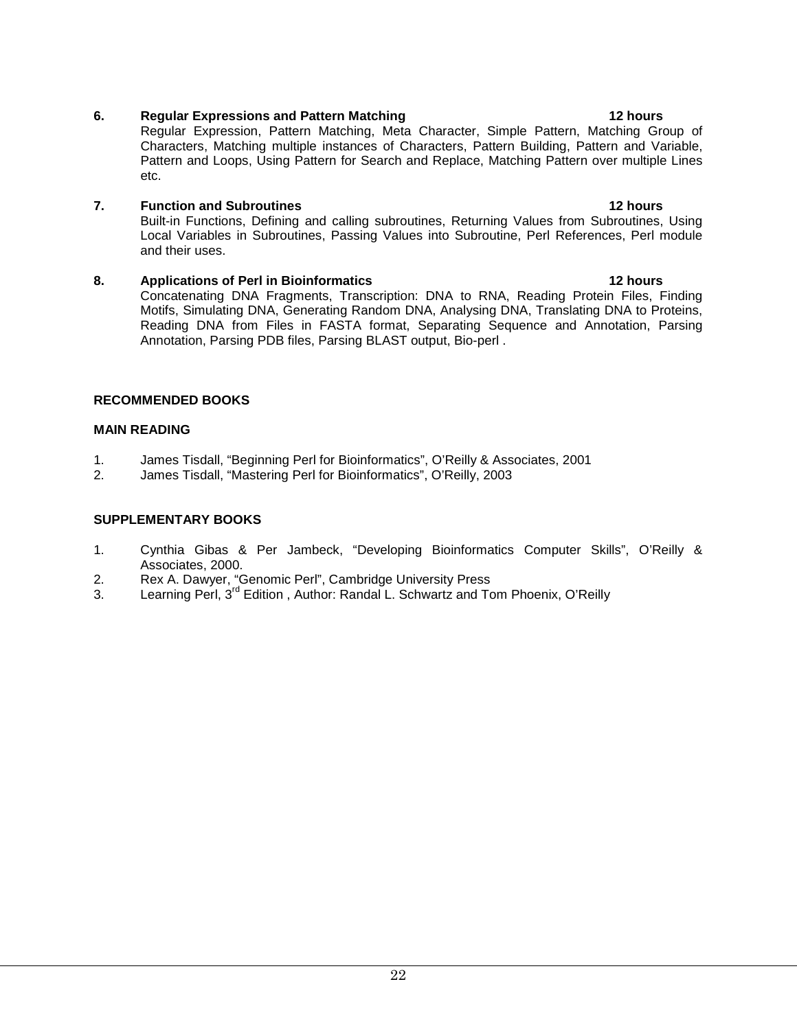**6. Regular Expressions and Pattern Matching 12 hours**

Regular Expression, Pattern Matching, Meta Character, Simple Pattern, Matching Group of Characters, Matching multiple instances of Characters, Pattern Building, Pattern and Variable, Pattern and Loops, Using Pattern for Search and Replace, Matching Pattern over multiple Lines etc.

**7. Function and Subroutines 12 hours**

Built-in Functions, Defining and calling subroutines, Returning Values from Subroutines, Using Local Variables in Subroutines, Passing Values into Subroutine, Perl References, Perl module and their uses.

**8. Applications of Perl in Bioinformatics 12 hours**

Concatenating DNA Fragments, Transcription: DNA to RNA, Reading Protein Files, Finding Motifs, Simulating DNA, Generating Random DNA, Analysing DNA, Translating DNA to Proteins, Reading DNA from Files in FASTA format, Separating Sequence and Annotation, Parsing Annotation, Parsing PDB files, Parsing BLAST output, Bio-perl .

**RECOMMENDED BOOKS**

**MAIN READING**

1. James Tisdall, "Beginning Perl for Bioinformatics", O'Reilly & Associates, 2001
2. James Tisdall, "Mastering Perl for Bioinformatics", O'Reilly, 2003

**SUPPLEMENTARY BOOKS**

1. Cynthia Gibas & Per Jambeck, "Developing Bioinformatics Computer Skills", O'Reilly & Associates, 2000.
2. Rex A. Dawyer, "Genomic Perl", Cambridge University Press
3. Learning Perl, 3rd Edition , Author: Randal L. Schwartz and Tom Phoenix, O'Reilly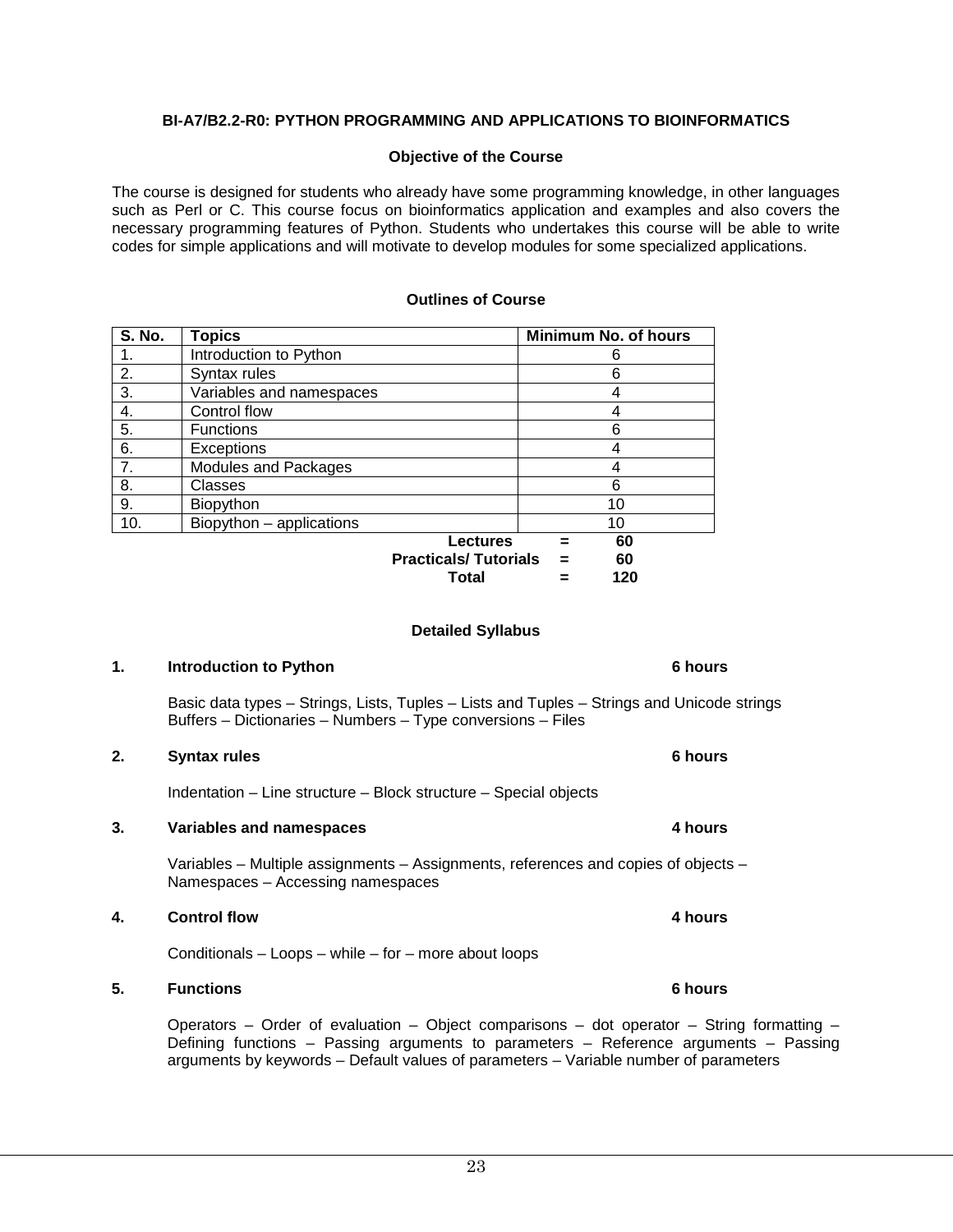### BI-A7/B2.2-R0: PYTHON PROGRAMMING AND APPLICATIONS TO BIOINFORMATICS

#### Objective of the Course

The course is designed for students who already have some programming knowledge, in other languages such as Perl or C. This course focus on bioinformatics application and examples and also covers the necessary programming features of Python. Students who undertakes this course will be able to write codes for simple applications and will motivate to develop modules for some specialized applications.

#### Outlines of Course

| S. No. | Topics | Minimum No. of hours |
|---|---|---|
| 1. | Introduction to Python | 6 |
| 2. | Syntax rules | 6 |
| 3. | Variables and namespaces | 4 |
| 4. | Control flow | 4 |
| 5. | Functions | 6 |
| 6. | Exceptions | 4 |
| 7. | Modules and Packages | 4 |
| 8. | Classes | 6 |
| 9. | Biopython | 10 |
| 10. | Biopython – applications | 10 |

**Lectures = 60**
**Practicals/ Tutorials = 60**
**Total = 120**

#### Detailed Syllabus

**1. Introduction to Python — 6 hours**

Basic data types – Strings, Lists, Tuples – Lists and Tuples – Strings and Unicode strings Buffers – Dictionaries – Numbers – Type conversions – Files

**2. Syntax rules — 6 hours**

Indentation – Line structure – Block structure – Special objects

**3. Variables and namespaces — 4 hours**

Variables – Multiple assignments – Assignments, references and copies of objects – Namespaces – Accessing namespaces

**4. Control flow — 4 hours**

Conditionals – Loops – while – for – more about loops

**5. Functions — 6 hours**

Operators – Order of evaluation – Object comparisons – dot operator – String formatting – Defining functions – Passing arguments to parameters – Reference arguments – Passing arguments by keywords – Default values of parameters – Variable number of parameters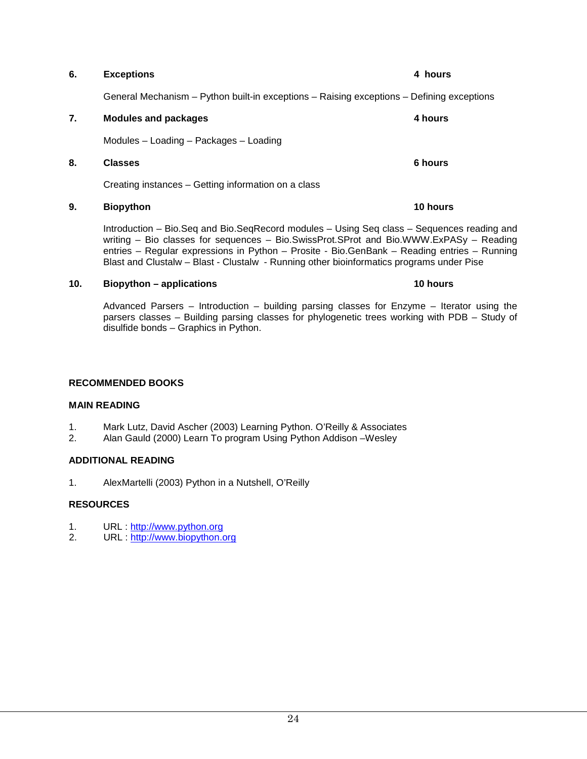**6. Exceptions** **4 hours**

General Mechanism – Python built-in exceptions – Raising exceptions – Defining exceptions

**7. Modules and packages** **4 hours**

Modules – Loading – Packages – Loading

**8. Classes** **6 hours**

Creating instances – Getting information on a class

**9. Biopython** **10 hours**

Introduction – Bio.Seq and Bio.SeqRecord modules – Using Seq class – Sequences reading and writing – Bio classes for sequences – Bio.SwissProt.SProt and Bio.WWW.ExPASy – Reading entries – Regular expressions in Python – Prosite - Bio.GenBank – Reading entries – Running Blast and Clustalw – Blast - Clustalw - Running other bioinformatics programs under Pise

**10. Biopython – applications** **10 hours**

Advanced Parsers – Introduction – building parsing classes for Enzyme – Iterator using the parsers classes – Building parsing classes for phylogenetic trees working with PDB – Study of disulfide bonds – Graphics in Python.

**RECOMMENDED BOOKS**

**MAIN READING**

1. Mark Lutz, David Ascher (2003) Learning Python. O'Reilly & Associates
2. Alan Gauld (2000) Learn To program Using Python Addison –Wesley

**ADDITIONAL READING**

1. AlexMartelli (2003) Python in a Nutshell, O'Reilly

**RESOURCES**

1. URL : http://www.python.org
2. URL : http://www.biopython.org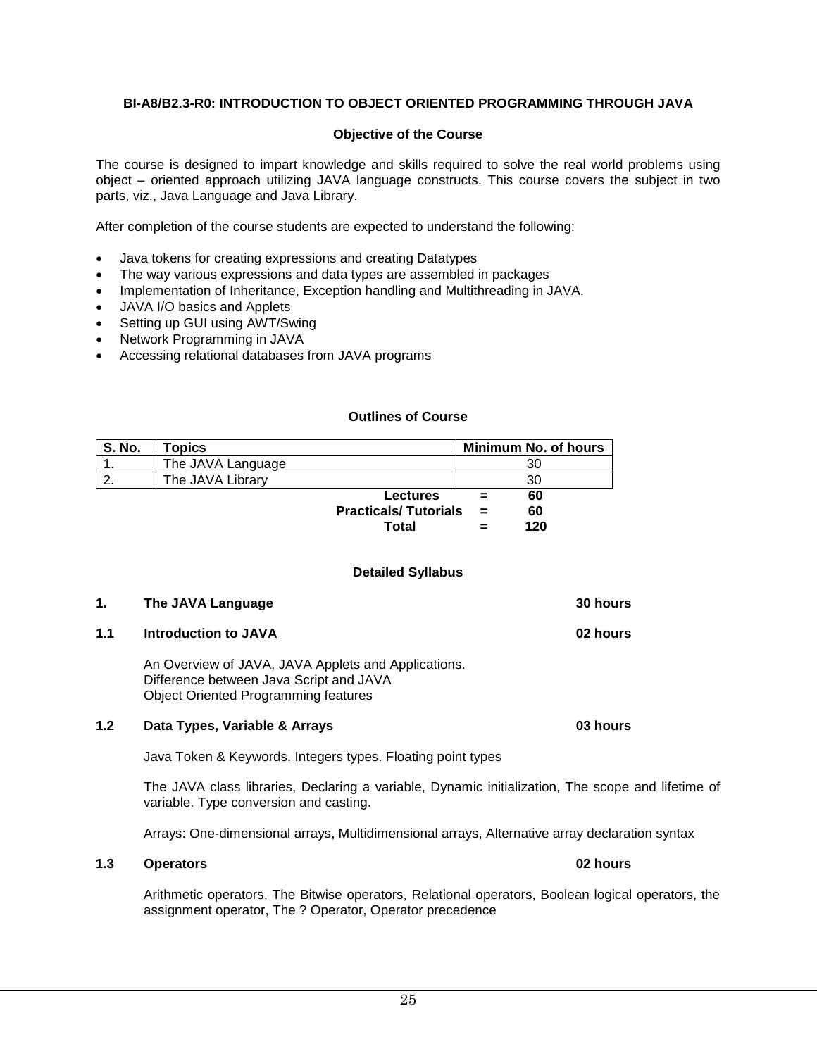**BI-A8/B2.3-R0: INTRODUCTION TO OBJECT ORIENTED PROGRAMMING THROUGH JAVA**

**Objective of the Course**

The course is designed to impart knowledge and skills required to solve the real world problems using object – oriented approach utilizing JAVA language constructs. This course covers the subject in two parts, viz., Java Language and Java Library.

After completion of the course students are expected to understand the following:

- Java tokens for creating expressions and creating Datatypes
- The way various expressions and data types are assembled in packages
- Implementation of Inheritance, Exception handling and Multithreading in JAVA.
- JAVA I/O basics and Applets
- Setting up GUI using AWT/Swing
- Network Programming in JAVA
- Accessing relational databases from JAVA programs

**Outlines of Course**

| S. No. | Topics | Minimum No. of hours |
|---|---|---|
| 1. | The JAVA Language | 30 |
| 2. | The JAVA Library | 30 |
| | **Lectures =** | **60** |
| | **Practicals/ Tutorials =** | **60** |
| | **Total =** | **120** |

**Detailed Syllabus**

**1. The JAVA Language — 30 hours**

**1.1 Introduction to JAVA — 02 hours**

An Overview of JAVA, JAVA Applets and Applications.
Difference between Java Script and JAVA
Object Oriented Programming features

**1.2 Data Types, Variable & Arrays — 03 hours**

Java Token & Keywords. Integers types. Floating point types

The JAVA class libraries, Declaring a variable, Dynamic initialization, The scope and lifetime of variable. Type conversion and casting.

Arrays: One-dimensional arrays, Multidimensional arrays, Alternative array declaration syntax

**1.3 Operators — 02 hours**

Arithmetic operators, The Bitwise operators, Relational operators, Boolean logical operators, the assignment operator, The ? Operator, Operator precedence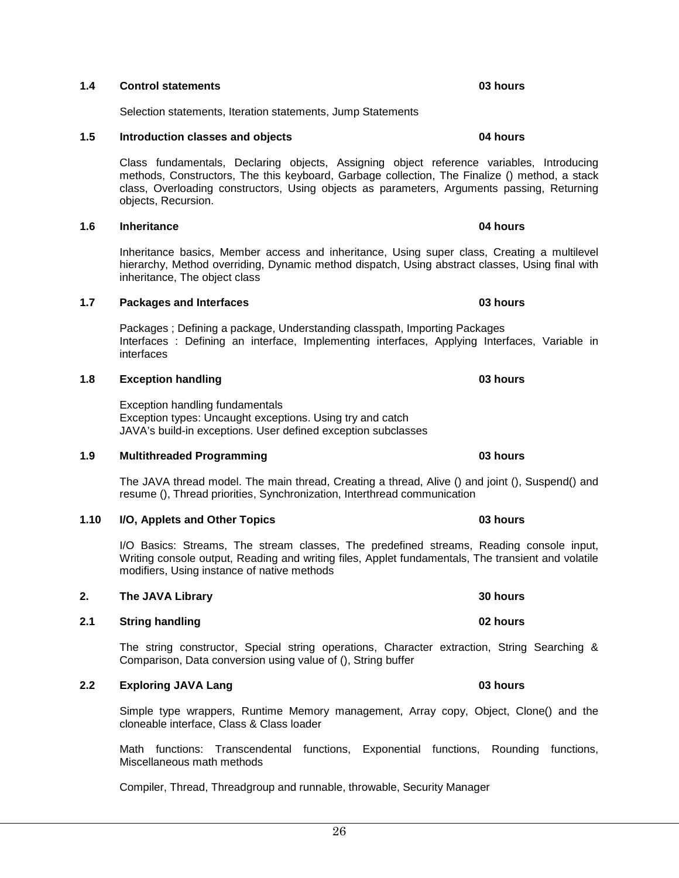### 1.4 Control statements — 03 hours

Selection statements, Iteration statements, Jump Statements

### 1.5 Introduction classes and objects — 04 hours

Class fundamentals, Declaring objects, Assigning object reference variables, Introducing methods, Constructors, The this keyboard, Garbage collection, The Finalize () method, a stack class, Overloading constructors, Using objects as parameters, Arguments passing, Returning objects, Recursion.

### 1.6 Inheritance — 04 hours

Inheritance basics, Member access and inheritance, Using super class, Creating a multilevel hierarchy, Method overriding, Dynamic method dispatch, Using abstract classes, Using final with inheritance, The object class

### 1.7 Packages and Interfaces — 03 hours

Packages ; Defining a package, Understanding classpath, Importing Packages
Interfaces : Defining an interface, Implementing interfaces, Applying Interfaces, Variable in interfaces

### 1.8 Exception handling — 03 hours

Exception handling fundamentals
Exception types: Uncaught exceptions. Using try and catch
JAVA's build-in exceptions. User defined exception subclasses

### 1.9 Multithreaded Programming — 03 hours

The JAVA thread model. The main thread, Creating a thread, Alive () and joint (), Suspend() and resume (), Thread priorities, Synchronization, Interthread communication

### 1.10 I/O, Applets and Other Topics — 03 hours

I/O Basics: Streams, The stream classes, The predefined streams, Reading console input, Writing console output, Reading and writing files, Applet fundamentals, The transient and volatile modifiers, Using instance of native methods

## 2. The JAVA Library — 30 hours

### 2.1 String handling — 02 hours

The string constructor, Special string operations, Character extraction, String Searching & Comparison, Data conversion using value of (), String buffer

### 2.2 Exploring JAVA Lang — 03 hours

Simple type wrappers, Runtime Memory management, Array copy, Object, Clone() and the cloneable interface, Class & Class loader

Math functions: Transcendental functions, Exponential functions, Rounding functions, Miscellaneous math methods

Compiler, Thread, Threadgroup and runnable, throwable, Security Manager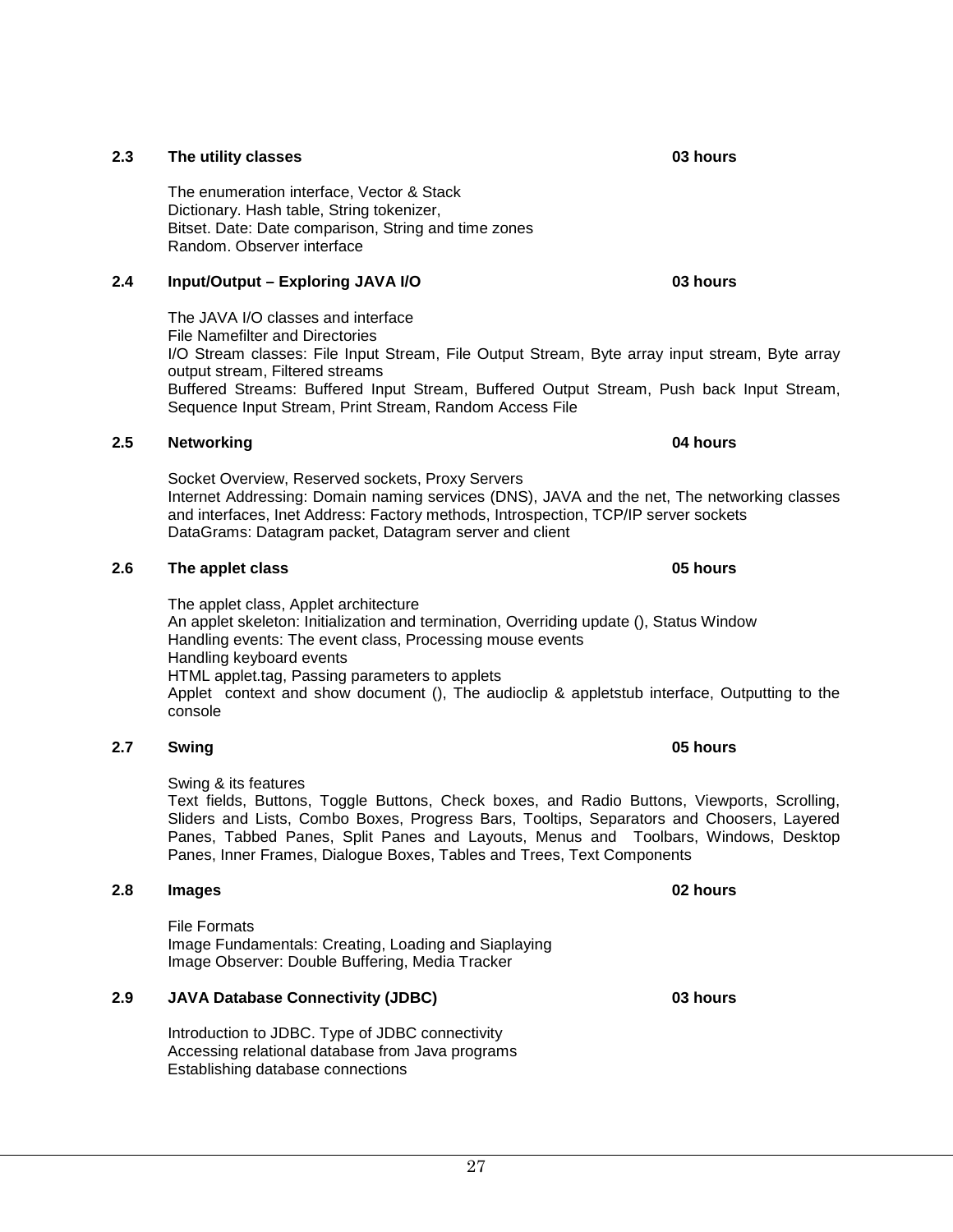**2.3 The utility classes** **03 hours**

The enumeration interface, Vector & Stack
Dictionary. Hash table, String tokenizer,
Bitset. Date: Date comparison, String and time zones
Random. Observer interface

**2.4 Input/Output – Exploring JAVA I/O** **03 hours**

The JAVA I/O classes and interface
File Namefilter and Directories
I/O Stream classes: File Input Stream, File Output Stream, Byte array input stream, Byte array output stream, Filtered streams
Buffered Streams: Buffered Input Stream, Buffered Output Stream, Push back Input Stream, Sequence Input Stream, Print Stream, Random Access File

**2.5 Networking** **04 hours**

Socket Overview, Reserved sockets, Proxy Servers
Internet Addressing: Domain naming services (DNS), JAVA and the net, The networking classes and interfaces, Inet Address: Factory methods, Introspection, TCP/IP server sockets
DataGrams: Datagram packet, Datagram server and client

**2.6 The applet class** **05 hours**

The applet class, Applet architecture
An applet skeleton: Initialization and termination, Overriding update (), Status Window
Handling events: The event class, Processing mouse events
Handling keyboard events
HTML applet.tag, Passing parameters to applets
Applet context and show document (), The audioclip & appletstub interface, Outputting to the console

**2.7 Swing** **05 hours**

Swing & its features
Text fields, Buttons, Toggle Buttons, Check boxes, and Radio Buttons, Viewports, Scrolling, Sliders and Lists, Combo Boxes, Progress Bars, Tooltips, Separators and Choosers, Layered Panes, Tabbed Panes, Split Panes and Layouts, Menus and Toolbars, Windows, Desktop Panes, Inner Frames, Dialogue Boxes, Tables and Trees, Text Components

**2.8 Images** **02 hours**

File Formats
Image Fundamentals: Creating, Loading and Siaplaying
Image Observer: Double Buffering, Media Tracker

**2.9 JAVA Database Connectivity (JDBC)** **03 hours**

Introduction to JDBC. Type of JDBC connectivity
Accessing relational database from Java programs
Establishing database connections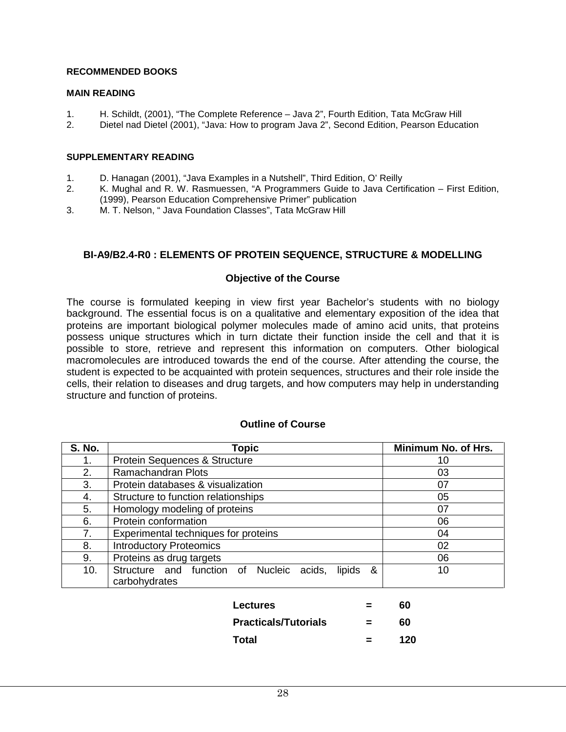**RECOMMENDED BOOKS**

**MAIN READING**

1. H. Schildt, (2001), "The Complete Reference – Java 2", Fourth Edition, Tata McGraw Hill
2. Dietel nad Dietel (2001), "Java: How to program Java 2", Second Edition, Pearson Education

**SUPPLEMENTARY READING**

1. D. Hanagan (2001), "Java Examples in a Nutshell", Third Edition, O' Reilly
2. K. Mughal and R. W. Rasmuessen, "A Programmers Guide to Java Certification – First Edition, (1999), Pearson Education Comprehensive Primer" publication
3. M. T. Nelson, " Java Foundation Classes", Tata McGraw Hill

## BI-A9/B2.4-R0 : ELEMENTS OF PROTEIN SEQUENCE, STRUCTURE & MODELLING

### Objective of the Course

The course is formulated keeping in view first year Bachelor's students with no biology background. The essential focus is on a qualitative and elementary exposition of the idea that proteins are important biological polymer molecules made of amino acid units, that proteins possess unique structures which in turn dictate their function inside the cell and that it is possible to store, retrieve and represent this information on computers. Other biological macromolecules are introduced towards the end of the course. After attending the course, the student is expected to be acquainted with protein sequences, structures and their role inside the cells, their relation to diseases and drug targets, and how computers may help in understanding structure and function of proteins.

### Outline of Course

| S. No. | Topic | Minimum No. of Hrs. |
|---|---|---|
| 1. | Protein Sequences & Structure | 10 |
| 2. | Ramachandran Plots | 03 |
| 3. | Protein databases & visualization | 07 |
| 4. | Structure to function relationships | 05 |
| 5. | Homology modeling of proteins | 07 |
| 6. | Protein conformation | 06 |
| 7. | Experimental techniques for proteins | 04 |
| 8. | Introductory Proteomics | 02 |
| 9. | Proteins as drug targets | 06 |
| 10. | Structure and function of Nucleic acids, lipids & carbohydrates | 10 |

| | | |
|---|---|---|
| **Lectures** | **=** | **60** |
| **Practicals/Tutorials** | **=** | **60** |
| **Total** | **=** | **120** |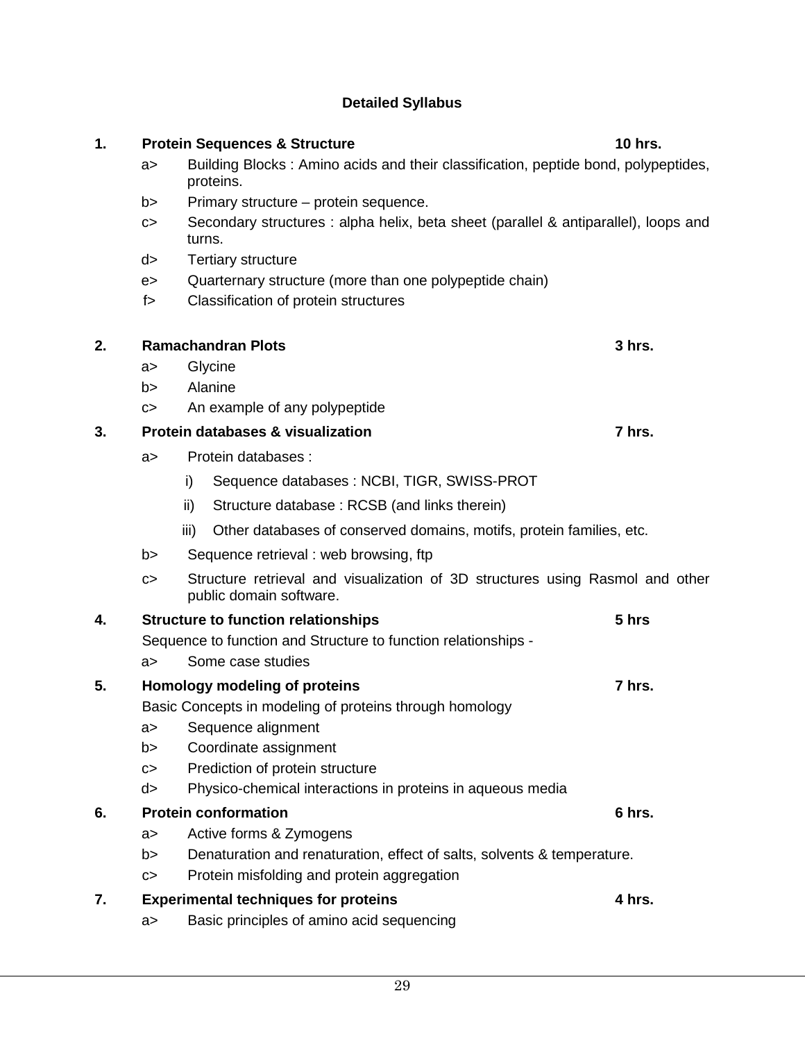## Detailed Syllabus

**1. Protein Sequences & Structure — 10 hrs.**

- a> Building Blocks : Amino acids and their classification, peptide bond, polypeptides, proteins.
- b> Primary structure – protein sequence.
- c> Secondary structures : alpha helix, beta sheet (parallel & antiparallel), loops and turns.
- d> Tertiary structure
- e> Quarternary structure (more than one polypeptide chain)
- f> Classification of protein structures

**2. Ramachandran Plots — 3 hrs.**

- a> Glycine
- b> Alanine
- c> An example of any polypeptide

**3. Protein databases & visualization — 7 hrs.**

- a> Protein databases :
  - i) Sequence databases : NCBI, TIGR, SWISS-PROT
  - ii) Structure database : RCSB (and links therein)
  - iii) Other databases of conserved domains, motifs, protein families, etc.
- b> Sequence retrieval : web browsing, ftp
- c> Structure retrieval and visualization of 3D structures using Rasmol and other public domain software.

**4. Structure to function relationships — 5 hrs**

Sequence to function and Structure to function relationships -

- a> Some case studies

**5. Homology modeling of proteins — 7 hrs.**

Basic Concepts in modeling of proteins through homology

- a> Sequence alignment
- b> Coordinate assignment
- c> Prediction of protein structure
- d> Physico-chemical interactions in proteins in aqueous media

**6. Protein conformation — 6 hrs.**

- a> Active forms & Zymogens
- b> Denaturation and renaturation, effect of salts, solvents & temperature.
- c> Protein misfolding and protein aggregation

**7. Experimental techniques for proteins — 4 hrs.**

- a> Basic principles of amino acid sequencing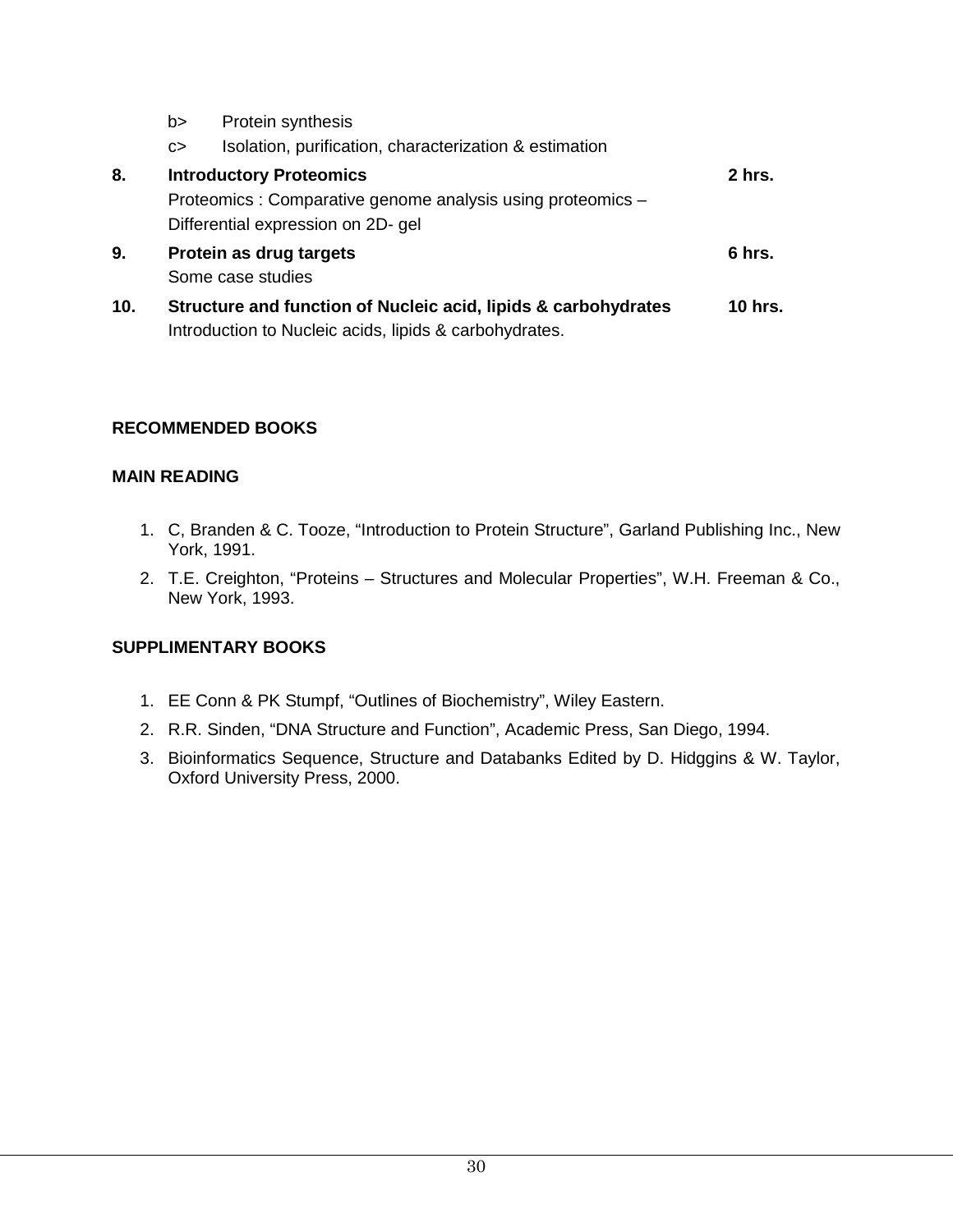b> Protein synthesis

c> Isolation, purification, characterization & estimation

**8. Introductory Proteomics** **2 hrs.**

Proteomics : Comparative genome analysis using proteomics – Differential expression on 2D- gel

**9. Protein as drug targets** **6 hrs.**

Some case studies

**10. Structure and function of Nucleic acid, lipids & carbohydrates** **10 hrs.**

Introduction to Nucleic acids, lipids & carbohydrates.

**RECOMMENDED BOOKS**

**MAIN READING**

1. C, Branden & C. Tooze, "Introduction to Protein Structure", Garland Publishing Inc., New York, 1991.
2. T.E. Creighton, "Proteins – Structures and Molecular Properties", W.H. Freeman & Co., New York, 1993.

**SUPPLIMENTARY BOOKS**

1. EE Conn & PK Stumpf, "Outlines of Biochemistry", Wiley Eastern.
2. R.R. Sinden, "DNA Structure and Function", Academic Press, San Diego, 1994.
3. Bioinformatics Sequence, Structure and Databanks Edited by D. Hidggins & W. Taylor, Oxford University Press, 2000.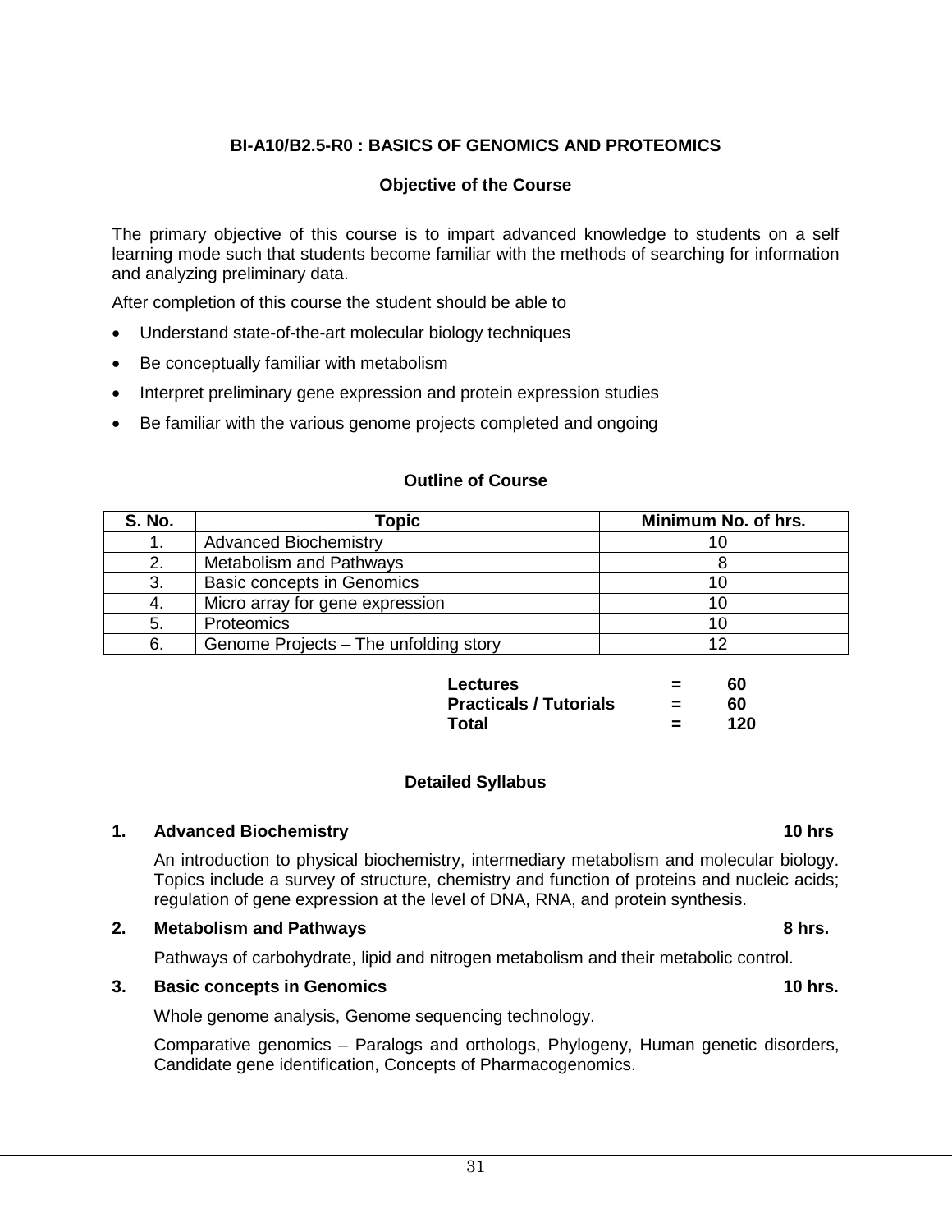## BI-A10/B2.5-R0 : BASICS OF GENOMICS AND PROTEOMICS

### Objective of the Course

The primary objective of this course is to impart advanced knowledge to students on a self learning mode such that students become familiar with the methods of searching for information and analyzing preliminary data.

After completion of this course the student should be able to

- Understand state-of-the-art molecular biology techniques
- Be conceptually familiar with metabolism
- Interpret preliminary gene expression and protein expression studies
- Be familiar with the various genome projects completed and ongoing

### Outline of Course

| S. No. | Topic | Minimum No. of hrs. |
|---|---|---|
| 1. | Advanced Biochemistry | 10 |
| 2. | Metabolism and Pathways | 8 |
| 3. | Basic concepts in Genomics | 10 |
| 4. | Micro array for gene expression | 10 |
| 5. | Proteomics | 10 |
| 6. | Genome Projects – The unfolding story | 12 |

| | | |
|---|---|---|
| **Lectures** | **=** | **60** |
| **Practicals / Tutorials** | **=** | **60** |
| **Total** | **=** | **120** |

### Detailed Syllabus

**1. Advanced Biochemistry — 10 hrs**

An introduction to physical biochemistry, intermediary metabolism and molecular biology. Topics include a survey of structure, chemistry and function of proteins and nucleic acids; regulation of gene expression at the level of DNA, RNA, and protein synthesis.

**2. Metabolism and Pathways — 8 hrs.**

Pathways of carbohydrate, lipid and nitrogen metabolism and their metabolic control.

**3. Basic concepts in Genomics — 10 hrs.**

Whole genome analysis, Genome sequencing technology.

Comparative genomics – Paralogs and orthologs, Phylogeny, Human genetic disorders, Candidate gene identification, Concepts of Pharmacogenomics.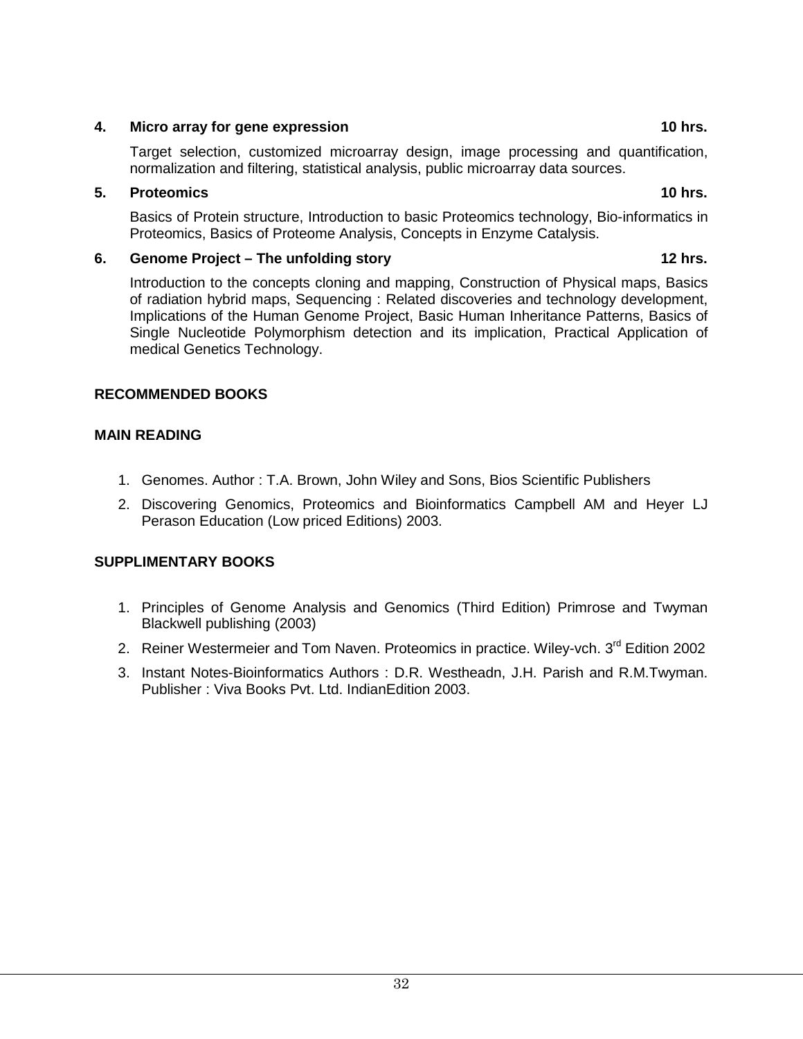**4. Micro array for gene expression 10 hrs.**

Target selection, customized microarray design, image processing and quantification, normalization and filtering, statistical analysis, public microarray data sources.

**5. Proteomics 10 hrs.**

Basics of Protein structure, Introduction to basic Proteomics technology, Bio-informatics in Proteomics, Basics of Proteome Analysis, Concepts in Enzyme Catalysis.

**6. Genome Project – The unfolding story 12 hrs.**

Introduction to the concepts cloning and mapping, Construction of Physical maps, Basics of radiation hybrid maps, Sequencing : Related discoveries and technology development, Implications of the Human Genome Project, Basic Human Inheritance Patterns, Basics of Single Nucleotide Polymorphism detection and its implication, Practical Application of medical Genetics Technology.

**RECOMMENDED BOOKS**

**MAIN READING**

1. Genomes. Author : T.A. Brown, John Wiley and Sons, Bios Scientific Publishers
2. Discovering Genomics, Proteomics and Bioinformatics Campbell AM and Heyer LJ Perason Education (Low priced Editions) 2003.

**SUPPLIMENTARY BOOKS**

1. Principles of Genome Analysis and Genomics (Third Edition) Primrose and Twyman Blackwell publishing (2003)
2. Reiner Westermeier and Tom Naven. Proteomics in practice. Wiley-vch. 3rd Edition 2002
3. Instant Notes-Bioinformatics Authors : D.R. Westheadn, J.H. Parish and R.M.Twyman. Publisher : Viva Books Pvt. Ltd. IndianEdition 2003.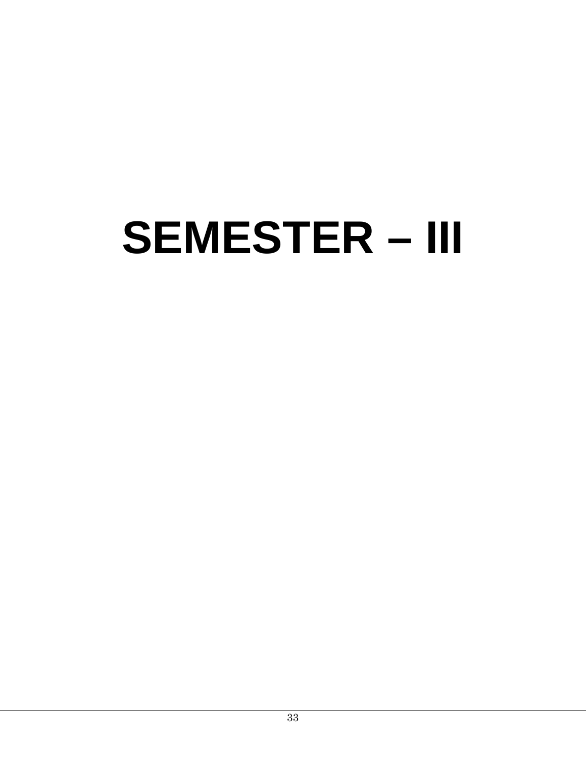# SEMESTER – III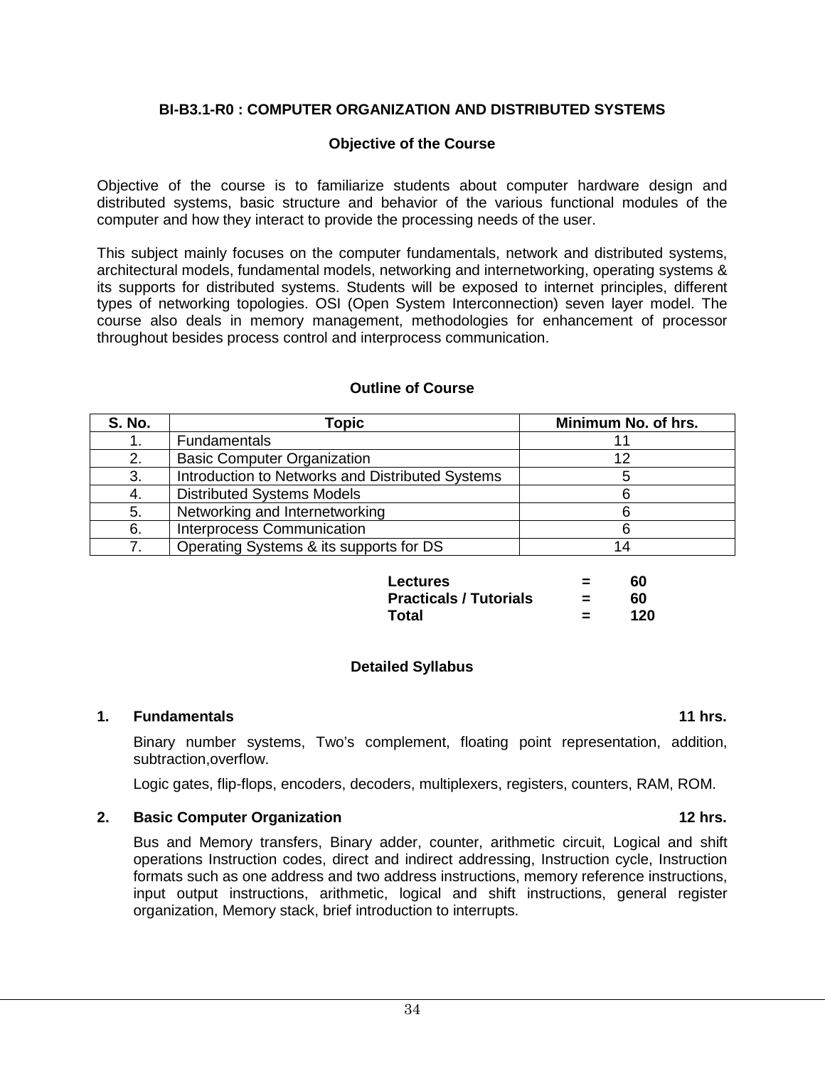## BI-B3.1-R0 : COMPUTER ORGANIZATION AND DISTRIBUTED SYSTEMS

### Objective of the Course

Objective of the course is to familiarize students about computer hardware design and distributed systems, basic structure and behavior of the various functional modules of the computer and how they interact to provide the processing needs of the user.

This subject mainly focuses on the computer fundamentals, network and distributed systems, architectural models, fundamental models, networking and internetworking, operating systems & its supports for distributed systems. Students will be exposed to internet principles, different types of networking topologies. OSI (Open System Interconnection) seven layer model. The course also deals in memory management, methodologies for enhancement of processor throughout besides process control and interprocess communication.

### Outline of Course

| S. No. | Topic | Minimum No. of hrs. |
|---|---|---|
| 1. | Fundamentals | 11 |
| 2. | Basic Computer Organization | 12 |
| 3. | Introduction to Networks and Distributed Systems | 5 |
| 4. | Distributed Systems Models | 6 |
| 5. | Networking and Internetworking | 6 |
| 6. | Interprocess Communication | 6 |
| 7. | Operating Systems & its supports for DS | 14 |

| | | |
|---|---|---|
| **Lectures** | **=** | **60** |
| **Practicals / Tutorials** | **=** | **60** |
| **Total** | **=** | **120** |

### Detailed Syllabus

**1. Fundamentals — 11 hrs.**

Binary number systems, Two's complement, floating point representation, addition, subtraction,overflow.

Logic gates, flip-flops, encoders, decoders, multiplexers, registers, counters, RAM, ROM.

**2. Basic Computer Organization — 12 hrs.**

Bus and Memory transfers, Binary adder, counter, arithmetic circuit, Logical and shift operations Instruction codes, direct and indirect addressing, Instruction cycle, Instruction formats such as one address and two address instructions, memory reference instructions, input output instructions, arithmetic, logical and shift instructions, general register organization, Memory stack, brief introduction to interrupts.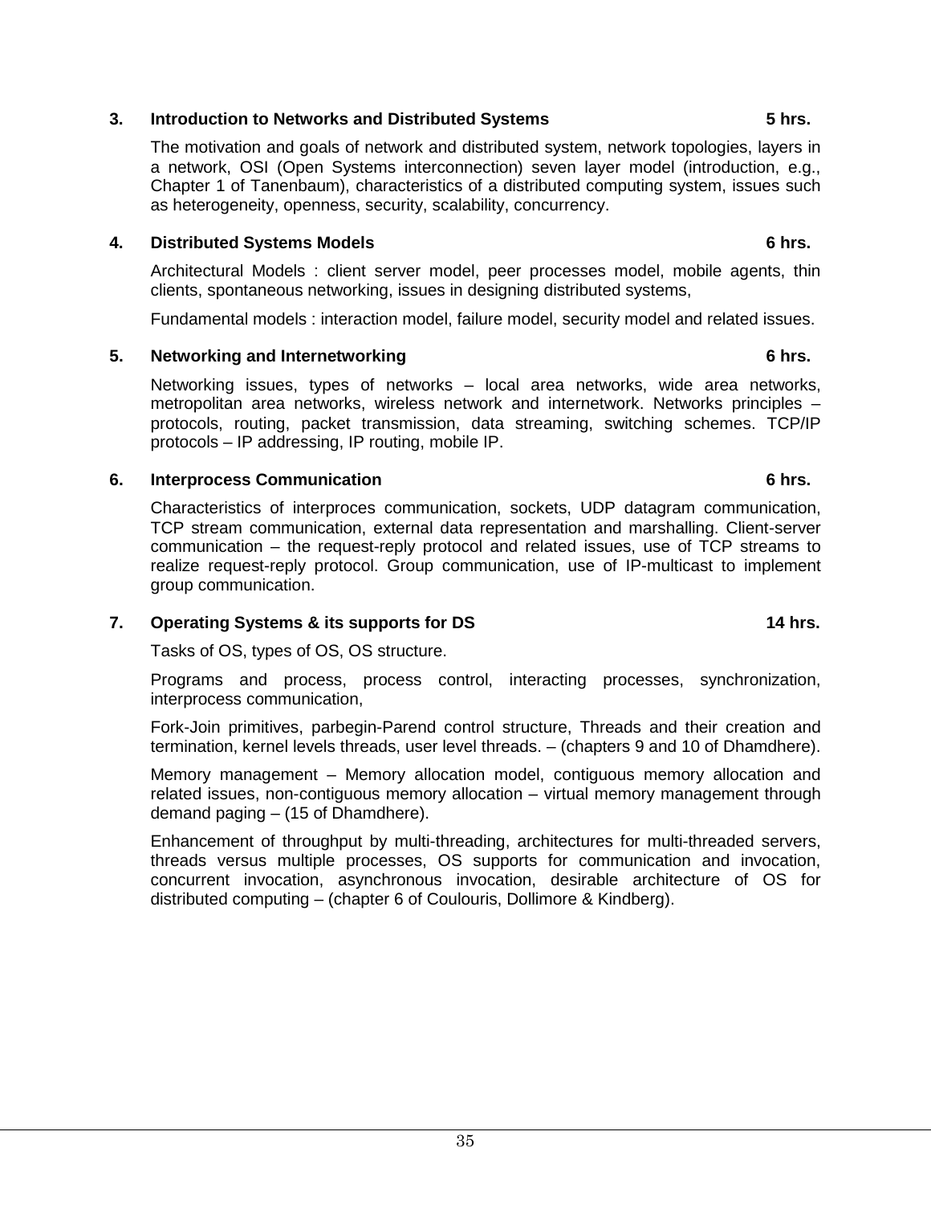### 3. Introduction to Networks and Distributed Systems — 5 hrs.

The motivation and goals of network and distributed system, network topologies, layers in a network, OSI (Open Systems interconnection) seven layer model (introduction, e.g., Chapter 1 of Tanenbaum), characteristics of a distributed computing system, issues such as heterogeneity, openness, security, scalability, concurrency.

### 4. Distributed Systems Models — 6 hrs.

Architectural Models : client server model, peer processes model, mobile agents, thin clients, spontaneous networking, issues in designing distributed systems,

Fundamental models : interaction model, failure model, security model and related issues.

### 5. Networking and Internetworking — 6 hrs.

Networking issues, types of networks – local area networks, wide area networks, metropolitan area networks, wireless network and internetwork. Networks principles – protocols, routing, packet transmission, data streaming, switching schemes. TCP/IP protocols – IP addressing, IP routing, mobile IP.

### 6. Interprocess Communication — 6 hrs.

Characteristics of interproces communication, sockets, UDP datagram communication, TCP stream communication, external data representation and marshalling. Client-server communication – the request-reply protocol and related issues, use of TCP streams to realize request-reply protocol. Group communication, use of IP-multicast to implement group communication.

### 7. Operating Systems & its supports for DS — 14 hrs.

Tasks of OS, types of OS, OS structure.

Programs and process, process control, interacting processes, synchronization, interprocess communication,

Fork-Join primitives, parbegin-Parend control structure, Threads and their creation and termination, kernel levels threads, user level threads. – (chapters 9 and 10 of Dhamdhere).

Memory management – Memory allocation model, contiguous memory allocation and related issues, non-contiguous memory allocation – virtual memory management through demand paging – (15 of Dhamdhere).

Enhancement of throughput by multi-threading, architectures for multi-threaded servers, threads versus multiple processes, OS supports for communication and invocation, concurrent invocation, asynchronous invocation, desirable architecture of OS for distributed computing – (chapter 6 of Coulouris, Dollimore & Kindberg).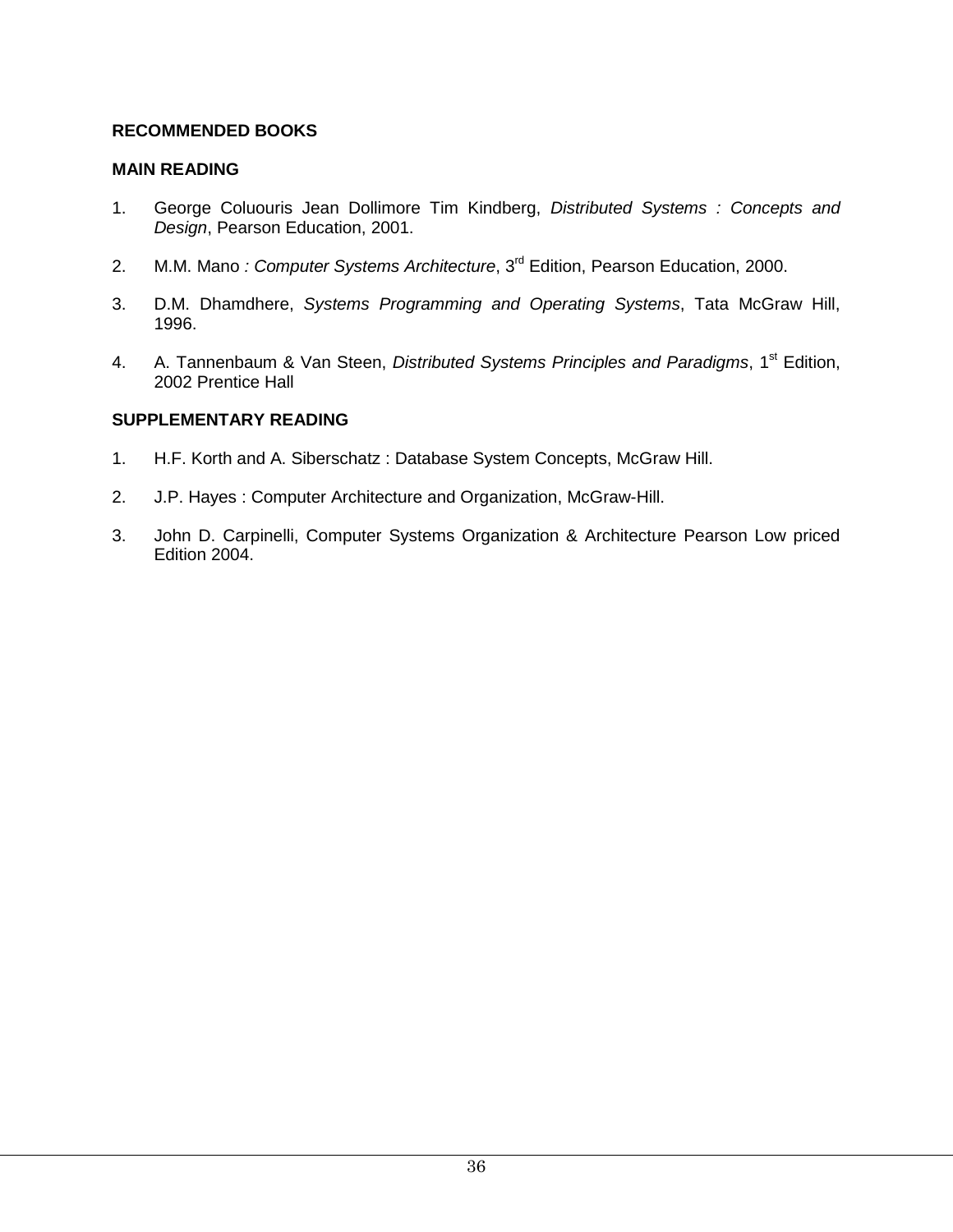**RECOMMENDED BOOKS**

**MAIN READING**

1. George Coluouris Jean Dollimore Tim Kindberg, *Distributed Systems : Concepts and Design*, Pearson Education, 2001.

2. M.M. Mano *: Computer Systems Architecture*, 3rd Edition, Pearson Education, 2000.

3. D.M. Dhamdhere, *Systems Programming and Operating Systems*, Tata McGraw Hill, 1996.

4. A. Tannenbaum & Van Steen, *Distributed Systems Principles and Paradigms*, 1st Edition, 2002 Prentice Hall

**SUPPLEMENTARY READING**

1. H.F. Korth and A. Siberschatz : Database System Concepts, McGraw Hill.

2. J.P. Hayes : Computer Architecture and Organization, McGraw-Hill.

3. John D. Carpinelli, Computer Systems Organization & Architecture Pearson Low priced Edition 2004.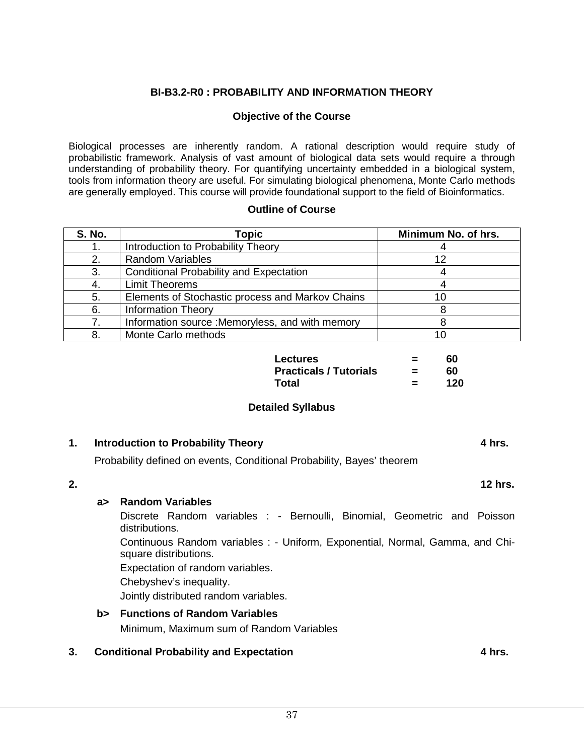## BI-B3.2-R0 : PROBABILITY AND INFORMATION THEORY

### Objective of the Course

Biological processes are inherently random. A rational description would require study of probabilistic framework. Analysis of vast amount of biological data sets would require a through understanding of probability theory. For quantifying uncertainty embedded in a biological system, tools from information theory are useful. For simulating biological phenomena, Monte Carlo methods are generally employed. This course will provide foundational support to the field of Bioinformatics.

### Outline of Course

| S. No. | Topic | Minimum No. of hrs. |
|---|---|---|
| 1. | Introduction to Probability Theory | 4 |
| 2. | Random Variables | 12 |
| 3. | Conditional Probability and Expectation | 4 |
| 4. | Limit Theorems | 4 |
| 5. | Elements of Stochastic process and Markov Chains | 10 |
| 6. | Information Theory | 8 |
| 7. | Information source :Memoryless, and with memory | 8 |
| 8. | Monte Carlo methods | 10 |

| | | |
|---|---|---|
| **Lectures** | **=** | **60** |
| **Practicals / Tutorials** | **=** | **60** |
| **Total** | **=** | **120** |

### Detailed Syllabus

**1. Introduction to Probability Theory** **4 hrs.**

Probability defined on events, Conditional Probability, Bayes' theorem

**2.** **12 hrs.**

**a> Random Variables**

Discrete Random variables : - Bernoulli, Binomial, Geometric and Poisson distributions.

Continuous Random variables : - Uniform, Exponential, Normal, Gamma, and Chi-square distributions.

Expectation of random variables.

Chebyshev's inequality.

Jointly distributed random variables.

**b> Functions of Random Variables**

Minimum, Maximum sum of Random Variables

**3. Conditional Probability and Expectation** **4 hrs.**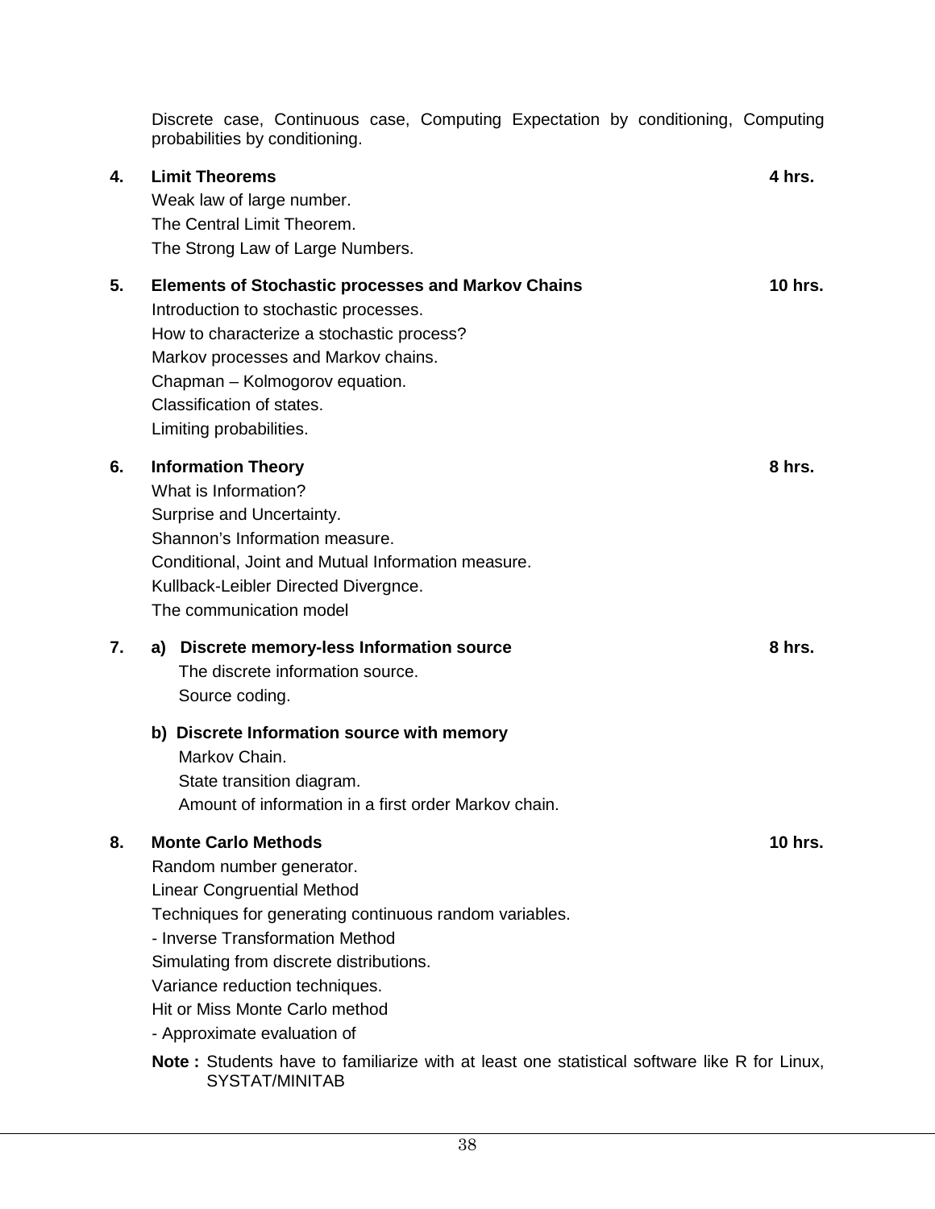Discrete case, Continuous case, Computing Expectation by conditioning, Computing probabilities by conditioning.

**4. Limit Theorems** **4 hrs.**

Weak law of large number.
The Central Limit Theorem.
The Strong Law of Large Numbers.

**5. Elements of Stochastic processes and Markov Chains** **10 hrs.**

Introduction to stochastic processes.
How to characterize a stochastic process?
Markov processes and Markov chains.
Chapman – Kolmogorov equation.
Classification of states.
Limiting probabilities.

**6. Information Theory** **8 hrs.**

What is Information?
Surprise and Uncertainty.
Shannon's Information measure.
Conditional, Joint and Mutual Information measure.
Kullback-Leibler Directed Divergnce.
The communication model

**7. a) Discrete memory-less Information source** **8 hrs.**

The discrete information source.
Source coding.

**b) Discrete Information source with memory**

Markov Chain.
State transition diagram.
Amount of information in a first order Markov chain.

**8. Monte Carlo Methods** **10 hrs.**

Random number generator.
Linear Congruential Method
Techniques for generating continuous random variables.
- Inverse Transformation Method
Simulating from discrete distributions.
Variance reduction techniques.
Hit or Miss Monte Carlo method
- Approximate evaluation of

**Note :** Students have to familiarize with at least one statistical software like R for Linux, SYSTAT/MINITAB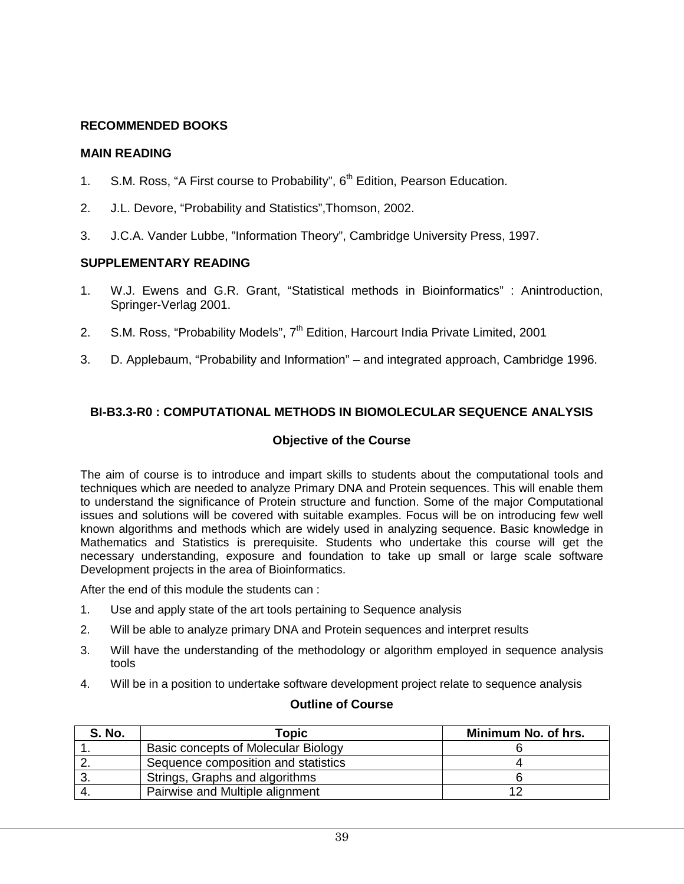**RECOMMENDED BOOKS**

**MAIN READING**

1. S.M. Ross, "A First course to Probability", 6th Edition, Pearson Education.
2. J.L. Devore, "Probability and Statistics",Thomson, 2002.
3. J.C.A. Vander Lubbe, "Information Theory", Cambridge University Press, 1997.

**SUPPLEMENTARY READING**

1. W.J. Ewens and G.R. Grant, "Statistical methods in Bioinformatics" : Anintroduction, Springer-Verlag 2001.
2. S.M. Ross, "Probability Models", 7th Edition, Harcourt India Private Limited, 2001
3. D. Applebaum, "Probability and Information" – and integrated approach, Cambridge 1996.

## BI-B3.3-R0 : COMPUTATIONAL METHODS IN BIOMOLECULAR SEQUENCE ANALYSIS

### Objective of the Course

The aim of course is to introduce and impart skills to students about the computational tools and techniques which are needed to analyze Primary DNA and Protein sequences. This will enable them to understand the significance of Protein structure and function. Some of the major Computational issues and solutions will be covered with suitable examples. Focus will be on introducing few well known algorithms and methods which are widely used in analyzing sequence. Basic knowledge in Mathematics and Statistics is prerequisite. Students who undertake this course will get the necessary understanding, exposure and foundation to take up small or large scale software Development projects in the area of Bioinformatics.

After the end of this module the students can :

1. Use and apply state of the art tools pertaining to Sequence analysis
2. Will be able to analyze primary DNA and Protein sequences and interpret results
3. Will have the understanding of the methodology or algorithm employed in sequence analysis tools
4. Will be in a position to undertake software development project relate to sequence analysis

### Outline of Course

| S. No. | Topic | Minimum No. of hrs. |
|---|---|---|
| 1. | Basic concepts of Molecular Biology | 6 |
| 2. | Sequence composition and statistics | 4 |
| 3. | Strings, Graphs and algorithms | 6 |
| 4. | Pairwise and Multiple alignment | 12 |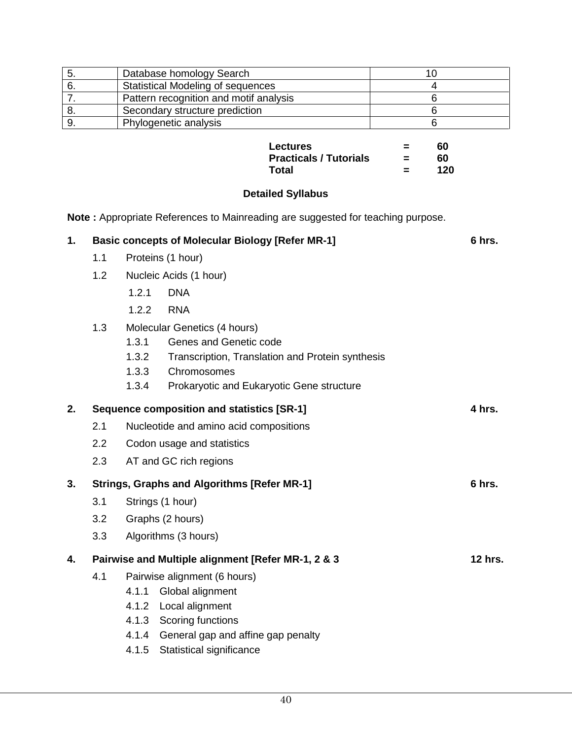| 5. | Database homology Search | 10 |
|---|---|---|
| 6. | Statistical Modeling of sequences | 4 |
| 7. | Pattern recognition and motif analysis | 6 |
| 8. | Secondary structure prediction | 6 |
| 9. | Phylogenetic analysis | 6 |

**Lectures = 60**
**Practicals / Tutorials = 60**
**Total = 120**

## Detailed Syllabus

**Note :** Appropriate References to Mainreading are suggested for teaching purpose.

### 1. Basic concepts of Molecular Biology [Refer MR-1] — 6 hrs.

- 1.1 Proteins (1 hour)
- 1.2 Nucleic Acids (1 hour)
  - 1.2.1 DNA
  - 1.2.2 RNA
- 1.3 Molecular Genetics (4 hours)
  - 1.3.1 Genes and Genetic code
  - 1.3.2 Transcription, Translation and Protein synthesis
  - 1.3.3 Chromosomes
  - 1.3.4 Prokaryotic and Eukaryotic Gene structure

### 2. Sequence composition and statistics [SR-1] — 4 hrs.

- 2.1 Nucleotide and amino acid compositions
- 2.2 Codon usage and statistics
- 2.3 AT and GC rich regions

### 3. Strings, Graphs and Algorithms [Refer MR-1] — 6 hrs.

- 3.1 Strings (1 hour)
- 3.2 Graphs (2 hours)
- 3.3 Algorithms (3 hours)

### 4. Pairwise and Multiple alignment [Refer MR-1, 2 & 3 — 12 hrs.

- 4.1 Pairwise alignment (6 hours)
  - 4.1.1 Global alignment
  - 4.1.2 Local alignment
  - 4.1.3 Scoring functions
  - 4.1.4 General gap and affine gap penalty
  - 4.1.5 Statistical significance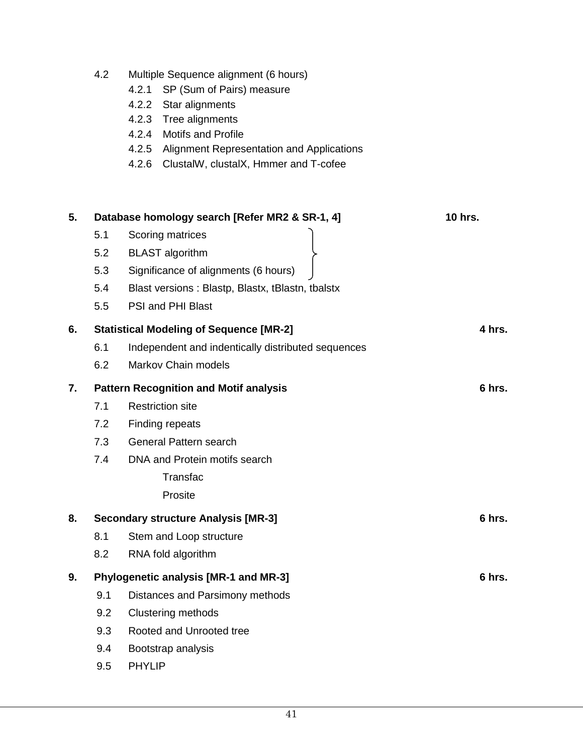- 4.2 Multiple Sequence alignment (6 hours)
  - 4.2.1 SP (Sum of Pairs) measure
  - 4.2.2 Star alignments
  - 4.2.3 Tree alignments
  - 4.2.4 Motifs and Profile
  - 4.2.5 Alignment Representation and Applications
  - 4.2.6 ClustalW, clustalX, Hmmer and T-cofee

**5. Database homology search [Refer MR2 & SR-1, 4] 10 hrs.**

- 5.1 Scoring matrices
- 5.2 BLAST algorithm
- 5.3 Significance of alignments (6 hours)
- 5.4 Blast versions : Blastp, Blastx, tBlastn, tbalstx
- 5.5 PSI and PHI Blast

**6. Statistical Modeling of Sequence [MR-2] 4 hrs.**

- 6.1 Independent and indentically distributed sequences
- 6.2 Markov Chain models

**7. Pattern Recognition and Motif analysis 6 hrs.**

- 7.1 Restriction site
- 7.2 Finding repeats
- 7.3 General Pattern search
- 7.4 DNA and Protein motifs search
  - Transfac
  - Prosite

**8. Secondary structure Analysis [MR-3] 6 hrs.**

- 8.1 Stem and Loop structure
- 8.2 RNA fold algorithm

**9. Phylogenetic analysis [MR-1 and MR-3] 6 hrs.**

- 9.1 Distances and Parsimony methods
- 9.2 Clustering methods
- 9.3 Rooted and Unrooted tree
- 9.4 Bootstrap analysis
- 9.5 PHYLIP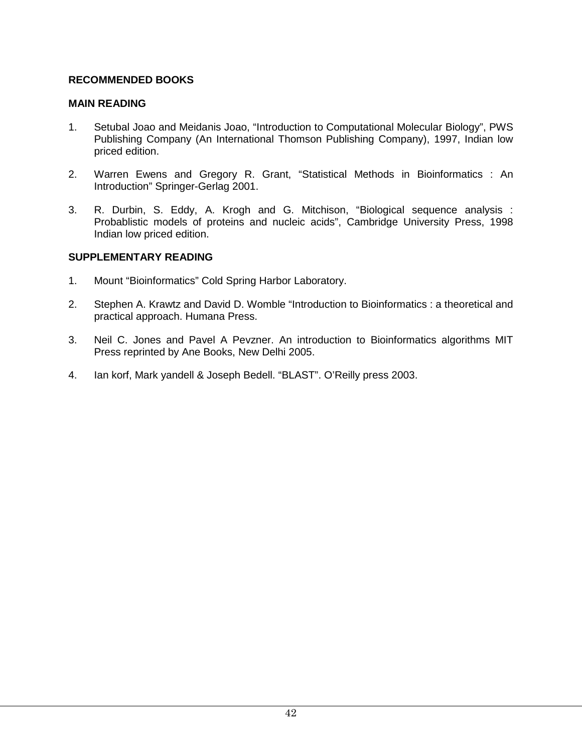**RECOMMENDED BOOKS**

**MAIN READING**

1. Setubal Joao and Meidanis Joao, “Introduction to Computational Molecular Biology”, PWS Publishing Company (An International Thomson Publishing Company), 1997, Indian low priced edition.

2. Warren Ewens and Gregory R. Grant, “Statistical Methods in Bioinformatics : An Introduction” Springer-Gerlag 2001.

3. R. Durbin, S. Eddy, A. Krogh and G. Mitchison, “Biological sequence analysis : Probablistic models of proteins and nucleic acids”, Cambridge University Press, 1998 Indian low priced edition.

**SUPPLEMENTARY READING**

1. Mount “Bioinformatics” Cold Spring Harbor Laboratory.

2. Stephen A. Krawtz and David D. Womble “Introduction to Bioinformatics : a theoretical and practical approach. Humana Press.

3. Neil C. Jones and Pavel A Pevzner. An introduction to Bioinformatics algorithms MIT Press reprinted by Ane Books, New Delhi 2005.

4. Ian korf, Mark yandell & Joseph Bedell. “BLAST”. O’Reilly press 2003.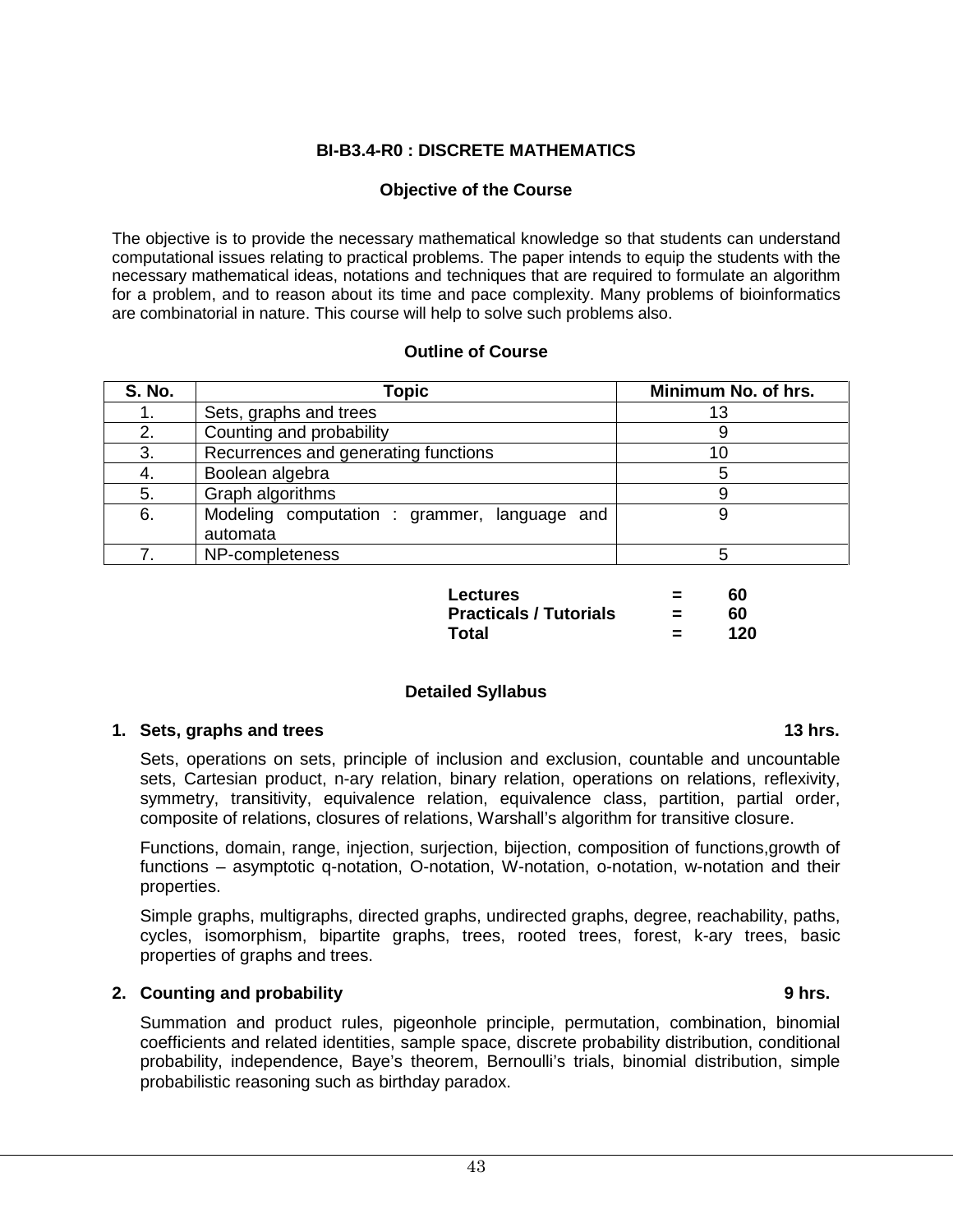## BI-B3.4-R0 : DISCRETE MATHEMATICS

### Objective of the Course

The objective is to provide the necessary mathematical knowledge so that students can understand computational issues relating to practical problems. The paper intends to equip the students with the necessary mathematical ideas, notations and techniques that are required to formulate an algorithm for a problem, and to reason about its time and pace complexity. Many problems of bioinformatics are combinatorial in nature. This course will help to solve such problems also.

### Outline of Course

| S. No. | Topic | Minimum No. of hrs. |
|---|---|---|
| 1. | Sets, graphs and trees | 13 |
| 2. | Counting and probability | 9 |
| 3. | Recurrences and generating functions | 10 |
| 4. | Boolean algebra | 5 |
| 5. | Graph algorithms | 9 |
| 6. | Modeling computation : grammer, language and automata | 9 |
| 7. | NP-completeness | 5 |

| | | |
|---|---|---|
| **Lectures** | **=** | **60** |
| **Practicals / Tutorials** | **=** | **60** |
| **Total** | **=** | **120** |

### Detailed Syllabus

**1. Sets, graphs and trees** **13 hrs.**

Sets, operations on sets, principle of inclusion and exclusion, countable and uncountable sets, Cartesian product, n-ary relation, binary relation, operations on relations, reflexivity, symmetry, transitivity, equivalence relation, equivalence class, partition, partial order, composite of relations, closures of relations, Warshall's algorithm for transitive closure.

Functions, domain, range, injection, surjection, bijection, composition of functions,growth of functions – asymptotic q-notation, O-notation, W-notation, o-notation, w-notation and their properties.

Simple graphs, multigraphs, directed graphs, undirected graphs, degree, reachability, paths, cycles, isomorphism, bipartite graphs, trees, rooted trees, forest, k-ary trees, basic properties of graphs and trees.

**2. Counting and probability** **9 hrs.**

Summation and product rules, pigeonhole principle, permutation, combination, binomial coefficients and related identities, sample space, discrete probability distribution, conditional probability, independence, Baye's theorem, Bernoulli's trials, binomial distribution, simple probabilistic reasoning such as birthday paradox.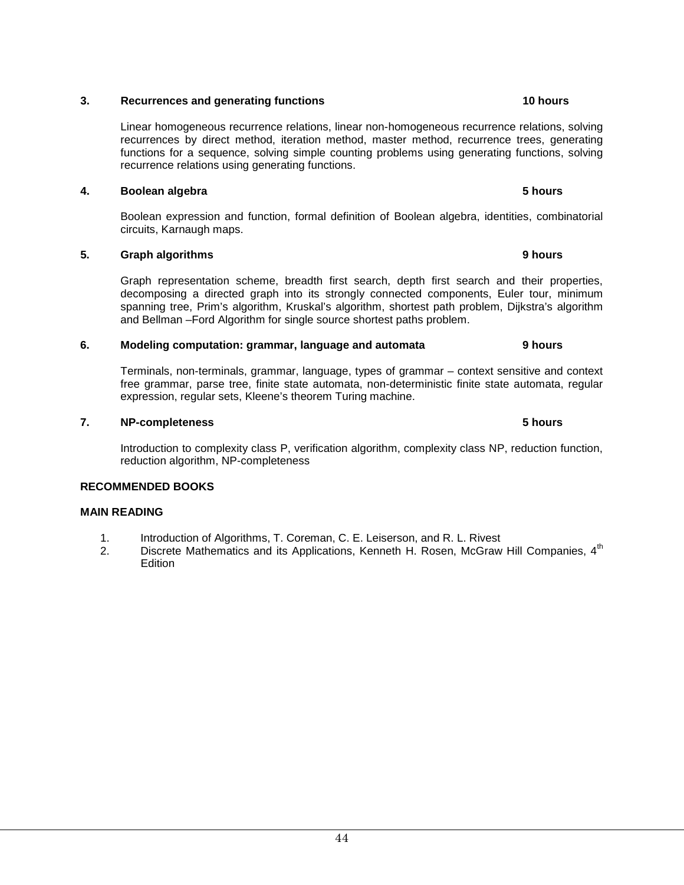**3. Recurrences and generating functions — 10 hours**

Linear homogeneous recurrence relations, linear non-homogeneous recurrence relations, solving recurrences by direct method, iteration method, master method, recurrence trees, generating functions for a sequence, solving simple counting problems using generating functions, solving recurrence relations using generating functions.

**4. Boolean algebra — 5 hours**

Boolean expression and function, formal definition of Boolean algebra, identities, combinatorial circuits, Karnaugh maps.

**5. Graph algorithms — 9 hours**

Graph representation scheme, breadth first search, depth first search and their properties, decomposing a directed graph into its strongly connected components, Euler tour, minimum spanning tree, Prim's algorithm, Kruskal's algorithm, shortest path problem, Dijkstra's algorithm and Bellman –Ford Algorithm for single source shortest paths problem.

**6. Modeling computation: grammar, language and automata — 9 hours**

Terminals, non-terminals, grammar, language, types of grammar – context sensitive and context free grammar, parse tree, finite state automata, non-deterministic finite state automata, regular expression, regular sets, Kleene's theorem Turing machine.

**7. NP-completeness — 5 hours**

Introduction to complexity class P, verification algorithm, complexity class NP, reduction function, reduction algorithm, NP-completeness

**RECOMMENDED BOOKS**

**MAIN READING**

1. Introduction of Algorithms, T. Coreman, C. E. Leiserson, and R. L. Rivest
2. Discrete Mathematics and its Applications, Kenneth H. Rosen, McGraw Hill Companies, 4th Edition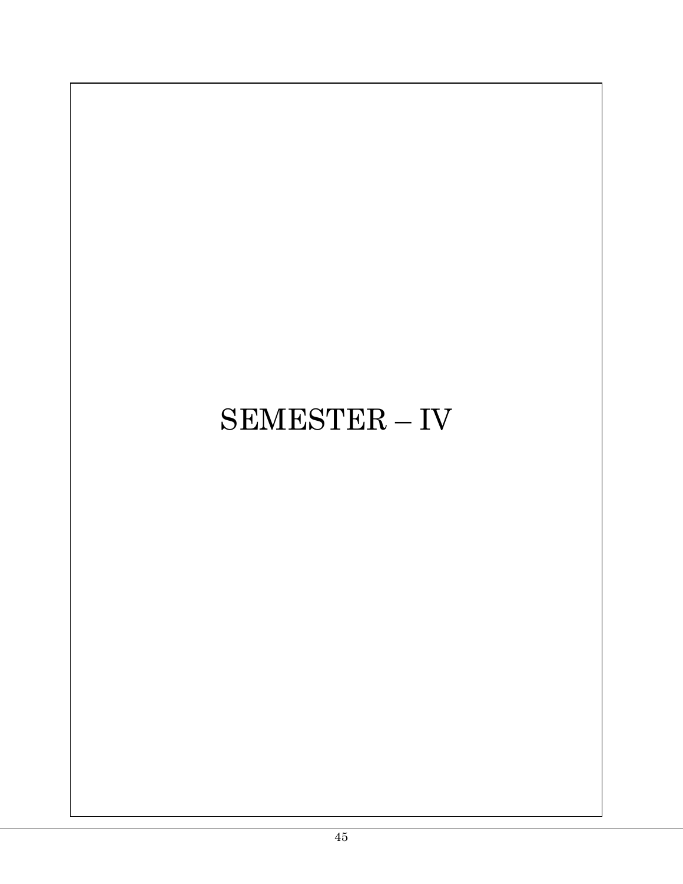# SEMESTER – IV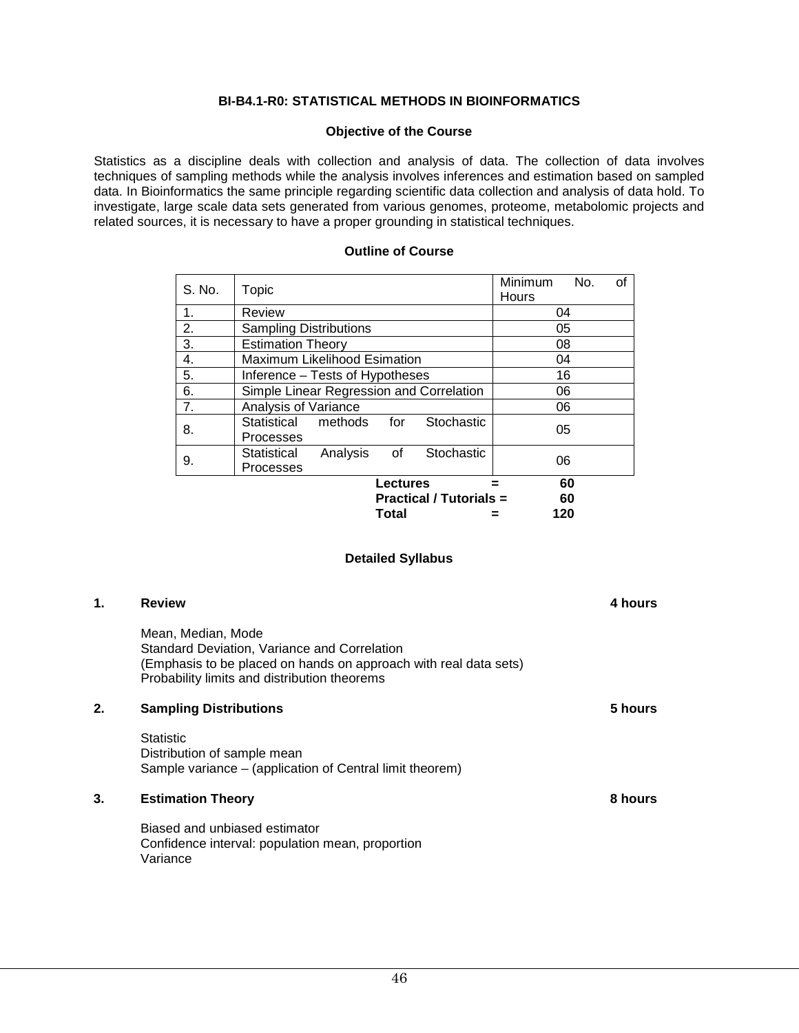# BI-B4.1-R0: STATISTICAL METHODS IN BIOINFORMATICS

## Objective of the Course

Statistics as a discipline deals with collection and analysis of data. The collection of data involves techniques of sampling methods while the analysis involves inferences and estimation based on sampled data. In Bioinformatics the same principle regarding scientific data collection and analysis of data hold. To investigate, large scale data sets generated from various genomes, proteome, metabolomic projects and related sources, it is necessary to have a proper grounding in statistical techniques.

## Outline of Course

| S. No. | Topic | Minimum No. of Hours |
|---|---|---|
| 1. | Review | 04 |
| 2. | Sampling Distributions | 05 |
| 3. | Estimation Theory | 08 |
| 4. | Maximum Likelihood Esimation | 04 |
| 5. | Inference – Tests of Hypotheses | 16 |
| 6. | Simple Linear Regression and Correlation | 06 |
| 7. | Analysis of Variance | 06 |
| 8. | Statistical methods for Stochastic Processes | 05 |
| 9. | Statistical Analysis of Stochastic Processes | 06 |

**Lectures = 60**
**Practical / Tutorials = 60**
**Total = 120**

## Detailed Syllabus

### 1. Review — 4 hours

Mean, Median, Mode
Standard Deviation, Variance and Correlation
(Emphasis to be placed on hands on approach with real data sets)
Probability limits and distribution theorems

### 2. Sampling Distributions — 5 hours

Statistic
Distribution of sample mean
Sample variance – (application of Central limit theorem)

### 3. Estimation Theory — 8 hours

Biased and unbiased estimator
Confidence interval: population mean, proportion
Variance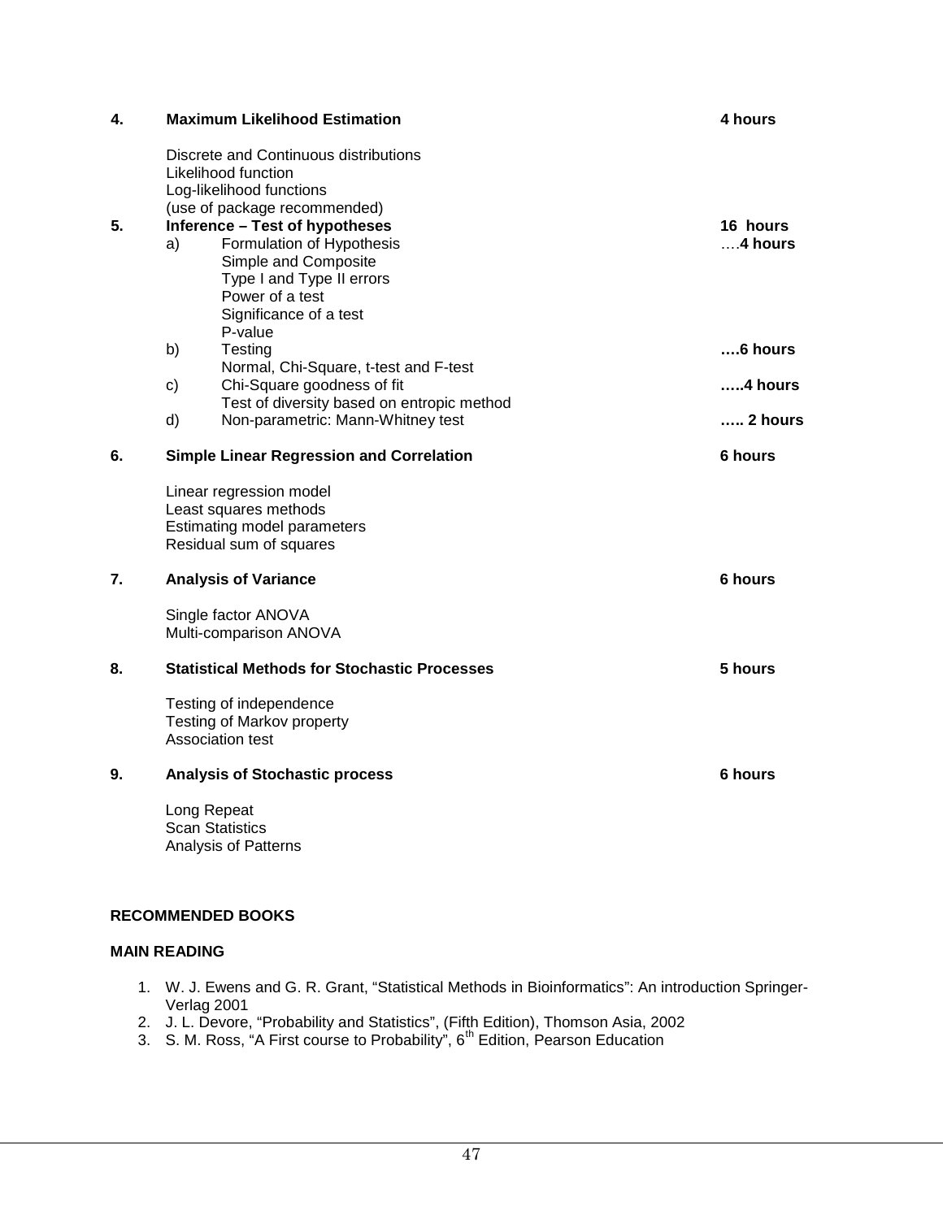**4. Maximum Likelihood Estimation** **4 hours**

Discrete and Continuous distributions
Likelihood function
Log-likelihood functions
(use of package recommended)

**5. Inference – Test of hypotheses** **16 hours**

a) Formulation of Hypothesis ….**4 hours**
   Simple and Composite
   Type I and Type II errors
   Power of a test
   Significance of a test
   P-value

b) Testing **….6 hours**
   Normal, Chi-Square, t-test and F-test

c) Chi-Square goodness of fit **…..4 hours**
   Test of diversity based on entropic method

d) Non-parametric: Mann-Whitney test **….. 2 hours**

**6. Simple Linear Regression and Correlation** **6 hours**

Linear regression model
Least squares methods
Estimating model parameters
Residual sum of squares

**7. Analysis of Variance** **6 hours**

Single factor ANOVA
Multi-comparison ANOVA

**8. Statistical Methods for Stochastic Processes** **5 hours**

Testing of independence
Testing of Markov property
Association test

**9. Analysis of Stochastic process** **6 hours**

Long Repeat
Scan Statistics
Analysis of Patterns

**RECOMMENDED BOOKS**

**MAIN READING**

1. W. J. Ewens and G. R. Grant, "Statistical Methods in Bioinformatics": An introduction Springer-Verlag 2001
2. J. L. Devore, "Probability and Statistics", (Fifth Edition), Thomson Asia, 2002
3. S. M. Ross, "A First course to Probability", 6th Edition, Pearson Education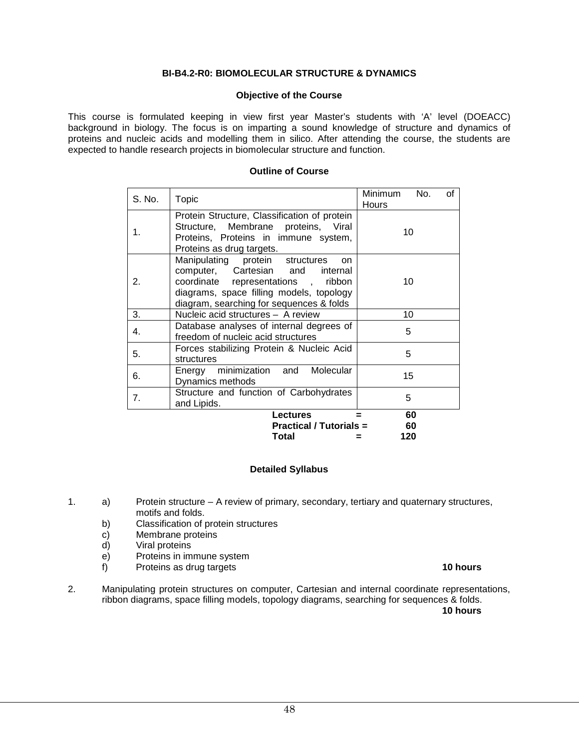## BI-B4.2-R0: BIOMOLECULAR STRUCTURE & DYNAMICS

### Objective of the Course

This course is formulated keeping in view first year Master's students with 'A' level (DOEACC) background in biology. The focus is on imparting a sound knowledge of structure and dynamics of proteins and nucleic acids and modelling them in silico. After attending the course, the students are expected to handle research projects in biomolecular structure and function.

### Outline of Course

| S. No. | Topic | Minimum No. of Hours |
|---|---|---|
| 1. | Protein Structure, Classification of protein Structure, Membrane proteins, Viral Proteins, Proteins in immune system, Proteins as drug targets. | 10 |
| 2. | Manipulating protein structures on computer, Cartesian and internal coordinate representations , ribbon diagrams, space filling models, topology diagram, searching for sequences & folds | 10 |
| 3. | Nucleic acid structures – A review | 10 |
| 4. | Database analyses of internal degrees of freedom of nucleic acid structures | 5 |
| 5. | Forces stabilizing Protein & Nucleic Acid structures | 5 |
| 6. | Energy minimization and Molecular Dynamics methods | 15 |
| 7. | Structure and function of Carbohydrates and Lipids. | 5 |

**Lectures = 60**
**Practical / Tutorials = 60**
**Total = 120**

### Detailed Syllabus

1. a) Protein structure – A review of primary, secondary, tertiary and quaternary structures, motifs and folds.
   b) Classification of protein structures
   c) Membrane proteins
   d) Viral proteins
   e) Proteins in immune system
   f) Proteins as drug targets **10 hours**

2. Manipulating protein structures on computer, Cartesian and internal coordinate representations, ribbon diagrams, space filling models, topology diagrams, searching for sequences & folds. **10 hours**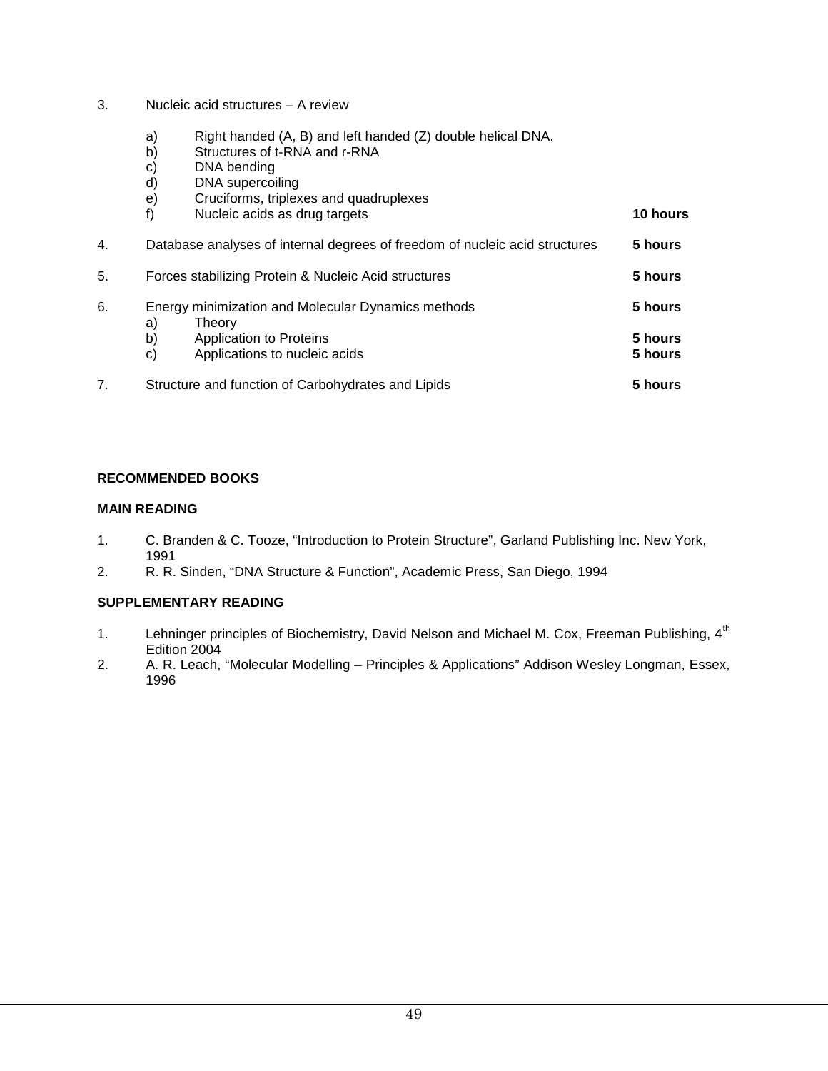3. Nucleic acid structures – A review

   a) Right handed (A, B) and left handed (Z) double helical DNA.
   b) Structures of t-RNA and r-RNA
   c) DNA bending
   d) DNA supercoiling
   e) Cruciforms, triplexes and quadruplexes
   f) Nucleic acids as drug targets **10 hours**

4. Database analyses of internal degrees of freedom of nucleic acid structures **5 hours**

5. Forces stabilizing Protein & Nucleic Acid structures **5 hours**

6. Energy minimization and Molecular Dynamics methods **5 hours**
   a) Theory
   b) Application to Proteins **5 hours**
   c) Applications to nucleic acids **5 hours**

7. Structure and function of Carbohydrates and Lipids **5 hours**

**RECOMMENDED BOOKS**

**MAIN READING**

1. C. Branden & C. Tooze, "Introduction to Protein Structure", Garland Publishing Inc. New York, 1991
2. R. R. Sinden, "DNA Structure & Function", Academic Press, San Diego, 1994

**SUPPLEMENTARY READING**

1. Lehninger principles of Biochemistry, David Nelson and Michael M. Cox, Freeman Publishing, 4$^{th}$ Edition 2004
2. A. R. Leach, "Molecular Modelling – Principles & Applications" Addison Wesley Longman, Essex, 1996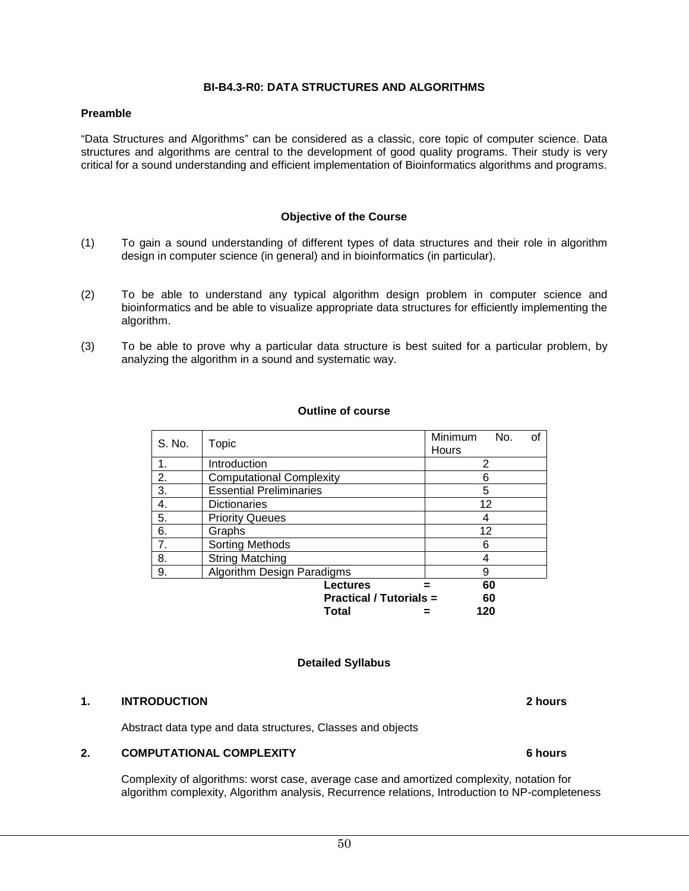# BI-B4.3-R0: DATA STRUCTURES AND ALGORITHMS

## Preamble

"Data Structures and Algorithms" can be considered as a classic, core topic of computer science. Data structures and algorithms are central to the development of good quality programs. Their study is very critical for a sound understanding and efficient implementation of Bioinformatics algorithms and programs.

## Objective of the Course

(1) To gain a sound understanding of different types of data structures and their role in algorithm design in computer science (in general) and in bioinformatics (in particular).

(2) To be able to understand any typical algorithm design problem in computer science and bioinformatics and be able to visualize appropriate data structures for efficiently implementing the algorithm.

(3) To be able to prove why a particular data structure is best suited for a particular problem, by analyzing the algorithm in a sound and systematic way.

## Outline of course

| S. No. | Topic | Minimum No. of Hours |
|---|---|---|
| 1. | Introduction | 2 |
| 2. | Computational Complexity | 6 |
| 3. | Essential Preliminaries | 5 |
| 4. | Dictionaries | 12 |
| 5. | Priority Queues | 4 |
| 6. | Graphs | 12 |
| 7. | Sorting Methods | 6 |
| 8. | String Matching | 4 |
| 9. | Algorithm Design Paradigms | 9 |

**Lectures = 60**
**Practical / Tutorials = 60**
**Total = 120**

## Detailed Syllabus

### 1. INTRODUCTION — 2 hours

Abstract data type and data structures, Classes and objects

### 2. COMPUTATIONAL COMPLEXITY — 6 hours

Complexity of algorithms: worst case, average case and amortized complexity, notation for algorithm complexity, Algorithm analysis, Recurrence relations, Introduction to NP-completeness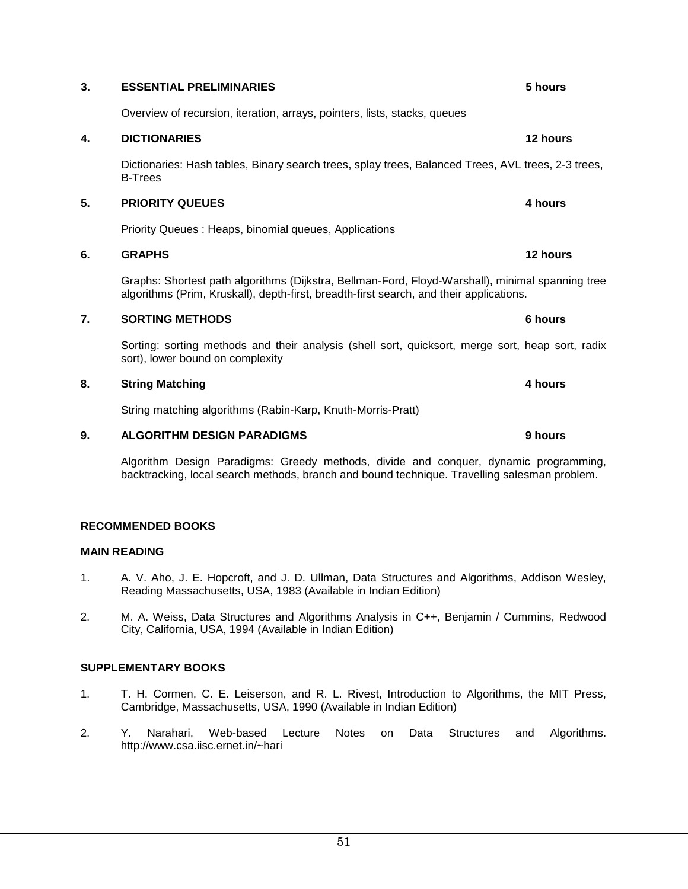### 3. ESSENTIAL PRELIMINARIES — 5 hours

Overview of recursion, iteration, arrays, pointers, lists, stacks, queues

### 4. DICTIONARIES — 12 hours

Dictionaries: Hash tables, Binary search trees, splay trees, Balanced Trees, AVL trees, 2-3 trees, B-Trees

### 5. PRIORITY QUEUES — 4 hours

Priority Queues : Heaps, binomial queues, Applications

### 6. GRAPHS — 12 hours

Graphs: Shortest path algorithms (Dijkstra, Bellman-Ford, Floyd-Warshall), minimal spanning tree algorithms (Prim, Kruskall), depth-first, breadth-first search, and their applications.

### 7. SORTING METHODS — 6 hours

Sorting: sorting methods and their analysis (shell sort, quicksort, merge sort, heap sort, radix sort), lower bound on complexity

### 8. String Matching — 4 hours

String matching algorithms (Rabin-Karp, Knuth-Morris-Pratt)

### 9. ALGORITHM DESIGN PARADIGMS — 9 hours

Algorithm Design Paradigms: Greedy methods, divide and conquer, dynamic programming, backtracking, local search methods, branch and bound technique. Travelling salesman problem.

## RECOMMENDED BOOKS

### MAIN READING

1. A. V. Aho, J. E. Hopcroft, and J. D. Ullman, Data Structures and Algorithms, Addison Wesley, Reading Massachusetts, USA, 1983 (Available in Indian Edition)
2. M. A. Weiss, Data Structures and Algorithms Analysis in C++, Benjamin / Cummins, Redwood City, California, USA, 1994 (Available in Indian Edition)

### SUPPLEMENTARY BOOKS

1. T. H. Cormen, C. E. Leiserson, and R. L. Rivest, Introduction to Algorithms, the MIT Press, Cambridge, Massachusetts, USA, 1990 (Available in Indian Edition)
2. Y. Narahari, Web-based Lecture Notes on Data Structures and Algorithms. http://www.csa.iisc.ernet.in/~hari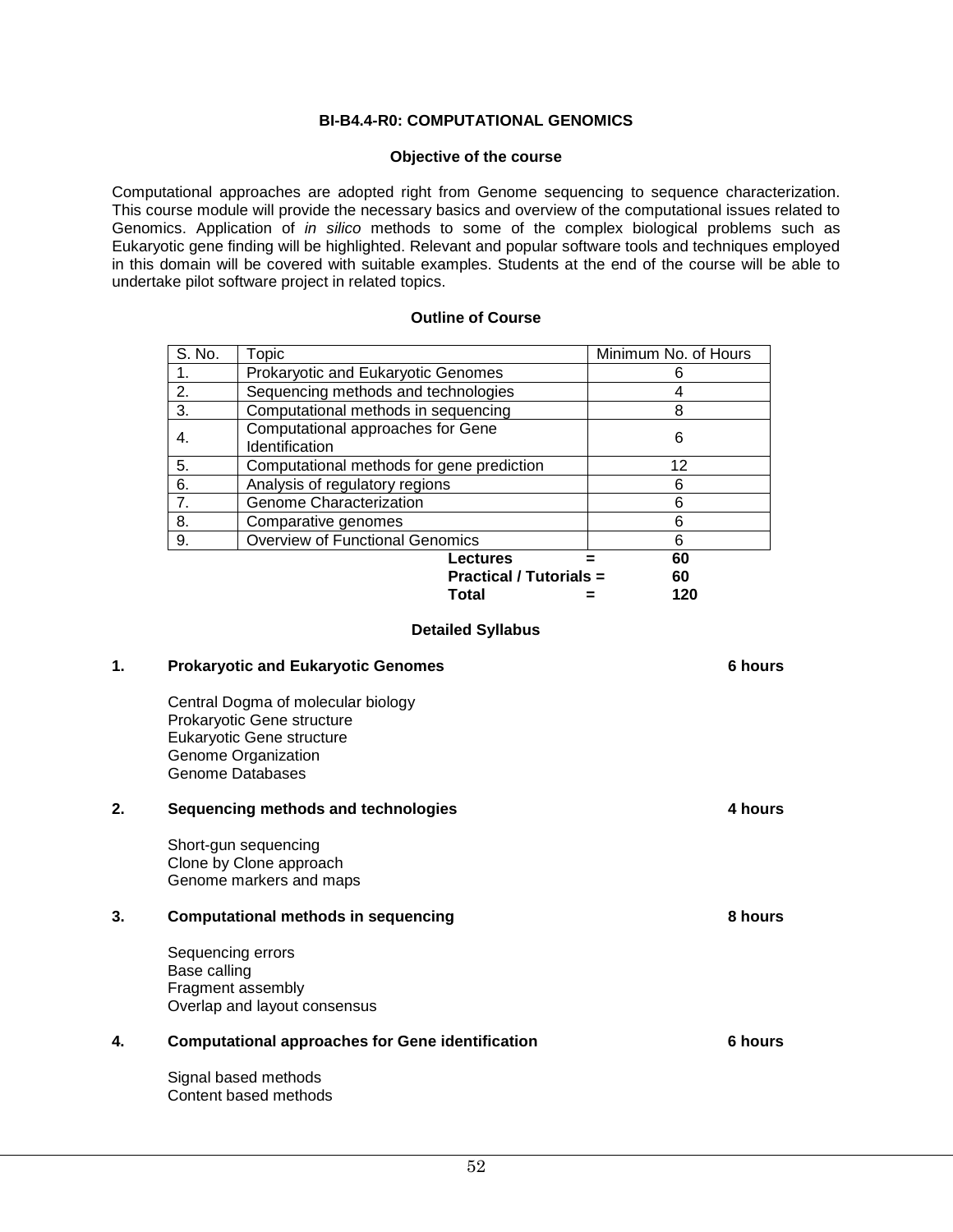## BI-B4.4-R0: COMPUTATIONAL GENOMICS

### Objective of the course

Computational approaches are adopted right from Genome sequencing to sequence characterization. This course module will provide the necessary basics and overview of the computational issues related to Genomics. Application of *in silico* methods to some of the complex biological problems such as Eukaryotic gene finding will be highlighted. Relevant and popular software tools and techniques employed in this domain will be covered with suitable examples. Students at the end of the course will be able to undertake pilot software project in related topics.

### Outline of Course

| S. No. | Topic | Minimum No. of Hours |
|---|---|---|
| 1. | Prokaryotic and Eukaryotic Genomes | 6 |
| 2. | Sequencing methods and technologies | 4 |
| 3. | Computational methods in sequencing | 8 |
| 4. | Computational approaches for Gene Identification | 6 |
| 5. | Computational methods for gene prediction | 12 |
| 6. | Analysis of regulatory regions | 6 |
| 7. | Genome Characterization | 6 |
| 8. | Comparative genomes | 6 |
| 9. | Overview of Functional Genomics | 6 |

**Lectures = 60**
**Practical / Tutorials = 60**
**Total = 120**

### Detailed Syllabus

**1. Prokaryotic and Eukaryotic Genomes — 6 hours**

Central Dogma of molecular biology
Prokaryotic Gene structure
Eukaryotic Gene structure
Genome Organization
Genome Databases

**2. Sequencing methods and technologies — 4 hours**

Short-gun sequencing
Clone by Clone approach
Genome markers and maps

**3. Computational methods in sequencing — 8 hours**

Sequencing errors
Base calling
Fragment assembly
Overlap and layout consensus

**4. Computational approaches for Gene identification — 6 hours**

Signal based methods
Content based methods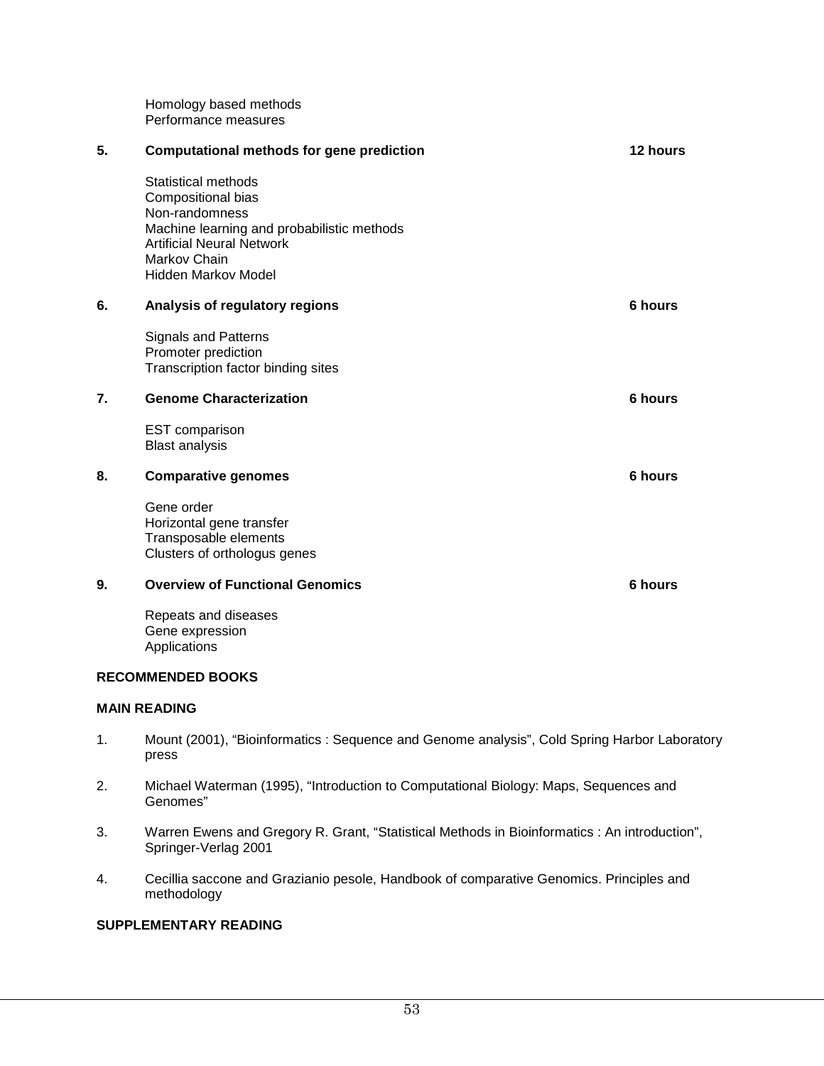Homology based methods
Performance measures

**5. Computational methods for gene prediction** **12 hours**

Statistical methods
Compositional bias
Non-randomness
Machine learning and probabilistic methods
Artificial Neural Network
Markov Chain
Hidden Markov Model

**6. Analysis of regulatory regions** **6 hours**

Signals and Patterns
Promoter prediction
Transcription factor binding sites

**7. Genome Characterization** **6 hours**

EST comparison
Blast analysis

**8. Comparative genomes** **6 hours**

Gene order
Horizontal gene transfer
Transposable elements
Clusters of orthologus genes

**9. Overview of Functional Genomics** **6 hours**

Repeats and diseases
Gene expression
Applications

**RECOMMENDED BOOKS**

**MAIN READING**

1. Mount (2001), "Bioinformatics : Sequence and Genome analysis", Cold Spring Harbor Laboratory press

2. Michael Waterman (1995), "Introduction to Computational Biology: Maps, Sequences and Genomes"

3. Warren Ewens and Gregory R. Grant, "Statistical Methods in Bioinformatics : An introduction", Springer-Verlag 2001

4. Cecillia saccone and Grazianio pesole, Handbook of comparative Genomics. Principles and methodology

**SUPPLEMENTARY READING**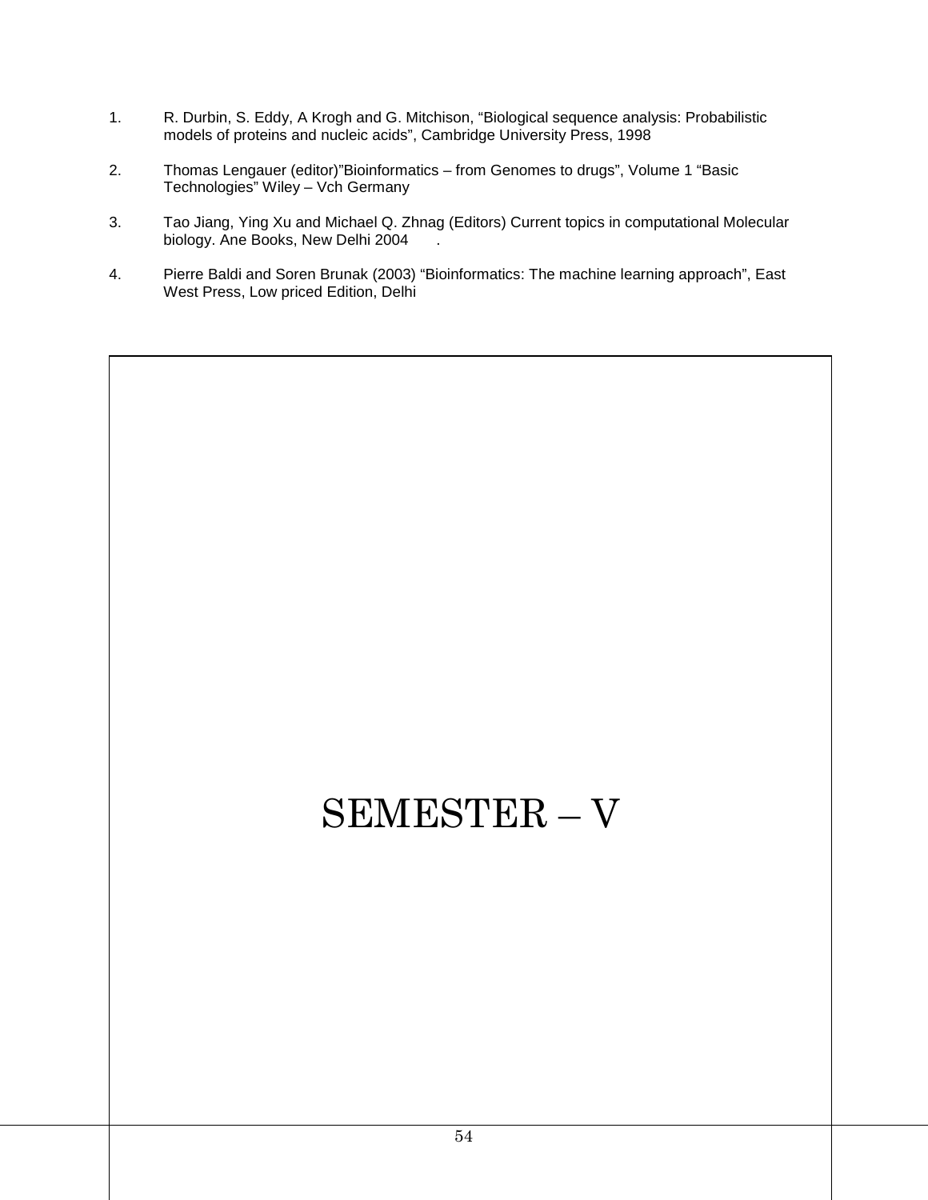1. R. Durbin, S. Eddy, A Krogh and G. Mitchison, “Biological sequence analysis: Probabilistic models of proteins and nucleic acids”, Cambridge University Press, 1998

2. Thomas Lengauer (editor)”Bioinformatics – from Genomes to drugs”, Volume 1 “Basic Technologies” Wiley – Vch Germany

3. Tao Jiang, Ying Xu and Michael Q. Zhnag (Editors) Current topics in computational Molecular biology. Ane Books, New Delhi 2004 .

4. Pierre Baldi and Soren Brunak (2003) “Bioinformatics: The machine learning approach”, East West Press, Low priced Edition, Delhi

# SEMESTER – V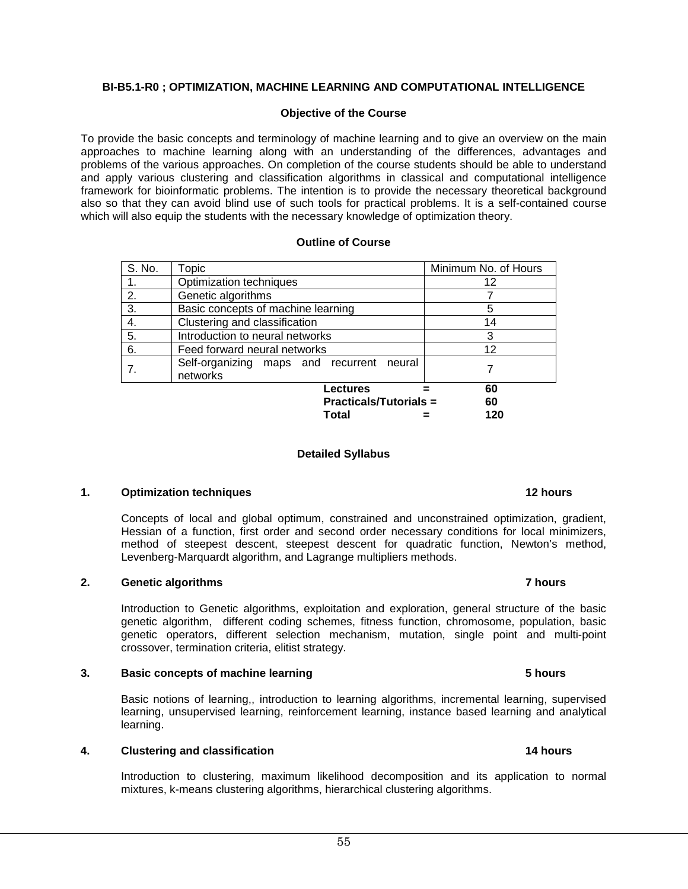**BI-B5.1-R0 ; OPTIMIZATION, MACHINE LEARNING AND COMPUTATIONAL INTELLIGENCE**

**Objective of the Course**

To provide the basic concepts and terminology of machine learning and to give an overview on the main approaches to machine learning along with an understanding of the differences, advantages and problems of the various approaches. On completion of the course students should be able to understand and apply various clustering and classification algorithms in classical and computational intelligence framework for bioinformatic problems. The intention is to provide the necessary theoretical background also so that they can avoid blind use of such tools for practical problems. It is a self-contained course which will also equip the students with the necessary knowledge of optimization theory.

**Outline of Course**

| S. No. | Topic | Minimum No. of Hours |
|---|---|---|
| 1. | Optimization techniques | 12 |
| 2. | Genetic algorithms | 7 |
| 3. | Basic concepts of machine learning | 5 |
| 4. | Clustering and classification | 14 |
| 5. | Introduction to neural networks | 3 |
| 6. | Feed forward neural networks | 12 |
| 7. | Self-organizing maps and recurrent neural networks | 7 |

**Lectures = 60**
**Practicals/Tutorials = 60**
**Total = 120**

**Detailed Syllabus**

**1. Optimization techniques 12 hours**

Concepts of local and global optimum, constrained and unconstrained optimization, gradient, Hessian of a function, first order and second order necessary conditions for local minimizers, method of steepest descent, steepest descent for quadratic function, Newton's method, Levenberg-Marquardt algorithm, and Lagrange multipliers methods.

**2. Genetic algorithms 7 hours**

Introduction to Genetic algorithms, exploitation and exploration, general structure of the basic genetic algorithm, different coding schemes, fitness function, chromosome, population, basic genetic operators, different selection mechanism, mutation, single point and multi-point crossover, termination criteria, elitist strategy.

**3. Basic concepts of machine learning 5 hours**

Basic notions of learning,, introduction to learning algorithms, incremental learning, supervised learning, unsupervised learning, reinforcement learning, instance based learning and analytical learning.

**4. Clustering and classification 14 hours**

Introduction to clustering, maximum likelihood decomposition and its application to normal mixtures, k-means clustering algorithms, hierarchical clustering algorithms.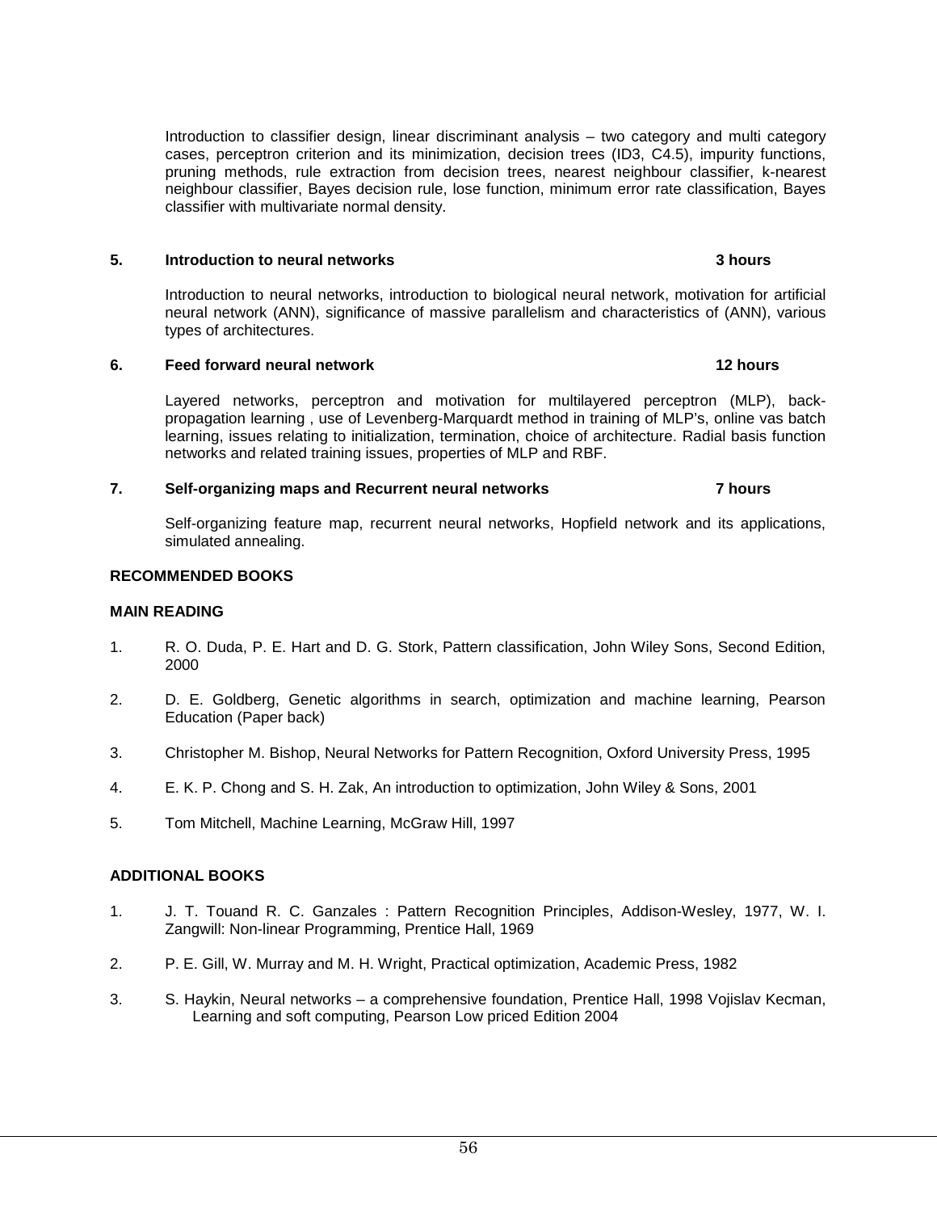Introduction to classifier design, linear discriminant analysis – two category and multi category cases, perceptron criterion and its minimization, decision trees (ID3, C4.5), impurity functions, pruning methods, rule extraction from decision trees, nearest neighbour classifier, k-nearest neighbour classifier, Bayes decision rule, lose function, minimum error rate classification, Bayes classifier with multivariate normal density.

**5. Introduction to neural networks 3 hours**

Introduction to neural networks, introduction to biological neural network, motivation for artificial neural network (ANN), significance of massive parallelism and characteristics of (ANN), various types of architectures.

**6. Feed forward neural network 12 hours**

Layered networks, perceptron and motivation for multilayered perceptron (MLP), back-propagation learning , use of Levenberg-Marquardt method in training of MLP's, online vas batch learning, issues relating to initialization, termination, choice of architecture. Radial basis function networks and related training issues, properties of MLP and RBF.

**7. Self-organizing maps and Recurrent neural networks 7 hours**

Self-organizing feature map, recurrent neural networks, Hopfield network and its applications, simulated annealing.

**RECOMMENDED BOOKS**

**MAIN READING**

1. R. O. Duda, P. E. Hart and D. G. Stork, Pattern classification, John Wiley Sons, Second Edition, 2000

2. D. E. Goldberg, Genetic algorithms in search, optimization and machine learning, Pearson Education (Paper back)

3. Christopher M. Bishop, Neural Networks for Pattern Recognition, Oxford University Press, 1995

4. E. K. P. Chong and S. H. Zak, An introduction to optimization, John Wiley & Sons, 2001

5. Tom Mitchell, Machine Learning, McGraw Hill, 1997

**ADDITIONAL BOOKS**

1. J. T. Touand R. C. Ganzales : Pattern Recognition Principles, Addison-Wesley, 1977, W. I. Zangwill: Non-linear Programming, Prentice Hall, 1969

2. P. E. Gill, W. Murray and M. H. Wright, Practical optimization, Academic Press, 1982

3. S. Haykin, Neural networks – a comprehensive foundation, Prentice Hall, 1998 Vojislav Kecman, Learning and soft computing, Pearson Low priced Edition 2004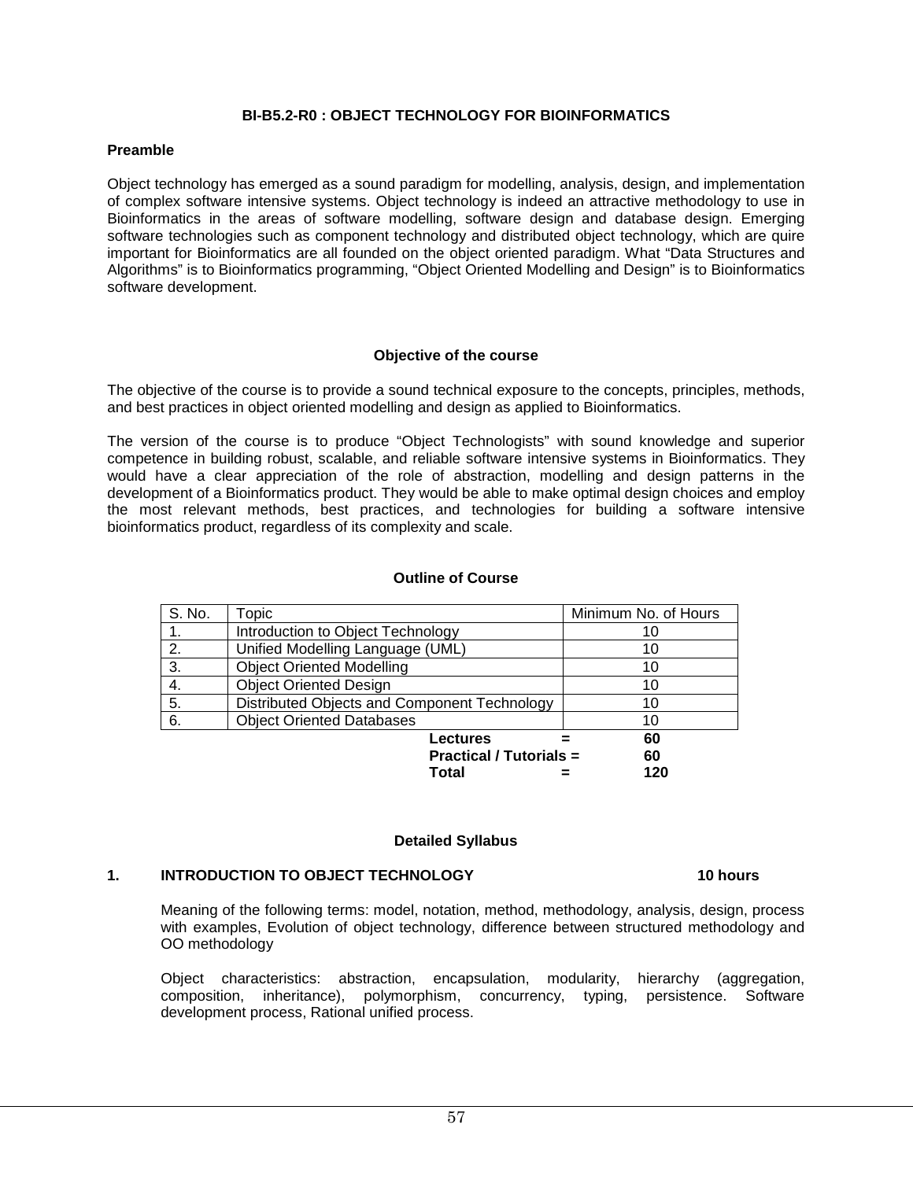**BI-B5.2-R0 : OBJECT TECHNOLOGY FOR BIOINFORMATICS**

**Preamble**

Object technology has emerged as a sound paradigm for modelling, analysis, design, and implementation of complex software intensive systems. Object technology is indeed an attractive methodology to use in Bioinformatics in the areas of software modelling, software design and database design. Emerging software technologies such as component technology and distributed object technology, which are quire important for Bioinformatics are all founded on the object oriented paradigm. What "Data Structures and Algorithms" is to Bioinformatics programming, "Object Oriented Modelling and Design" is to Bioinformatics software development.

**Objective of the course**

The objective of the course is to provide a sound technical exposure to the concepts, principles, methods, and best practices in object oriented modelling and design as applied to Bioinformatics.

The version of the course is to produce "Object Technologists" with sound knowledge and superior competence in building robust, scalable, and reliable software intensive systems in Bioinformatics. They would have a clear appreciation of the role of abstraction, modelling and design patterns in the development of a Bioinformatics product. They would be able to make optimal design choices and employ the most relevant methods, best practices, and technologies for building a software intensive bioinformatics product, regardless of its complexity and scale.

**Outline of Course**

| S. No. | Topic | Minimum No. of Hours |
|---|---|---|
| 1. | Introduction to Object Technology | 10 |
| 2. | Unified Modelling Language (UML) | 10 |
| 3. | Object Oriented Modelling | 10 |
| 4. | Object Oriented Design | 10 |
| 5. | Distributed Objects and Component Technology | 10 |
| 6. | Object Oriented Databases | 10 |

**Lectures = 60**
**Practical / Tutorials = 60**
**Total = 120**

**Detailed Syllabus**

**1. INTRODUCTION TO OBJECT TECHNOLOGY — 10 hours**

Meaning of the following terms: model, notation, method, methodology, analysis, design, process with examples, Evolution of object technology, difference between structured methodology and OO methodology

Object characteristics: abstraction, encapsulation, modularity, hierarchy (aggregation, composition, inheritance), polymorphism, concurrency, typing, persistence. Software development process, Rational unified process.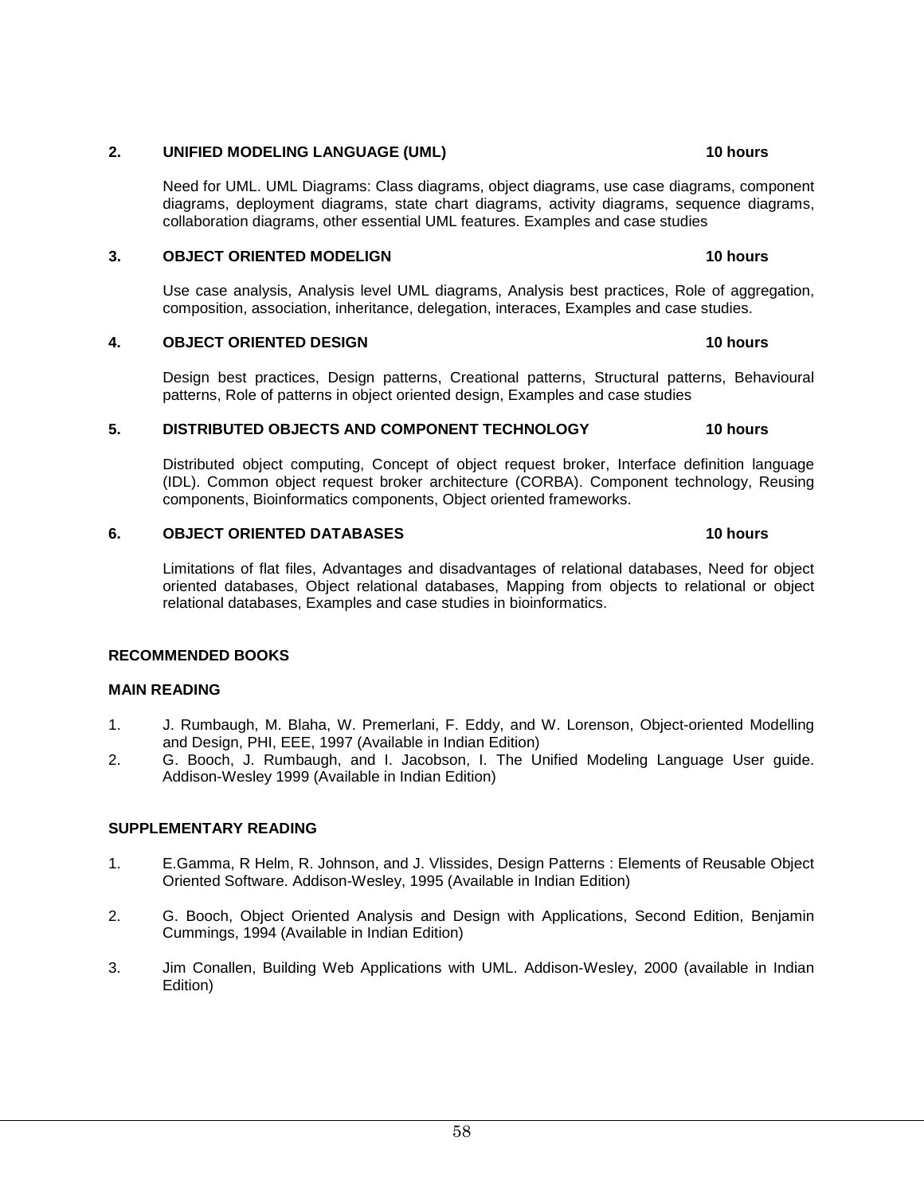**2. UNIFIED MODELING LANGUAGE (UML) 10 hours**

Need for UML. UML Diagrams: Class diagrams, object diagrams, use case diagrams, component diagrams, deployment diagrams, state chart diagrams, activity diagrams, sequence diagrams, collaboration diagrams, other essential UML features. Examples and case studies

**3. OBJECT ORIENTED MODELIGN 10 hours**

Use case analysis, Analysis level UML diagrams, Analysis best practices, Role of aggregation, composition, association, inheritance, delegation, interaces, Examples and case studies.

**4. OBJECT ORIENTED DESIGN 10 hours**

Design best practices, Design patterns, Creational patterns, Structural patterns, Behavioural patterns, Role of patterns in object oriented design, Examples and case studies

**5. DISTRIBUTED OBJECTS AND COMPONENT TECHNOLOGY 10 hours**

Distributed object computing, Concept of object request broker, Interface definition language (IDL). Common object request broker architecture (CORBA). Component technology, Reusing components, Bioinformatics components, Object oriented frameworks.

**6. OBJECT ORIENTED DATABASES 10 hours**

Limitations of flat files, Advantages and disadvantages of relational databases, Need for object oriented databases, Object relational databases, Mapping from objects to relational or object relational databases, Examples and case studies in bioinformatics.

**RECOMMENDED BOOKS**

**MAIN READING**

1. J. Rumbaugh, M. Blaha, W. Premerlani, F. Eddy, and W. Lorenson, Object-oriented Modelling and Design, PHI, EEE, 1997 (Available in Indian Edition)
2. G. Booch, J. Rumbaugh, and I. Jacobson, I. The Unified Modeling Language User guide. Addison-Wesley 1999 (Available in Indian Edition)

**SUPPLEMENTARY READING**

1. E.Gamma, R Helm, R. Johnson, and J. Vlissides, Design Patterns : Elements of Reusable Object Oriented Software. Addison-Wesley, 1995 (Available in Indian Edition)

2. G. Booch, Object Oriented Analysis and Design with Applications, Second Edition, Benjamin Cummings, 1994 (Available in Indian Edition)

3. Jim Conallen, Building Web Applications with UML. Addison-Wesley, 2000 (available in Indian Edition)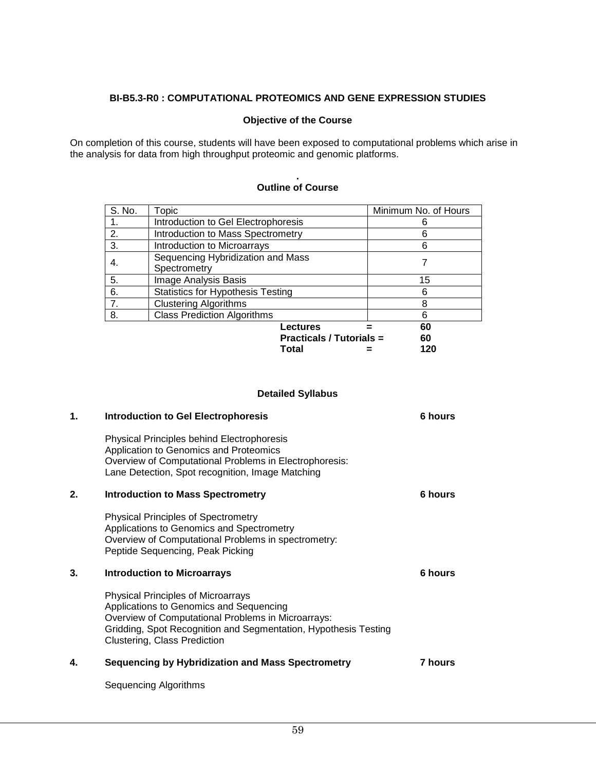### BI-B5.3-R0 : COMPUTATIONAL PROTEOMICS AND GENE EXPRESSION STUDIES

#### Objective of the Course

On completion of this course, students will have been exposed to computational problems which arise in the analysis for data from high throughput proteomic and genomic platforms.

#### Outline of Course

| S. No. | Topic | Minimum No. of Hours |
|---|---|---|
| 1. | Introduction to Gel Electrophoresis | 6 |
| 2. | Introduction to Mass Spectrometry | 6 |
| 3. | Introduction to Microarrays | 6 |
| 4. | Sequencing Hybridization and Mass Spectrometry | 7 |
| 5. | Image Analysis Basis | 15 |
| 6. | Statistics for Hypothesis Testing | 6 |
| 7. | Clustering Algorithms | 8 |
| 8. | Class Prediction Algorithms | 6 |

**Lectures = 60**
**Practicals / Tutorials = 60**
**Total = 120**

#### Detailed Syllabus

**1. Introduction to Gel Electrophoresis — 6 hours**

Physical Principles behind Electrophoresis
Application to Genomics and Proteomics
Overview of Computational Problems in Electrophoresis:
Lane Detection, Spot recognition, Image Matching

**2. Introduction to Mass Spectrometry — 6 hours**

Physical Principles of Spectrometry
Applications to Genomics and Spectrometry
Overview of Computational Problems in spectrometry:
Peptide Sequencing, Peak Picking

**3. Introduction to Microarrays — 6 hours**

Physical Principles of Microarrays
Applications to Genomics and Sequencing
Overview of Computational Problems in Microarrays:
Gridding, Spot Recognition and Segmentation, Hypothesis Testing
Clustering, Class Prediction

**4. Sequencing by Hybridization and Mass Spectrometry — 7 hours**

Sequencing Algorithms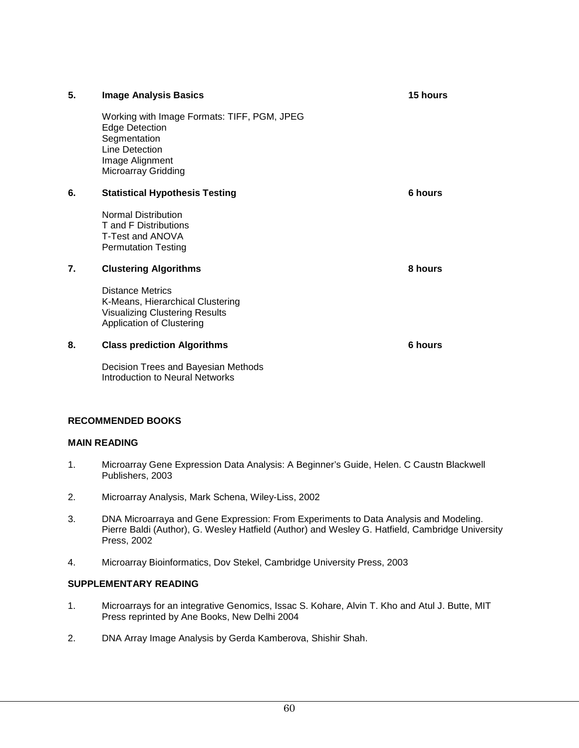**5. Image Analysis Basics** **15 hours**

Working with Image Formats: TIFF, PGM, JPEG
Edge Detection
Segmentation
Line Detection
Image Alignment
Microarray Gridding

**6. Statistical Hypothesis Testing** **6 hours**

Normal Distribution
T and F Distributions
T-Test and ANOVA
Permutation Testing

**7. Clustering Algorithms** **8 hours**

Distance Metrics
K-Means, Hierarchical Clustering
Visualizing Clustering Results
Application of Clustering

**8. Class prediction Algorithms** **6 hours**

Decision Trees and Bayesian Methods
Introduction to Neural Networks

**RECOMMENDED BOOKS**

**MAIN READING**

1. Microarray Gene Expression Data Analysis: A Beginner's Guide, Helen. C Caustn Blackwell Publishers, 2003
2. Microarray Analysis, Mark Schena, Wiley-Liss, 2002
3. DNA Microarraya and Gene Expression: From Experiments to Data Analysis and Modeling. Pierre Baldi (Author), G. Wesley Hatfield (Author) and Wesley G. Hatfield, Cambridge University Press, 2002
4. Microarray Bioinformatics, Dov Stekel, Cambridge University Press, 2003

**SUPPLEMENTARY READING**

1. Microarrays for an integrative Genomics, Issac S. Kohare, Alvin T. Kho and Atul J. Butte, MIT Press reprinted by Ane Books, New Delhi 2004
2. DNA Array Image Analysis by Gerda Kamberova, Shishir Shah.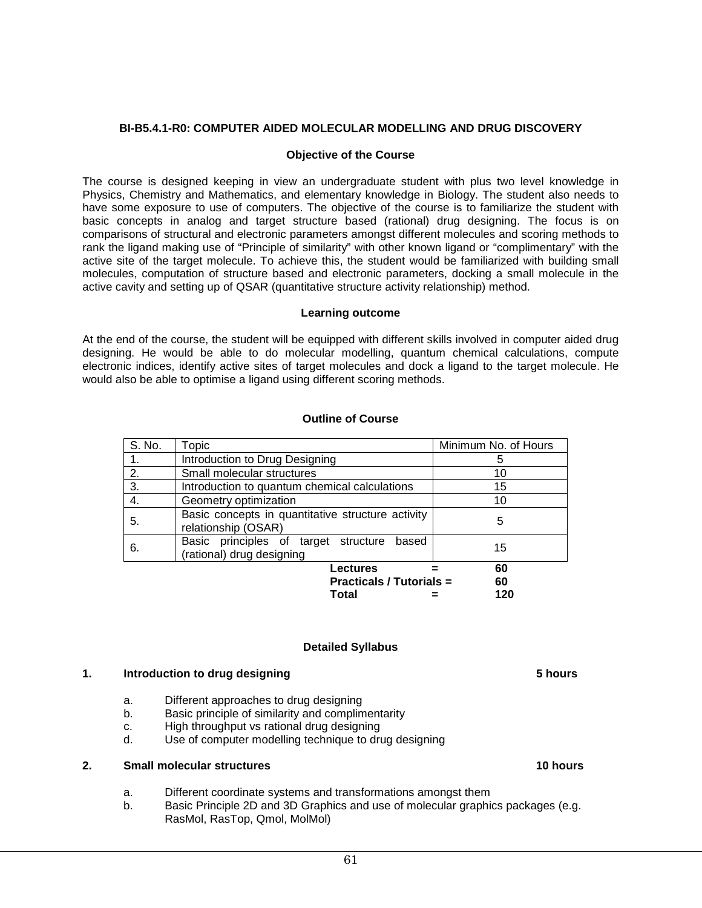## BI-B5.4.1-R0: COMPUTER AIDED MOLECULAR MODELLING AND DRUG DISCOVERY

### Objective of the Course

The course is designed keeping in view an undergraduate student with plus two level knowledge in Physics, Chemistry and Mathematics, and elementary knowledge in Biology. The student also needs to have some exposure to use of computers. The objective of the course is to familiarize the student with basic concepts in analog and target structure based (rational) drug designing. The focus is on comparisons of structural and electronic parameters amongst different molecules and scoring methods to rank the ligand making use of "Principle of similarity" with other known ligand or "complimentary" with the active site of the target molecule. To achieve this, the student would be familiarized with building small molecules, computation of structure based and electronic parameters, docking a small molecule in the active cavity and setting up of QSAR (quantitative structure activity relationship) method.

### Learning outcome

At the end of the course, the student will be equipped with different skills involved in computer aided drug designing. He would be able to do molecular modelling, quantum chemical calculations, compute electronic indices, identify active sites of target molecules and dock a ligand to the target molecule. He would also be able to optimise a ligand using different scoring methods.

### Outline of Course

| S. No. | Topic | Minimum No. of Hours |
|---|---|---|
| 1. | Introduction to Drug Designing | 5 |
| 2. | Small molecular structures | 10 |
| 3. | Introduction to quantum chemical calculations | 15 |
| 4. | Geometry optimization | 10 |
| 5. | Basic concepts in quantitative structure activity relationship (OSAR) | 5 |
| 6. | Basic principles of target structure based (rational) drug designing | 15 |

**Lectures = 60**
**Practicals / Tutorials = 60**
**Total = 120**

### Detailed Syllabus

**1. Introduction to drug designing — 5 hours**

a. Different approaches to drug designing
b. Basic principle of similarity and complimentarity
c. High throughput vs rational drug designing
d. Use of computer modelling technique to drug designing

**2. Small molecular structures — 10 hours**

a. Different coordinate systems and transformations amongst them
b. Basic Principle 2D and 3D Graphics and use of molecular graphics packages (e.g. RasMol, RasTop, Qmol, MolMol)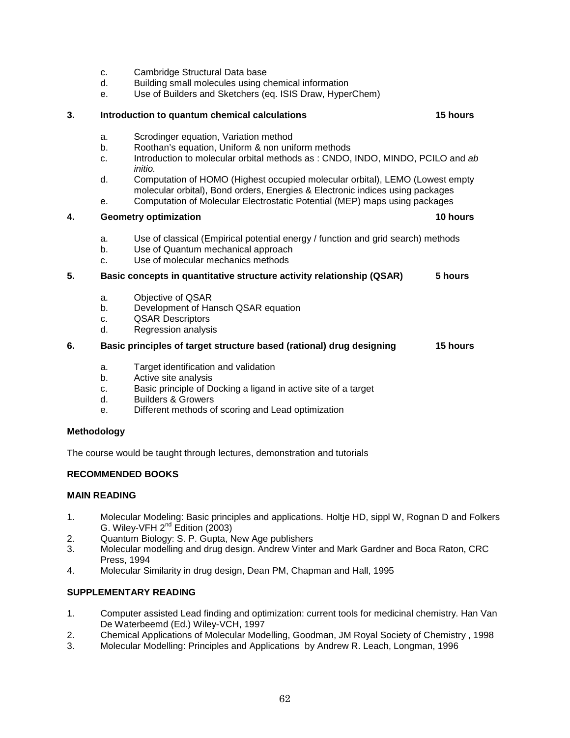c. Cambridge Structural Data base
d. Building small molecules using chemical information
e. Use of Builders and Sketchers (eq. ISIS Draw, HyperChem)

**3. Introduction to quantum chemical calculations 15 hours**

a. Scrodinger equation, Variation method
b. Roothan's equation, Uniform & non uniform methods
c. Introduction to molecular orbital methods as : CNDO, INDO, MINDO, PCILO and *ab initio.*
d. Computation of HOMO (Highest occupied molecular orbital), LEMO (Lowest empty molecular orbital), Bond orders, Energies & Electronic indices using packages
e. Computation of Molecular Electrostatic Potential (MEP) maps using packages

**4. Geometry optimization 10 hours**

a. Use of classical (Empirical potential energy / function and grid search) methods
b. Use of Quantum mechanical approach
c. Use of molecular mechanics methods

**5. Basic concepts in quantitative structure activity relationship (QSAR) 5 hours**

a. Objective of QSAR
b. Development of Hansch QSAR equation
c. QSAR Descriptors
d. Regression analysis

**6. Basic principles of target structure based (rational) drug designing 15 hours**

a. Target identification and validation
b. Active site analysis
c. Basic principle of Docking a ligand in active site of a target
d. Builders & Growers
e. Different methods of scoring and Lead optimization

**Methodology**

The course would be taught through lectures, demonstration and tutorials

**RECOMMENDED BOOKS**

**MAIN READING**

1. Molecular Modeling: Basic principles and applications. Holtje HD, sippl W, Rognan D and Folkers G. Wiley-VFH 2nd Edition (2003)
2. Quantum Biology: S. P. Gupta, New Age publishers
3. Molecular modelling and drug design. Andrew Vinter and Mark Gardner and Boca Raton, CRC Press, 1994
4. Molecular Similarity in drug design, Dean PM, Chapman and Hall, 1995

**SUPPLEMENTARY READING**

1. Computer assisted Lead finding and optimization: current tools for medicinal chemistry. Han Van De Waterbeemd (Ed.) Wiley-VCH, 1997
2. Chemical Applications of Molecular Modelling, Goodman, JM Royal Society of Chemistry , 1998
3. Molecular Modelling: Principles and Applications by Andrew R. Leach, Longman, 1996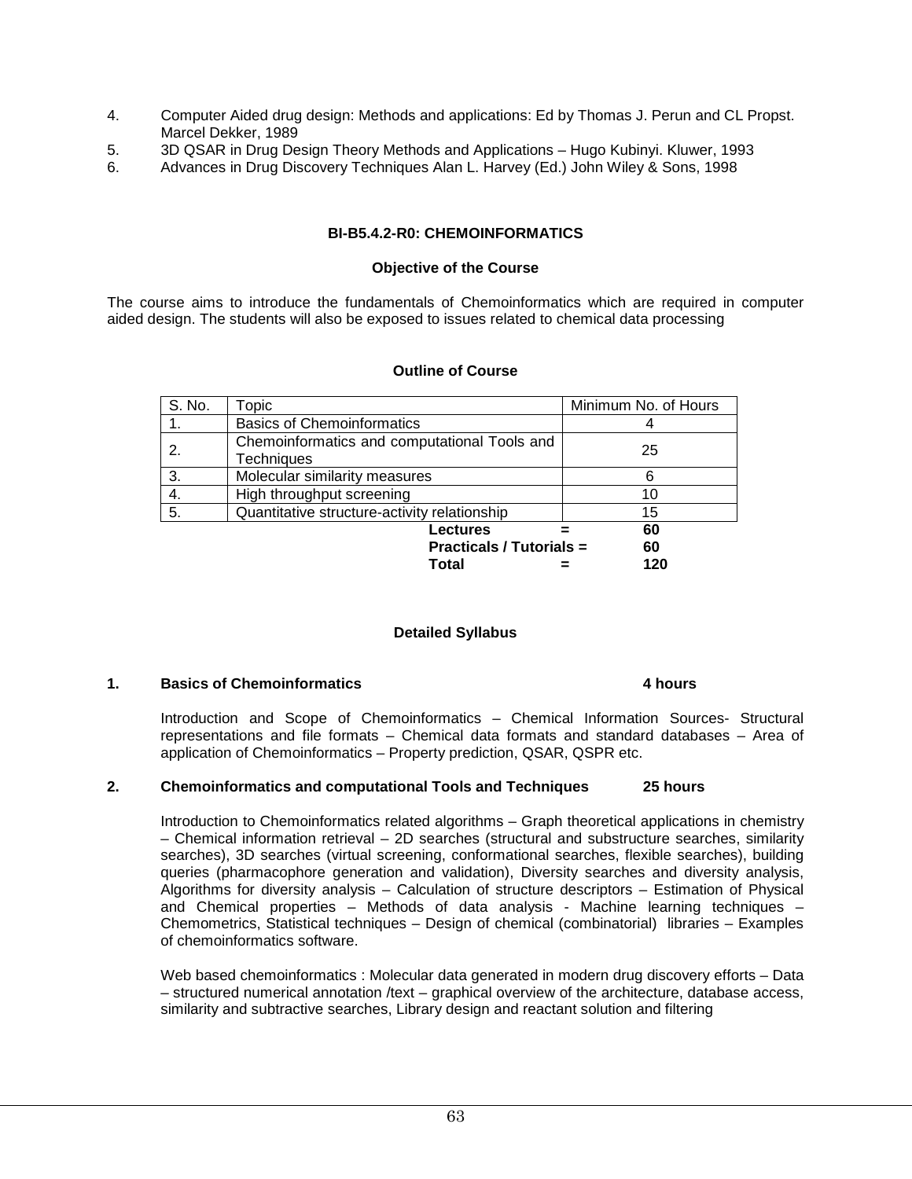4. Computer Aided drug design: Methods and applications: Ed by Thomas J. Perun and CL Propst. Marcel Dekker, 1989
5. 3D QSAR in Drug Design Theory Methods and Applications – Hugo Kubinyi. Kluwer, 1993
6. Advances in Drug Discovery Techniques Alan L. Harvey (Ed.) John Wiley & Sons, 1998

## BI-B5.4.2-R0: CHEMOINFORMATICS

### Objective of the Course

The course aims to introduce the fundamentals of Chemoinformatics which are required in computer aided design. The students will also be exposed to issues related to chemical data processing

### Outline of Course

| S. No. | Topic | Minimum No. of Hours |
|---|---|---|
| 1. | Basics of Chemoinformatics | 4 |
| 2. | Chemoinformatics and computational Tools and Techniques | 25 |
| 3. | Molecular similarity measures | 6 |
| 4. | High throughput screening | 10 |
| 5. | Quantitative structure-activity relationship | 15 |
| | **Lectures =** | **60** |
| | **Practicals / Tutorials =** | **60** |
| | **Total =** | **120** |

### Detailed Syllabus

**1. Basics of Chemoinformatics 4 hours**

Introduction and Scope of Chemoinformatics – Chemical Information Sources- Structural representations and file formats – Chemical data formats and standard databases – Area of application of Chemoinformatics – Property prediction, QSAR, QSPR etc.

**2. Chemoinformatics and computational Tools and Techniques 25 hours**

Introduction to Chemoinformatics related algorithms – Graph theoretical applications in chemistry – Chemical information retrieval – 2D searches (structural and substructure searches, similarity searches), 3D searches (virtual screening, conformational searches, flexible searches), building queries (pharmacophore generation and validation), Diversity searches and diversity analysis, Algorithms for diversity analysis – Calculation of structure descriptors – Estimation of Physical and Chemical properties – Methods of data analysis - Machine learning techniques – Chemometrics, Statistical techniques – Design of chemical (combinatorial) libraries – Examples of chemoinformatics software.

Web based chemoinformatics : Molecular data generated in modern drug discovery efforts – Data – structured numerical annotation /text – graphical overview of the architecture, database access, similarity and subtractive searches, Library design and reactant solution and filtering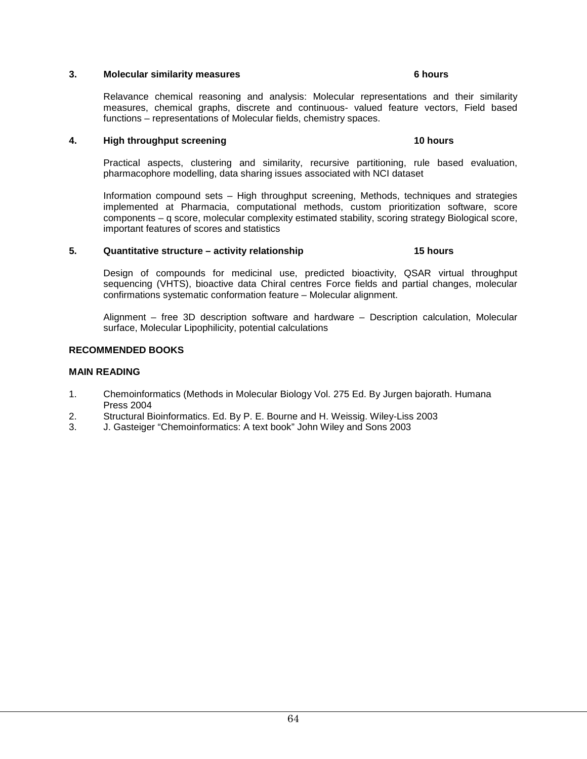### 3. Molecular similarity measures — 6 hours

Relavance chemical reasoning and analysis: Molecular representations and their similarity measures, chemical graphs, discrete and continuous- valued feature vectors, Field based functions – representations of Molecular fields, chemistry spaces.

### 4. High throughput screening — 10 hours

Practical aspects, clustering and similarity, recursive partitioning, rule based evaluation, pharmacophore modelling, data sharing issues associated with NCI dataset

Information compound sets – High throughput screening, Methods, techniques and strategies implemented at Pharmacia, computational methods, custom prioritization software, score components – q score, molecular complexity estimated stability, scoring strategy Biological score, important features of scores and statistics

### 5. Quantitative structure – activity relationship — 15 hours

Design of compounds for medicinal use, predicted bioactivity, QSAR virtual throughput sequencing (VHTS), bioactive data Chiral centres Force fields and partial changes, molecular confirmations systematic conformation feature – Molecular alignment.

Alignment – free 3D description software and hardware – Description calculation, Molecular surface, Molecular Lipophilicity, potential calculations

**RECOMMENDED BOOKS**

**MAIN READING**

1. Chemoinformatics (Methods in Molecular Biology Vol. 275 Ed. By Jurgen bajorath. Humana Press 2004
2. Structural Bioinformatics. Ed. By P. E. Bourne and H. Weissig. Wiley-Liss 2003
3. J. Gasteiger “Chemoinformatics: A text book” John Wiley and Sons 2003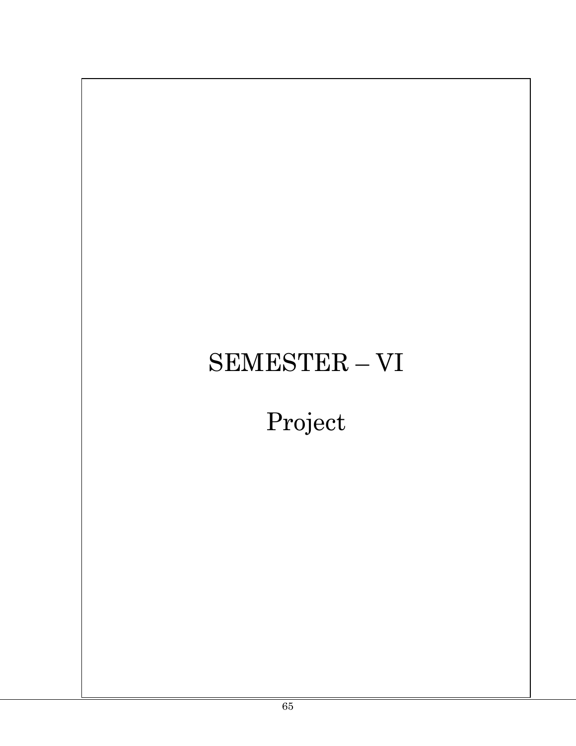# SEMESTER – VI

# Project